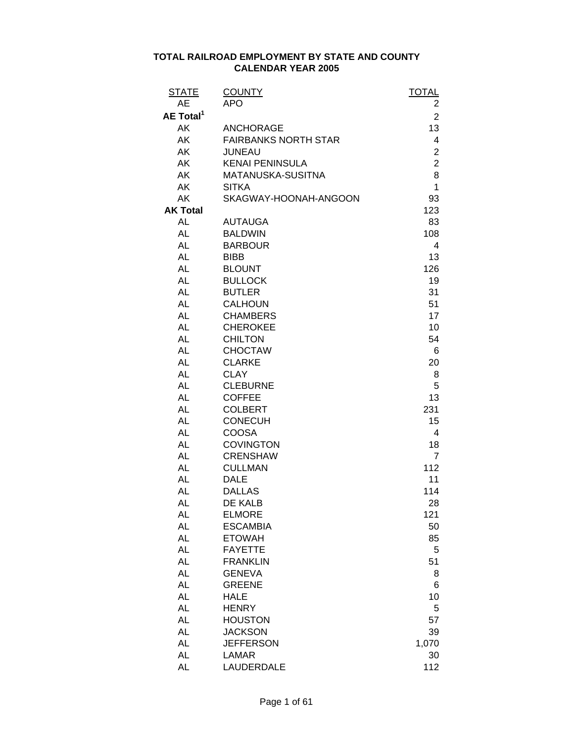## TOTAL RAILROAD EMPLOYMENT BY STATE AND COUNTY
## CALENDAR YEAR 2005

| STATE | COUNTY | TOTAL |
|---|---|---|
| AE | APO | 2 |
| **AE Total[1]** | | 2 |
| AK | ANCHORAGE | 13 |
| AK | FAIRBANKS NORTH STAR | 4 |
| AK | JUNEAU | 2 |
| AK | KENAI PENINSULA | 2 |
| AK | MATANUSKA-SUSITNA | 8 |
| AK | SITKA | 1 |
| AK | SKAGWAY-HOONAH-ANGOON | 93 |
| **AK Total** | | 123 |
| AL | AUTAUGA | 83 |
| AL | BALDWIN | 108 |
| AL | BARBOUR | 4 |
| AL | BIBB | 13 |
| AL | BLOUNT | 126 |
| AL | BULLOCK | 19 |
| AL | BUTLER | 31 |
| AL | CALHOUN | 51 |
| AL | CHAMBERS | 17 |
| AL | CHEROKEE | 10 |
| AL | CHILTON | 54 |
| AL | CHOCTAW | 6 |
| AL | CLARKE | 20 |
| AL | CLAY | 8 |
| AL | CLEBURNE | 5 |
| AL | COFFEE | 13 |
| AL | COLBERT | 231 |
| AL | CONECUH | 15 |
| AL | COOSA | 4 |
| AL | COVINGTON | 18 |
| AL | CRENSHAW | 7 |
| AL | CULLMAN | 112 |
| AL | DALE | 11 |
| AL | DALLAS | 114 |
| AL | DE KALB | 28 |
| AL | ELMORE | 121 |
| AL | ESCAMBIA | 50 |
| AL | ETOWAH | 85 |
| AL | FAYETTE | 5 |
| AL | FRANKLIN | 51 |
| AL | GENEVA | 8 |
| AL | GREENE | 6 |
| AL | HALE | 10 |
| AL | HENRY | 5 |
| AL | HOUSTON | 57 |
| AL | JACKSON | 39 |
| AL | JEFFERSON | 1,070 |
| AL | LAMAR | 30 |
| AL | LAUDERDALE | 112 |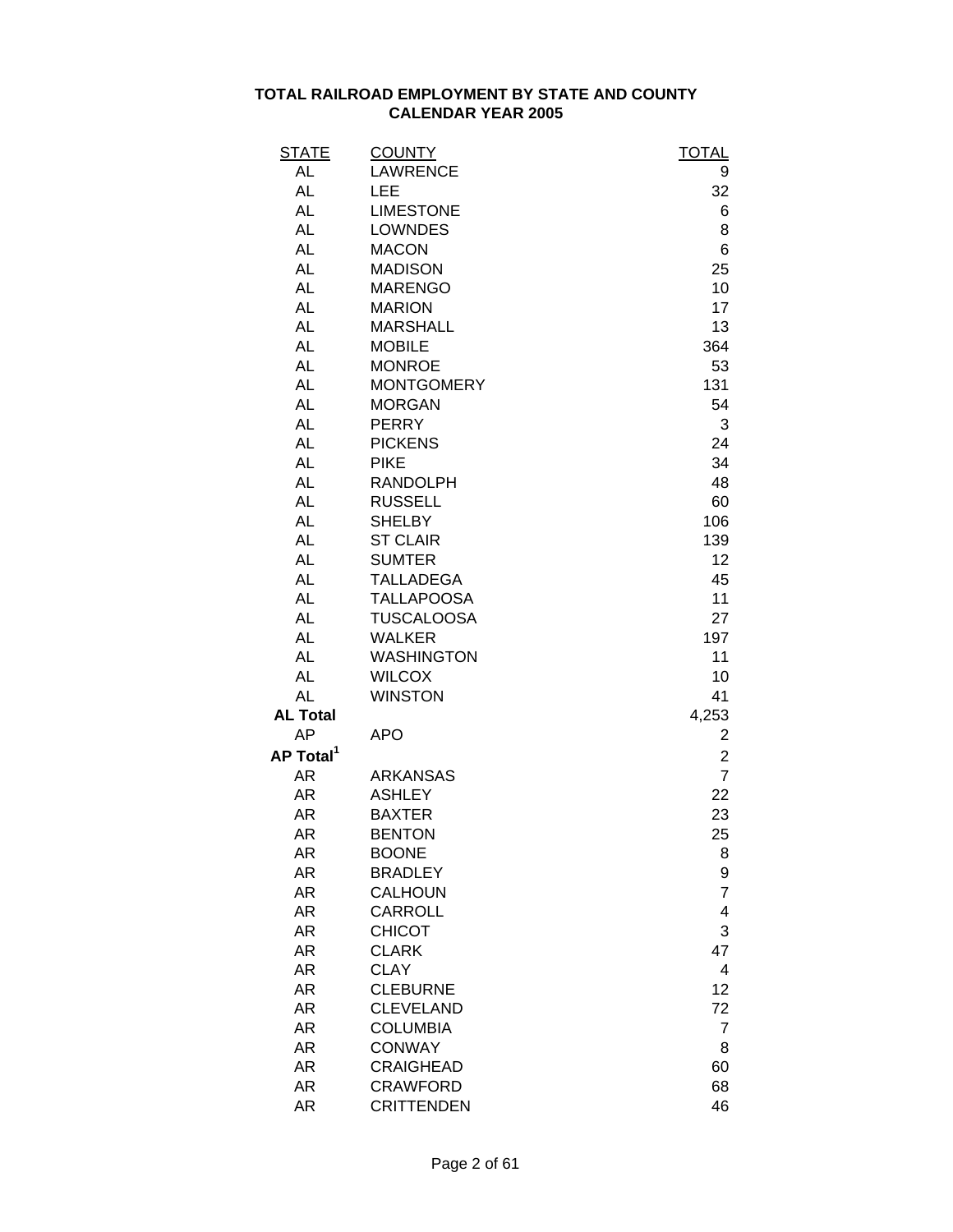**TOTAL RAILROAD EMPLOYMENT BY STATE AND COUNTY**
**CALENDAR YEAR 2005**

| STATE | COUNTY | TOTAL |
|---|---|---|
| AL | LAWRENCE | 9 |
| AL | LEE | 32 |
| AL | LIMESTONE | 6 |
| AL | LOWNDES | 8 |
| AL | MACON | 6 |
| AL | MADISON | 25 |
| AL | MARENGO | 10 |
| AL | MARION | 17 |
| AL | MARSHALL | 13 |
| AL | MOBILE | 364 |
| AL | MONROE | 53 |
| AL | MONTGOMERY | 131 |
| AL | MORGAN | 54 |
| AL | PERRY | 3 |
| AL | PICKENS | 24 |
| AL | PIKE | 34 |
| AL | RANDOLPH | 48 |
| AL | RUSSELL | 60 |
| AL | SHELBY | 106 |
| AL | ST CLAIR | 139 |
| AL | SUMTER | 12 |
| AL | TALLADEGA | 45 |
| AL | TALLAPOOSA | 11 |
| AL | TUSCALOOSA | 27 |
| AL | WALKER | 197 |
| AL | WASHINGTON | 11 |
| AL | WILCOX | 10 |
| AL | WINSTON | 41 |
| **AL Total** | | 4,253 |
| AP | APO | 2 |
| **AP Total[1]** | | 2 |
| AR | ARKANSAS | 7 |
| AR | ASHLEY | 22 |
| AR | BAXTER | 23 |
| AR | BENTON | 25 |
| AR | BOONE | 8 |
| AR | BRADLEY | 9 |
| AR | CALHOUN | 7 |
| AR | CARROLL | 4 |
| AR | CHICOT | 3 |
| AR | CLARK | 47 |
| AR | CLAY | 4 |
| AR | CLEBURNE | 12 |
| AR | CLEVELAND | 72 |
| AR | COLUMBIA | 7 |
| AR | CONWAY | 8 |
| AR | CRAIGHEAD | 60 |
| AR | CRAWFORD | 68 |
| AR | CRITTENDEN | 46 |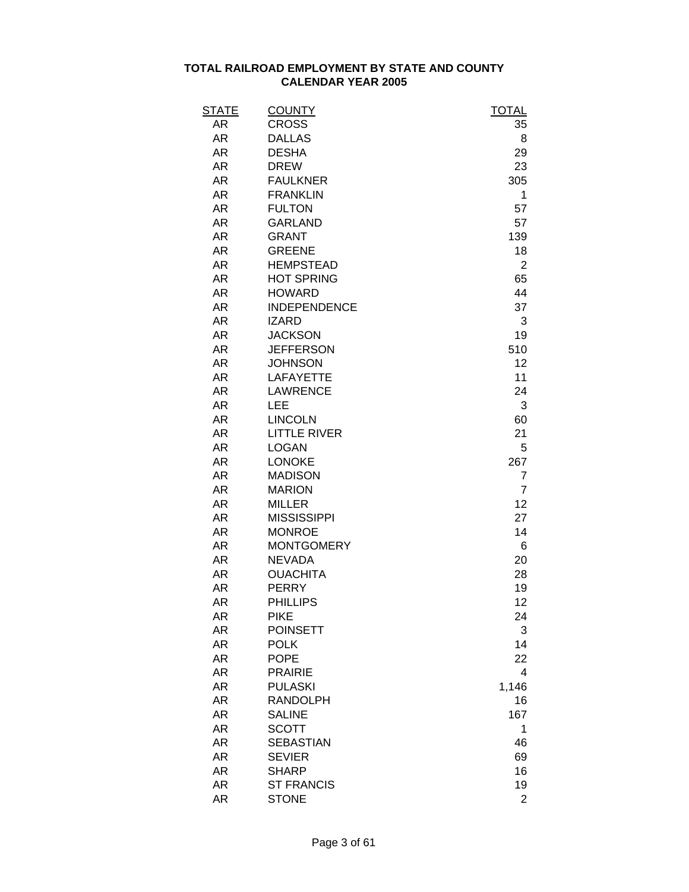**TOTAL RAILROAD EMPLOYMENT BY STATE AND COUNTY**
**CALENDAR YEAR 2005**

| STATE | COUNTY | TOTAL |
|---|---|---|
| AR | CROSS | 35 |
| AR | DALLAS | 8 |
| AR | DESHA | 29 |
| AR | DREW | 23 |
| AR | FAULKNER | 305 |
| AR | FRANKLIN | 1 |
| AR | FULTON | 57 |
| AR | GARLAND | 57 |
| AR | GRANT | 139 |
| AR | GREENE | 18 |
| AR | HEMPSTEAD | 2 |
| AR | HOT SPRING | 65 |
| AR | HOWARD | 44 |
| AR | INDEPENDENCE | 37 |
| AR | IZARD | 3 |
| AR | JACKSON | 19 |
| AR | JEFFERSON | 510 |
| AR | JOHNSON | 12 |
| AR | LAFAYETTE | 11 |
| AR | LAWRENCE | 24 |
| AR | LEE | 3 |
| AR | LINCOLN | 60 |
| AR | LITTLE RIVER | 21 |
| AR | LOGAN | 5 |
| AR | LONOKE | 267 |
| AR | MADISON | 7 |
| AR | MARION | 7 |
| AR | MILLER | 12 |
| AR | MISSISSIPPI | 27 |
| AR | MONROE | 14 |
| AR | MONTGOMERY | 6 |
| AR | NEVADA | 20 |
| AR | OUACHITA | 28 |
| AR | PERRY | 19 |
| AR | PHILLIPS | 12 |
| AR | PIKE | 24 |
| AR | POINSETT | 3 |
| AR | POLK | 14 |
| AR | POPE | 22 |
| AR | PRAIRIE | 4 |
| AR | PULASKI | 1,146 |
| AR | RANDOLPH | 16 |
| AR | SALINE | 167 |
| AR | SCOTT | 1 |
| AR | SEBASTIAN | 46 |
| AR | SEVIER | 69 |
| AR | SHARP | 16 |
| AR | ST FRANCIS | 19 |
| AR | STONE | 2 |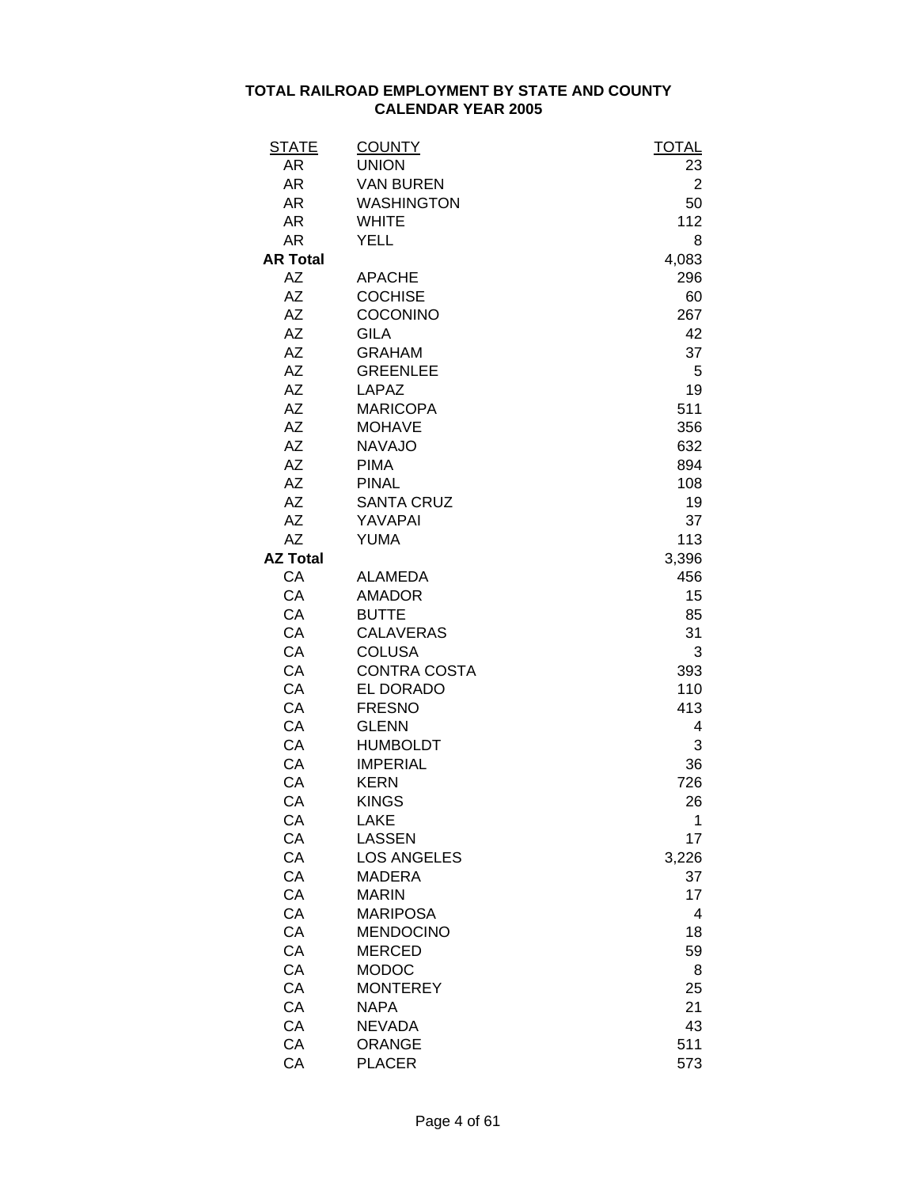# TOTAL RAILROAD EMPLOYMENT BY STATE AND COUNTY
## CALENDAR YEAR 2005

| STATE | COUNTY | TOTAL |
|---|---|---|
| AR | UNION | 23 |
| AR | VAN BUREN | 2 |
| AR | WASHINGTON | 50 |
| AR | WHITE | 112 |
| AR | YELL | 8 |
| **AR Total** | | 4,083 |
| AZ | APACHE | 296 |
| AZ | COCHISE | 60 |
| AZ | COCONINO | 267 |
| AZ | GILA | 42 |
| AZ | GRAHAM | 37 |
| AZ | GREENLEE | 5 |
| AZ | LAPAZ | 19 |
| AZ | MARICOPA | 511 |
| AZ | MOHAVE | 356 |
| AZ | NAVAJO | 632 |
| AZ | PIMA | 894 |
| AZ | PINAL | 108 |
| AZ | SANTA CRUZ | 19 |
| AZ | YAVAPAI | 37 |
| AZ | YUMA | 113 |
| **AZ Total** | | 3,396 |
| CA | ALAMEDA | 456 |
| CA | AMADOR | 15 |
| CA | BUTTE | 85 |
| CA | CALAVERAS | 31 |
| CA | COLUSA | 3 |
| CA | CONTRA COSTA | 393 |
| CA | EL DORADO | 110 |
| CA | FRESNO | 413 |
| CA | GLENN | 4 |
| CA | HUMBOLDT | 3 |
| CA | IMPERIAL | 36 |
| CA | KERN | 726 |
| CA | KINGS | 26 |
| CA | LAKE | 1 |
| CA | LASSEN | 17 |
| CA | LOS ANGELES | 3,226 |
| CA | MADERA | 37 |
| CA | MARIN | 17 |
| CA | MARIPOSA | 4 |
| CA | MENDOCINO | 18 |
| CA | MERCED | 59 |
| CA | MODOC | 8 |
| CA | MONTEREY | 25 |
| CA | NAPA | 21 |
| CA | NEVADA | 43 |
| CA | ORANGE | 511 |
| CA | PLACER | 573 |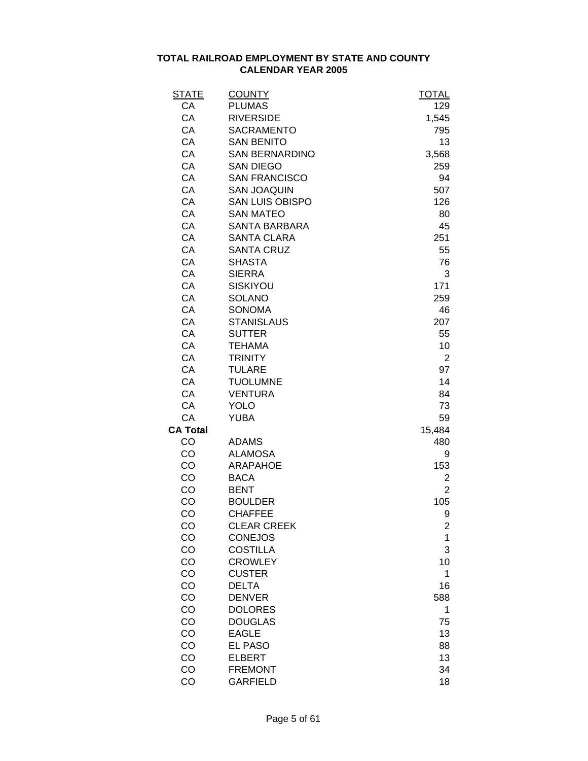**TOTAL RAILROAD EMPLOYMENT BY STATE AND COUNTY**
**CALENDAR YEAR 2005**

| STATE | COUNTY | TOTAL |
|---|---|---|
| CA | PLUMAS | 129 |
| CA | RIVERSIDE | 1,545 |
| CA | SACRAMENTO | 795 |
| CA | SAN BENITO | 13 |
| CA | SAN BERNARDINO | 3,568 |
| CA | SAN DIEGO | 259 |
| CA | SAN FRANCISCO | 94 |
| CA | SAN JOAQUIN | 507 |
| CA | SAN LUIS OBISPO | 126 |
| CA | SAN MATEO | 80 |
| CA | SANTA BARBARA | 45 |
| CA | SANTA CLARA | 251 |
| CA | SANTA CRUZ | 55 |
| CA | SHASTA | 76 |
| CA | SIERRA | 3 |
| CA | SISKIYOU | 171 |
| CA | SOLANO | 259 |
| CA | SONOMA | 46 |
| CA | STANISLAUS | 207 |
| CA | SUTTER | 55 |
| CA | TEHAMA | 10 |
| CA | TRINITY | 2 |
| CA | TULARE | 97 |
| CA | TUOLUMNE | 14 |
| CA | VENTURA | 84 |
| CA | YOLO | 73 |
| CA | YUBA | 59 |
| **CA Total** | | 15,484 |
| CO | ADAMS | 480 |
| CO | ALAMOSA | 9 |
| CO | ARAPAHOE | 153 |
| CO | BACA | 2 |
| CO | BENT | 2 |
| CO | BOULDER | 105 |
| CO | CHAFFEE | 9 |
| CO | CLEAR CREEK | 2 |
| CO | CONEJOS | 1 |
| CO | COSTILLA | 3 |
| CO | CROWLEY | 10 |
| CO | CUSTER | 1 |
| CO | DELTA | 16 |
| CO | DENVER | 588 |
| CO | DOLORES | 1 |
| CO | DOUGLAS | 75 |
| CO | EAGLE | 13 |
| CO | EL PASO | 88 |
| CO | ELBERT | 13 |
| CO | FREMONT | 34 |
| CO | GARFIELD | 18 |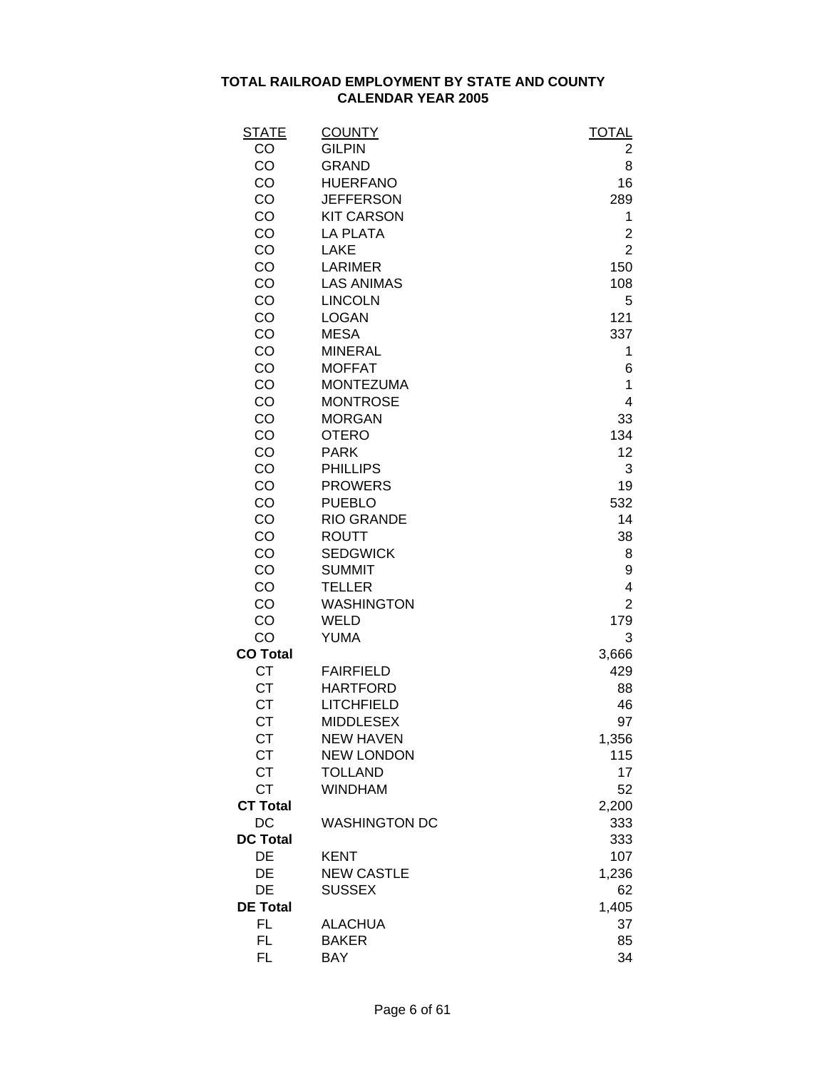# TOTAL RAILROAD EMPLOYMENT BY STATE AND COUNTY
## CALENDAR YEAR 2005

| STATE | COUNTY | TOTAL |
|---|---|---|
| CO | GILPIN | 2 |
| CO | GRAND | 8 |
| CO | HUERFANO | 16 |
| CO | JEFFERSON | 289 |
| CO | KIT CARSON | 1 |
| CO | LA PLATA | 2 |
| CO | LAKE | 2 |
| CO | LARIMER | 150 |
| CO | LAS ANIMAS | 108 |
| CO | LINCOLN | 5 |
| CO | LOGAN | 121 |
| CO | MESA | 337 |
| CO | MINERAL | 1 |
| CO | MOFFAT | 6 |
| CO | MONTEZUMA | 1 |
| CO | MONTROSE | 4 |
| CO | MORGAN | 33 |
| CO | OTERO | 134 |
| CO | PARK | 12 |
| CO | PHILLIPS | 3 |
| CO | PROWERS | 19 |
| CO | PUEBLO | 532 |
| CO | RIO GRANDE | 14 |
| CO | ROUTT | 38 |
| CO | SEDGWICK | 8 |
| CO | SUMMIT | 9 |
| CO | TELLER | 4 |
| CO | WASHINGTON | 2 |
| CO | WELD | 179 |
| CO | YUMA | 3 |
| **CO Total** | | 3,666 |
| CT | FAIRFIELD | 429 |
| CT | HARTFORD | 88 |
| CT | LITCHFIELD | 46 |
| CT | MIDDLESEX | 97 |
| CT | NEW HAVEN | 1,356 |
| CT | NEW LONDON | 115 |
| CT | TOLLAND | 17 |
| CT | WINDHAM | 52 |
| **CT Total** | | 2,200 |
| DC | WASHINGTON DC | 333 |
| **DC Total** | | 333 |
| DE | KENT | 107 |
| DE | NEW CASTLE | 1,236 |
| DE | SUSSEX | 62 |
| **DE Total** | | 1,405 |
| FL | ALACHUA | 37 |
| FL | BAKER | 85 |
| FL | BAY | 34 |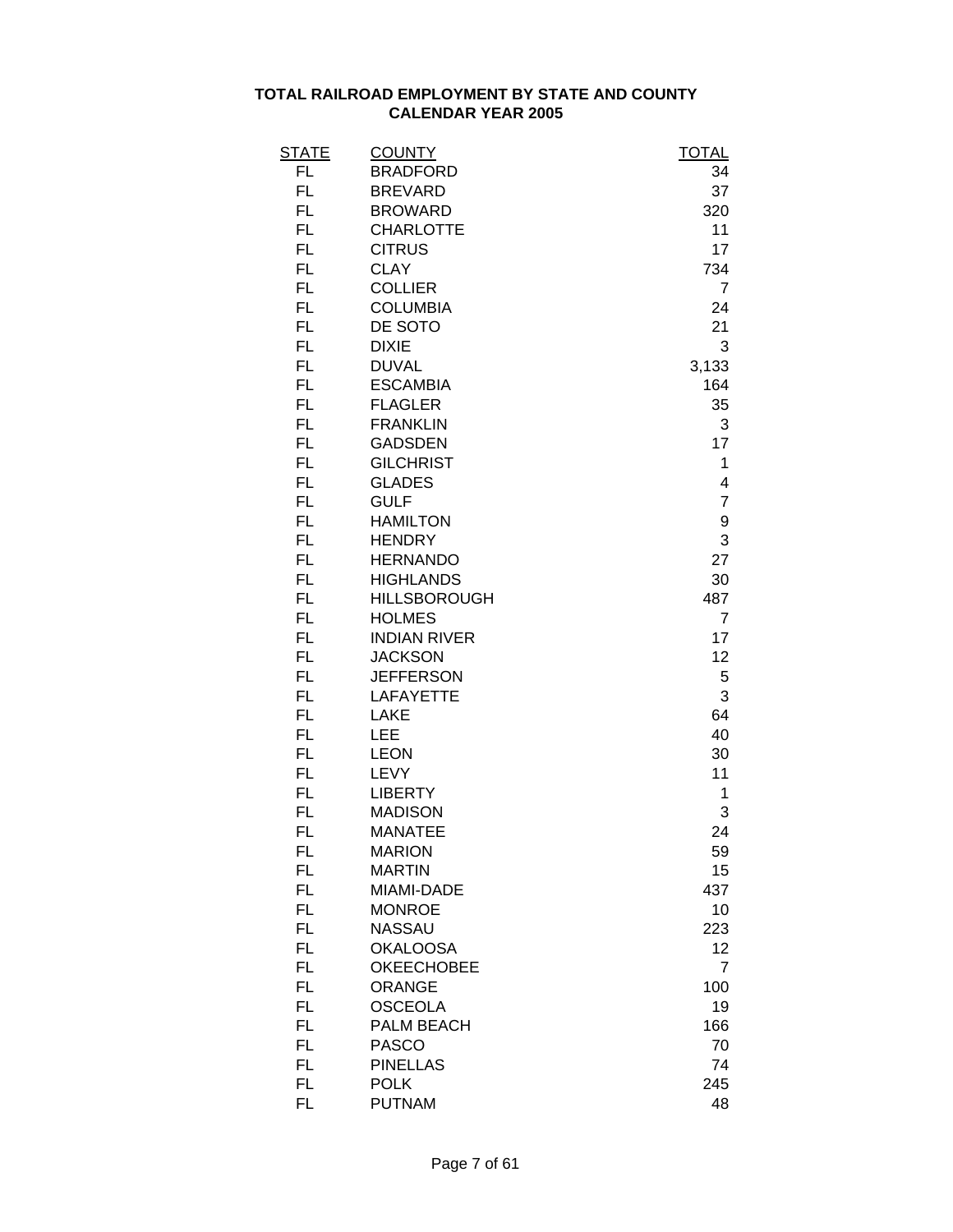# TOTAL RAILROAD EMPLOYMENT BY STATE AND COUNTY
## CALENDAR YEAR 2005

| STATE | COUNTY | TOTAL |
|---|---|---|
| FL | BRADFORD | 34 |
| FL | BREVARD | 37 |
| FL | BROWARD | 320 |
| FL | CHARLOTTE | 11 |
| FL | CITRUS | 17 |
| FL | CLAY | 734 |
| FL | COLLIER | 7 |
| FL | COLUMBIA | 24 |
| FL | DE SOTO | 21 |
| FL | DIXIE | 3 |
| FL | DUVAL | 3,133 |
| FL | ESCAMBIA | 164 |
| FL | FLAGLER | 35 |
| FL | FRANKLIN | 3 |
| FL | GADSDEN | 17 |
| FL | GILCHRIST | 1 |
| FL | GLADES | 4 |
| FL | GULF | 7 |
| FL | HAMILTON | 9 |
| FL | HENDRY | 3 |
| FL | HERNANDO | 27 |
| FL | HIGHLANDS | 30 |
| FL | HILLSBOROUGH | 487 |
| FL | HOLMES | 7 |
| FL | INDIAN RIVER | 17 |
| FL | JACKSON | 12 |
| FL | JEFFERSON | 5 |
| FL | LAFAYETTE | 3 |
| FL | LAKE | 64 |
| FL | LEE | 40 |
| FL | LEON | 30 |
| FL | LEVY | 11 |
| FL | LIBERTY | 1 |
| FL | MADISON | 3 |
| FL | MANATEE | 24 |
| FL | MARION | 59 |
| FL | MARTIN | 15 |
| FL | MIAMI-DADE | 437 |
| FL | MONROE | 10 |
| FL | NASSAU | 223 |
| FL | OKALOOSA | 12 |
| FL | OKEECHOBEE | 7 |
| FL | ORANGE | 100 |
| FL | OSCEOLA | 19 |
| FL | PALM BEACH | 166 |
| FL | PASCO | 70 |
| FL | PINELLAS | 74 |
| FL | POLK | 245 |
| FL | PUTNAM | 48 |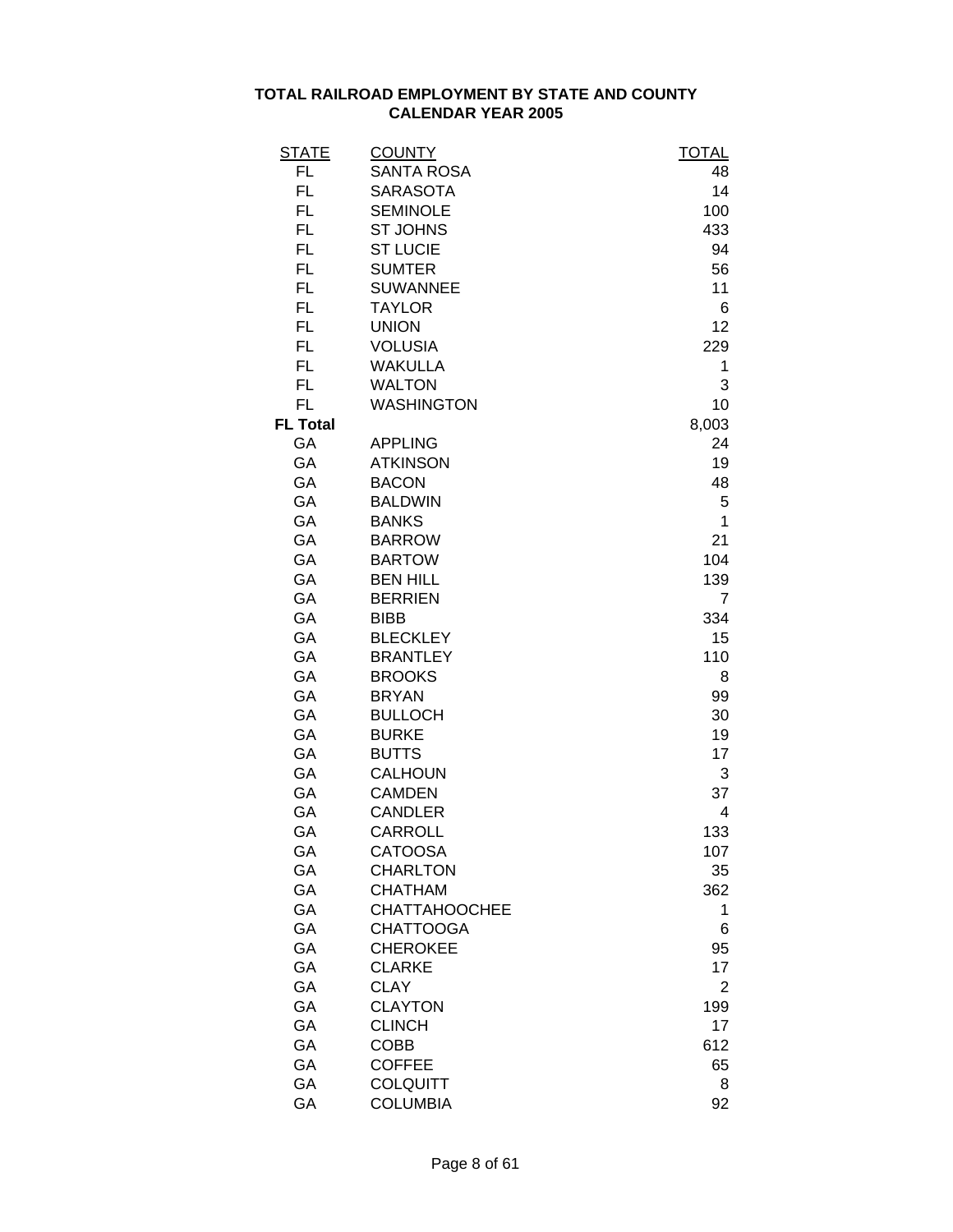## TOTAL RAILROAD EMPLOYMENT BY STATE AND COUNTY
## CALENDAR YEAR 2005

| STATE | COUNTY | TOTAL |
|---|---|---|
| FL | SANTA ROSA | 48 |
| FL | SARASOTA | 14 |
| FL | SEMINOLE | 100 |
| FL | ST JOHNS | 433 |
| FL | ST LUCIE | 94 |
| FL | SUMTER | 56 |
| FL | SUWANNEE | 11 |
| FL | TAYLOR | 6 |
| FL | UNION | 12 |
| FL | VOLUSIA | 229 |
| FL | WAKULLA | 1 |
| FL | WALTON | 3 |
| FL | WASHINGTON | 10 |
| **FL Total** | | 8,003 |
| GA | APPLING | 24 |
| GA | ATKINSON | 19 |
| GA | BACON | 48 |
| GA | BALDWIN | 5 |
| GA | BANKS | 1 |
| GA | BARROW | 21 |
| GA | BARTOW | 104 |
| GA | BEN HILL | 139 |
| GA | BERRIEN | 7 |
| GA | BIBB | 334 |
| GA | BLECKLEY | 15 |
| GA | BRANTLEY | 110 |
| GA | BROOKS | 8 |
| GA | BRYAN | 99 |
| GA | BULLOCH | 30 |
| GA | BURKE | 19 |
| GA | BUTTS | 17 |
| GA | CALHOUN | 3 |
| GA | CAMDEN | 37 |
| GA | CANDLER | 4 |
| GA | CARROLL | 133 |
| GA | CATOOSA | 107 |
| GA | CHARLTON | 35 |
| GA | CHATHAM | 362 |
| GA | CHATTAHOOCHEE | 1 |
| GA | CHATTOOGA | 6 |
| GA | CHEROKEE | 95 |
| GA | CLARKE | 17 |
| GA | CLAY | 2 |
| GA | CLAYTON | 199 |
| GA | CLINCH | 17 |
| GA | COBB | 612 |
| GA | COFFEE | 65 |
| GA | COLQUITT | 8 |
| GA | COLUMBIA | 92 |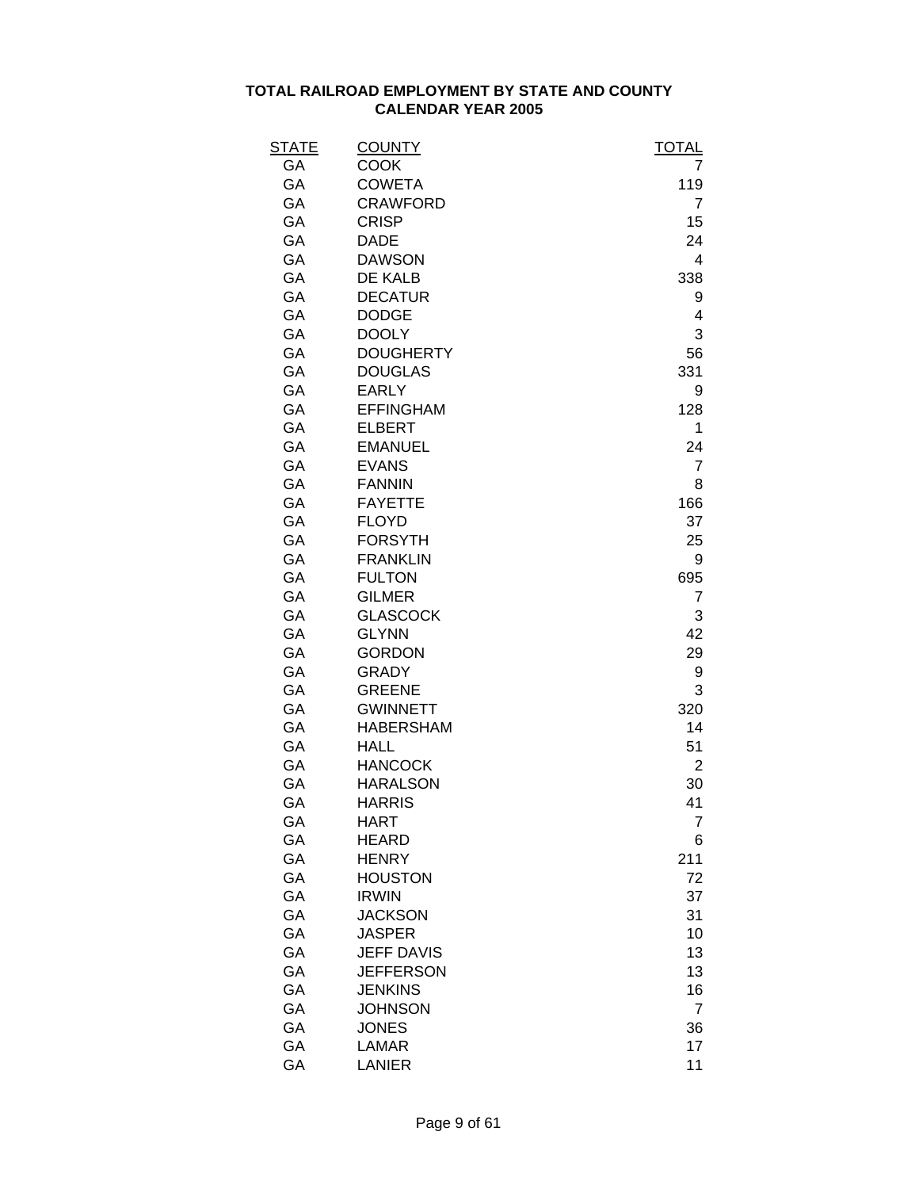**TOTAL RAILROAD EMPLOYMENT BY STATE AND COUNTY**
**CALENDAR YEAR 2005**

| STATE | COUNTY | TOTAL |
|---|---|---|
| GA | COOK | 7 |
| GA | COWETA | 119 |
| GA | CRAWFORD | 7 |
| GA | CRISP | 15 |
| GA | DADE | 24 |
| GA | DAWSON | 4 |
| GA | DE KALB | 338 |
| GA | DECATUR | 9 |
| GA | DODGE | 4 |
| GA | DOOLY | 3 |
| GA | DOUGHERTY | 56 |
| GA | DOUGLAS | 331 |
| GA | EARLY | 9 |
| GA | EFFINGHAM | 128 |
| GA | ELBERT | 1 |
| GA | EMANUEL | 24 |
| GA | EVANS | 7 |
| GA | FANNIN | 8 |
| GA | FAYETTE | 166 |
| GA | FLOYD | 37 |
| GA | FORSYTH | 25 |
| GA | FRANKLIN | 9 |
| GA | FULTON | 695 |
| GA | GILMER | 7 |
| GA | GLASCOCK | 3 |
| GA | GLYNN | 42 |
| GA | GORDON | 29 |
| GA | GRADY | 9 |
| GA | GREENE | 3 |
| GA | GWINNETT | 320 |
| GA | HABERSHAM | 14 |
| GA | HALL | 51 |
| GA | HANCOCK | 2 |
| GA | HARALSON | 30 |
| GA | HARRIS | 41 |
| GA | HART | 7 |
| GA | HEARD | 6 |
| GA | HENRY | 211 |
| GA | HOUSTON | 72 |
| GA | IRWIN | 37 |
| GA | JACKSON | 31 |
| GA | JASPER | 10 |
| GA | JEFF DAVIS | 13 |
| GA | JEFFERSON | 13 |
| GA | JENKINS | 16 |
| GA | JOHNSON | 7 |
| GA | JONES | 36 |
| GA | LAMAR | 17 |
| GA | LANIER | 11 |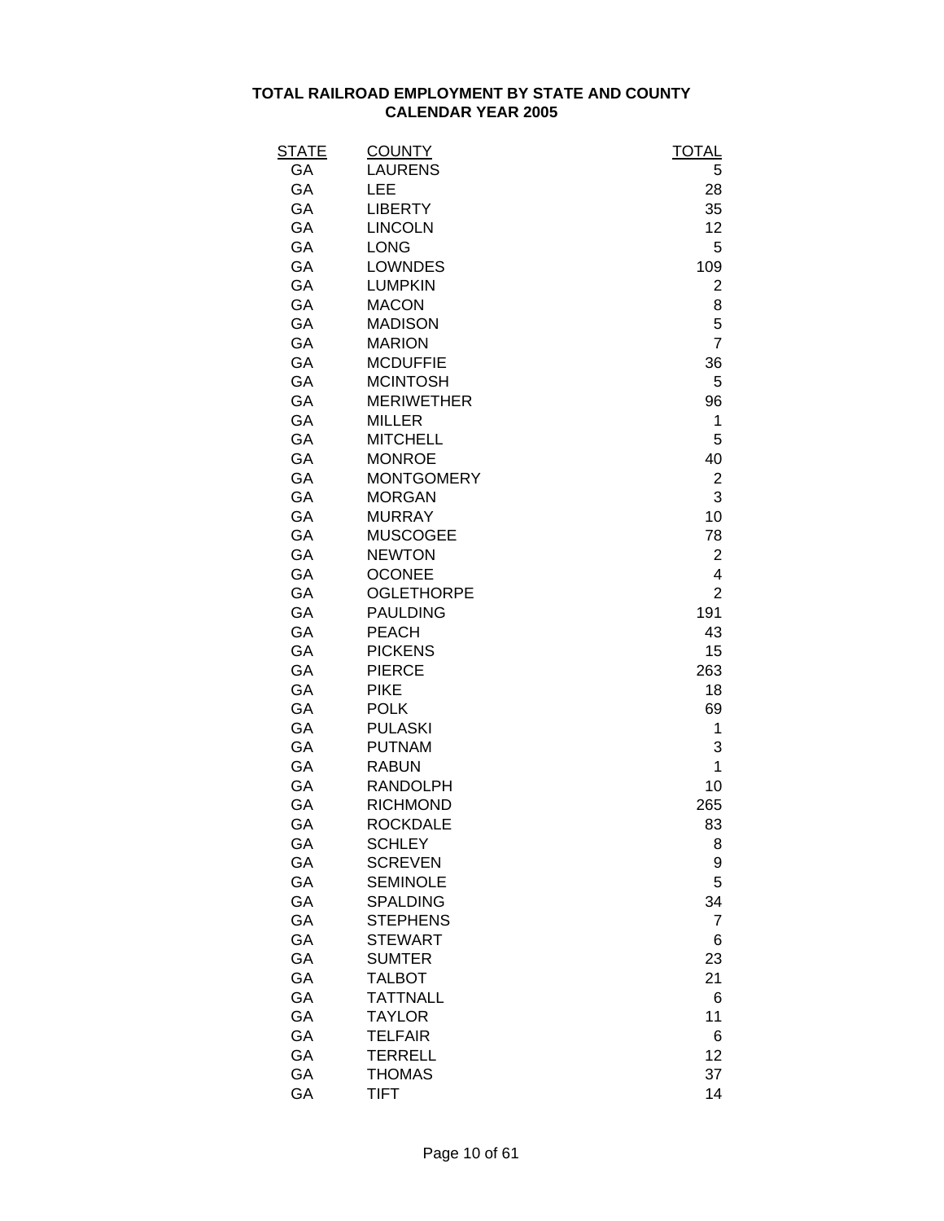**TOTAL RAILROAD EMPLOYMENT BY STATE AND COUNTY**
**CALENDAR YEAR 2005**

| STATE | COUNTY | TOTAL |
|---|---|---|
| GA | LAURENS | 5 |
| GA | LEE | 28 |
| GA | LIBERTY | 35 |
| GA | LINCOLN | 12 |
| GA | LONG | 5 |
| GA | LOWNDES | 109 |
| GA | LUMPKIN | 2 |
| GA | MACON | 8 |
| GA | MADISON | 5 |
| GA | MARION | 7 |
| GA | MCDUFFIE | 36 |
| GA | MCINTOSH | 5 |
| GA | MERIWETHER | 96 |
| GA | MILLER | 1 |
| GA | MITCHELL | 5 |
| GA | MONROE | 40 |
| GA | MONTGOMERY | 2 |
| GA | MORGAN | 3 |
| GA | MURRAY | 10 |
| GA | MUSCOGEE | 78 |
| GA | NEWTON | 2 |
| GA | OCONEE | 4 |
| GA | OGLETHORPE | 2 |
| GA | PAULDING | 191 |
| GA | PEACH | 43 |
| GA | PICKENS | 15 |
| GA | PIERCE | 263 |
| GA | PIKE | 18 |
| GA | POLK | 69 |
| GA | PULASKI | 1 |
| GA | PUTNAM | 3 |
| GA | RABUN | 1 |
| GA | RANDOLPH | 10 |
| GA | RICHMOND | 265 |
| GA | ROCKDALE | 83 |
| GA | SCHLEY | 8 |
| GA | SCREVEN | 9 |
| GA | SEMINOLE | 5 |
| GA | SPALDING | 34 |
| GA | STEPHENS | 7 |
| GA | STEWART | 6 |
| GA | SUMTER | 23 |
| GA | TALBOT | 21 |
| GA | TATTNALL | 6 |
| GA | TAYLOR | 11 |
| GA | TELFAIR | 6 |
| GA | TERRELL | 12 |
| GA | THOMAS | 37 |
| GA | TIFT | 14 |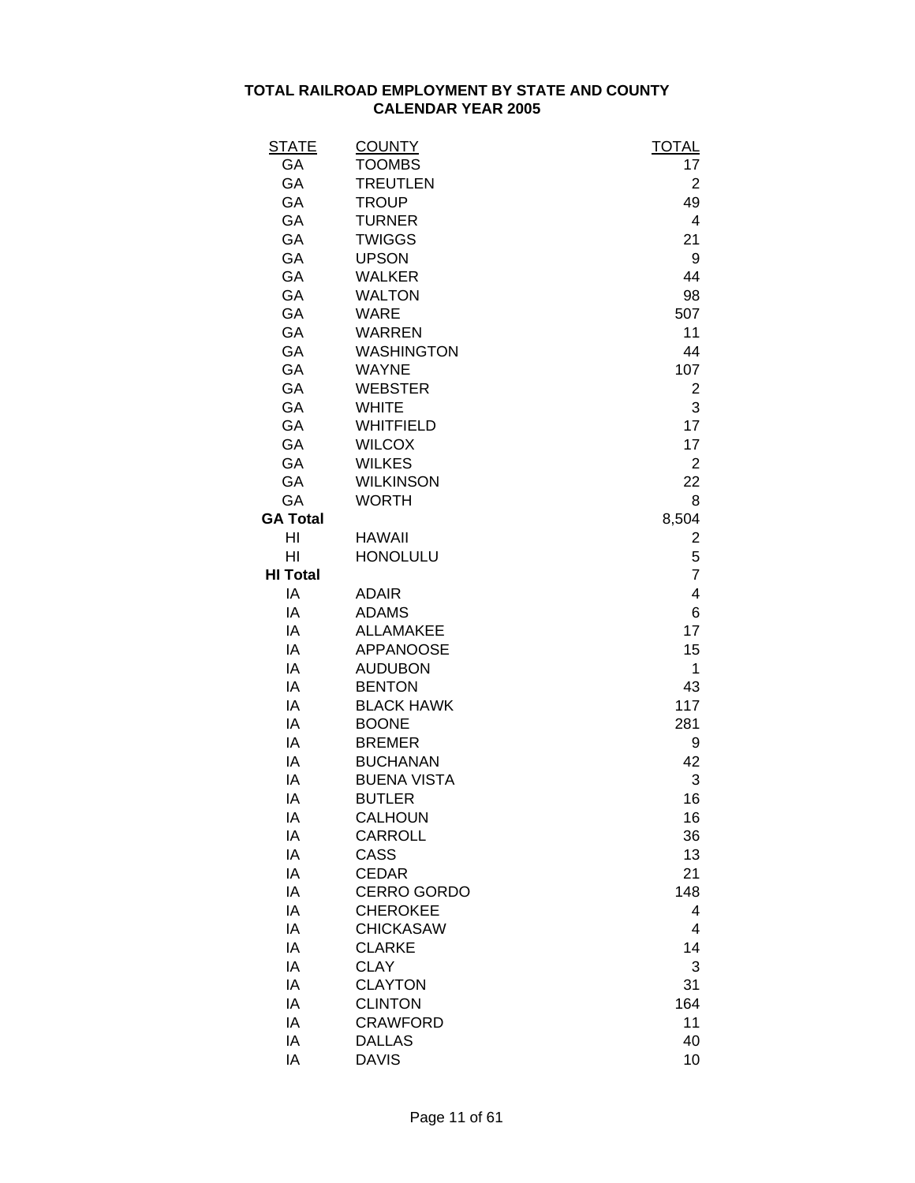# TOTAL RAILROAD EMPLOYMENT BY STATE AND COUNTY
## CALENDAR YEAR 2005

| STATE | COUNTY | TOTAL |
|---|---|---|
| GA | TOOMBS | 17 |
| GA | TREUTLEN | 2 |
| GA | TROUP | 49 |
| GA | TURNER | 4 |
| GA | TWIGGS | 21 |
| GA | UPSON | 9 |
| GA | WALKER | 44 |
| GA | WALTON | 98 |
| GA | WARE | 507 |
| GA | WARREN | 11 |
| GA | WASHINGTON | 44 |
| GA | WAYNE | 107 |
| GA | WEBSTER | 2 |
| GA | WHITE | 3 |
| GA | WHITFIELD | 17 |
| GA | WILCOX | 17 |
| GA | WILKES | 2 |
| GA | WILKINSON | 22 |
| GA | WORTH | 8 |
| **GA Total** | | 8,504 |
| HI | HAWAII | 2 |
| HI | HONOLULU | 5 |
| **HI Total** | | 7 |
| IA | ADAIR | 4 |
| IA | ADAMS | 6 |
| IA | ALLAMAKEE | 17 |
| IA | APPANOOSE | 15 |
| IA | AUDUBON | 1 |
| IA | BENTON | 43 |
| IA | BLACK HAWK | 117 |
| IA | BOONE | 281 |
| IA | BREMER | 9 |
| IA | BUCHANAN | 42 |
| IA | BUENA VISTA | 3 |
| IA | BUTLER | 16 |
| IA | CALHOUN | 16 |
| IA | CARROLL | 36 |
| IA | CASS | 13 |
| IA | CEDAR | 21 |
| IA | CERRO GORDO | 148 |
| IA | CHEROKEE | 4 |
| IA | CHICKASAW | 4 |
| IA | CLARKE | 14 |
| IA | CLAY | 3 |
| IA | CLAYTON | 31 |
| IA | CLINTON | 164 |
| IA | CRAWFORD | 11 |
| IA | DALLAS | 40 |
| IA | DAVIS | 10 |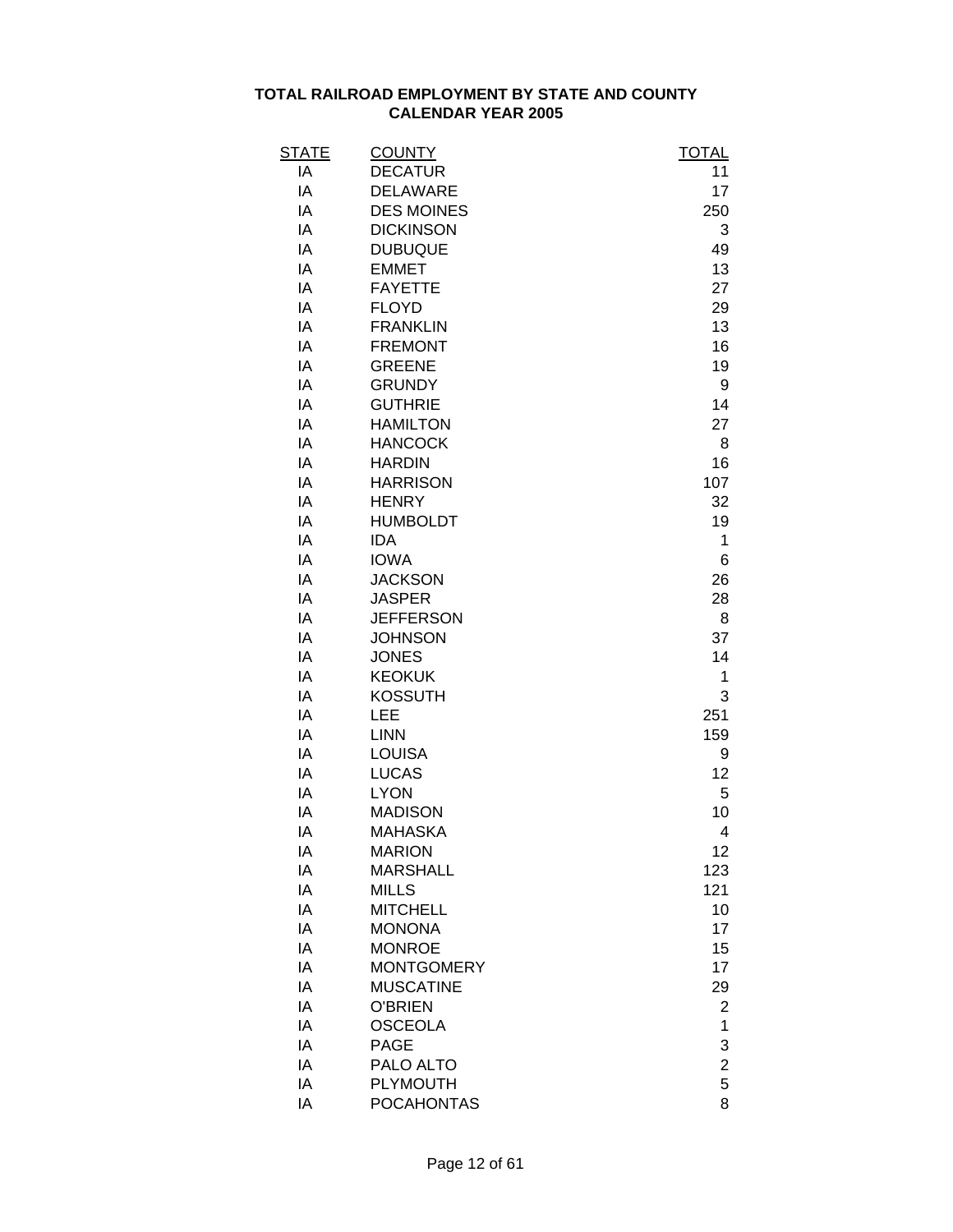**TOTAL RAILROAD EMPLOYMENT BY STATE AND COUNTY**
**CALENDAR YEAR 2005**

| STATE | COUNTY | TOTAL |
|---|---|---|
| IA | DECATUR | 11 |
| IA | DELAWARE | 17 |
| IA | DES MOINES | 250 |
| IA | DICKINSON | 3 |
| IA | DUBUQUE | 49 |
| IA | EMMET | 13 |
| IA | FAYETTE | 27 |
| IA | FLOYD | 29 |
| IA | FRANKLIN | 13 |
| IA | FREMONT | 16 |
| IA | GREENE | 19 |
| IA | GRUNDY | 9 |
| IA | GUTHRIE | 14 |
| IA | HAMILTON | 27 |
| IA | HANCOCK | 8 |
| IA | HARDIN | 16 |
| IA | HARRISON | 107 |
| IA | HENRY | 32 |
| IA | HUMBOLDT | 19 |
| IA | IDA | 1 |
| IA | IOWA | 6 |
| IA | JACKSON | 26 |
| IA | JASPER | 28 |
| IA | JEFFERSON | 8 |
| IA | JOHNSON | 37 |
| IA | JONES | 14 |
| IA | KEOKUK | 1 |
| IA | KOSSUTH | 3 |
| IA | LEE | 251 |
| IA | LINN | 159 |
| IA | LOUISA | 9 |
| IA | LUCAS | 12 |
| IA | LYON | 5 |
| IA | MADISON | 10 |
| IA | MAHASKA | 4 |
| IA | MARION | 12 |
| IA | MARSHALL | 123 |
| IA | MILLS | 121 |
| IA | MITCHELL | 10 |
| IA | MONONA | 17 |
| IA | MONROE | 15 |
| IA | MONTGOMERY | 17 |
| IA | MUSCATINE | 29 |
| IA | O'BRIEN | 2 |
| IA | OSCEOLA | 1 |
| IA | PAGE | 3 |
| IA | PALO ALTO | 2 |
| IA | PLYMOUTH | 5 |
| IA | POCAHONTAS | 8 |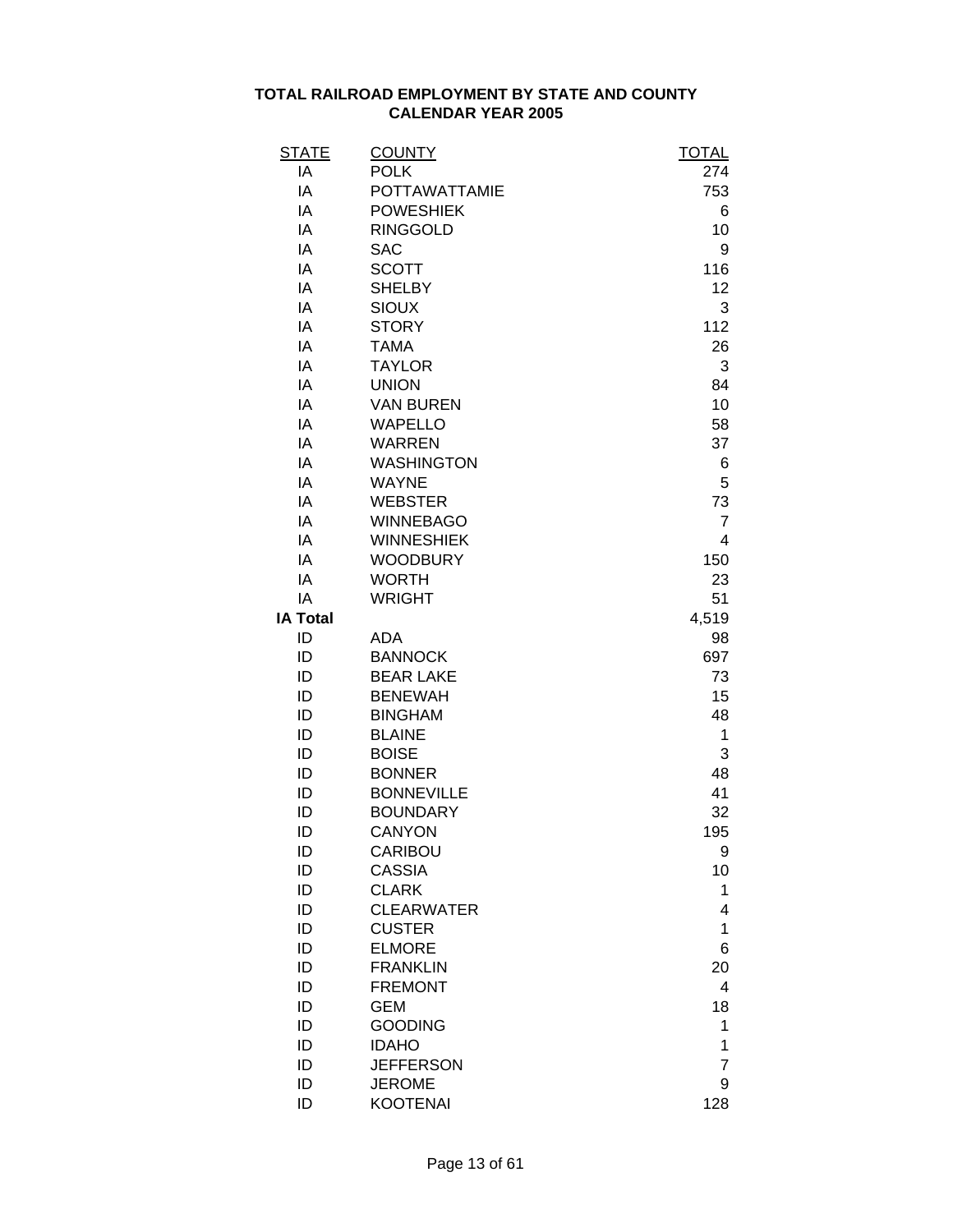**TOTAL RAILROAD EMPLOYMENT BY STATE AND COUNTY**
**CALENDAR YEAR 2005**

| STATE | COUNTY | TOTAL |
|---|---|---|
| IA | POLK | 274 |
| IA | POTTAWATTAMIE | 753 |
| IA | POWESHIEK | 6 |
| IA | RINGGOLD | 10 |
| IA | SAC | 9 |
| IA | SCOTT | 116 |
| IA | SHELBY | 12 |
| IA | SIOUX | 3 |
| IA | STORY | 112 |
| IA | TAMA | 26 |
| IA | TAYLOR | 3 |
| IA | UNION | 84 |
| IA | VAN BUREN | 10 |
| IA | WAPELLO | 58 |
| IA | WARREN | 37 |
| IA | WASHINGTON | 6 |
| IA | WAYNE | 5 |
| IA | WEBSTER | 73 |
| IA | WINNEBAGO | 7 |
| IA | WINNESHIEK | 4 |
| IA | WOODBURY | 150 |
| IA | WORTH | 23 |
| IA | WRIGHT | 51 |
| **IA Total** | | 4,519 |
| ID | ADA | 98 |
| ID | BANNOCK | 697 |
| ID | BEAR LAKE | 73 |
| ID | BENEWAH | 15 |
| ID | BINGHAM | 48 |
| ID | BLAINE | 1 |
| ID | BOISE | 3 |
| ID | BONNER | 48 |
| ID | BONNEVILLE | 41 |
| ID | BOUNDARY | 32 |
| ID | CANYON | 195 |
| ID | CARIBOU | 9 |
| ID | CASSIA | 10 |
| ID | CLARK | 1 |
| ID | CLEARWATER | 4 |
| ID | CUSTER | 1 |
| ID | ELMORE | 6 |
| ID | FRANKLIN | 20 |
| ID | FREMONT | 4 |
| ID | GEM | 18 |
| ID | GOODING | 1 |
| ID | IDAHO | 1 |
| ID | JEFFERSON | 7 |
| ID | JEROME | 9 |
| ID | KOOTENAI | 128 |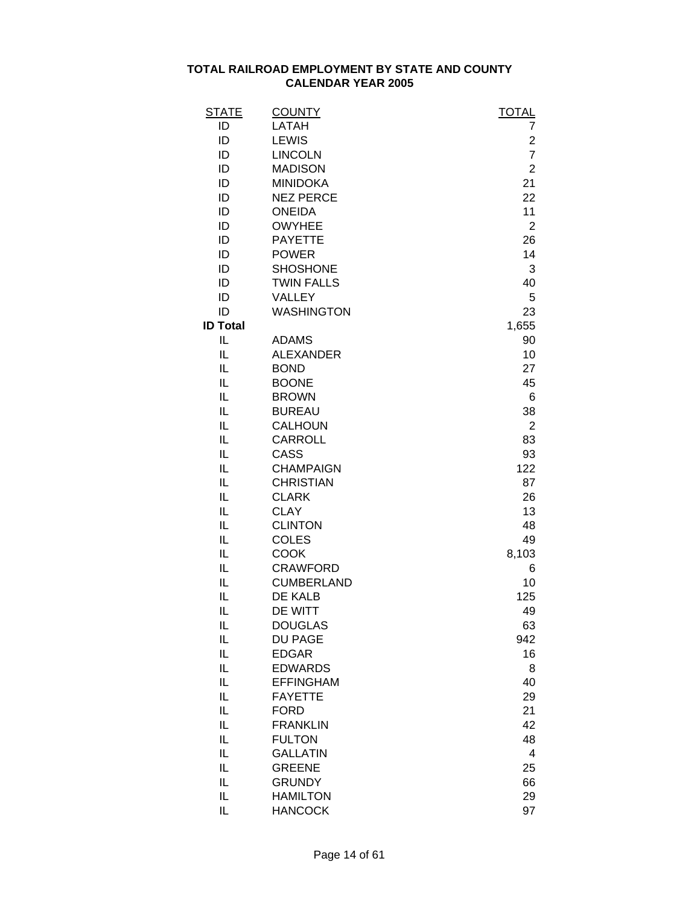**TOTAL RAILROAD EMPLOYMENT BY STATE AND COUNTY**
**CALENDAR YEAR 2005**

| STATE | COUNTY | TOTAL |
|---|---|---|
| ID | LATAH | 7 |
| ID | LEWIS | 2 |
| ID | LINCOLN | 7 |
| ID | MADISON | 2 |
| ID | MINIDOKA | 21 |
| ID | NEZ PERCE | 22 |
| ID | ONEIDA | 11 |
| ID | OWYHEE | 2 |
| ID | PAYETTE | 26 |
| ID | POWER | 14 |
| ID | SHOSHONE | 3 |
| ID | TWIN FALLS | 40 |
| ID | VALLEY | 5 |
| ID | WASHINGTON | 23 |
| **ID Total** | | 1,655 |
| IL | ADAMS | 90 |
| IL | ALEXANDER | 10 |
| IL | BOND | 27 |
| IL | BOONE | 45 |
| IL | BROWN | 6 |
| IL | BUREAU | 38 |
| IL | CALHOUN | 2 |
| IL | CARROLL | 83 |
| IL | CASS | 93 |
| IL | CHAMPAIGN | 122 |
| IL | CHRISTIAN | 87 |
| IL | CLARK | 26 |
| IL | CLAY | 13 |
| IL | CLINTON | 48 |
| IL | COLES | 49 |
| IL | COOK | 8,103 |
| IL | CRAWFORD | 6 |
| IL | CUMBERLAND | 10 |
| IL | DE KALB | 125 |
| IL | DE WITT | 49 |
| IL | DOUGLAS | 63 |
| IL | DU PAGE | 942 |
| IL | EDGAR | 16 |
| IL | EDWARDS | 8 |
| IL | EFFINGHAM | 40 |
| IL | FAYETTE | 29 |
| IL | FORD | 21 |
| IL | FRANKLIN | 42 |
| IL | FULTON | 48 |
| IL | GALLATIN | 4 |
| IL | GREENE | 25 |
| IL | GRUNDY | 66 |
| IL | HAMILTON | 29 |
| IL | HANCOCK | 97 |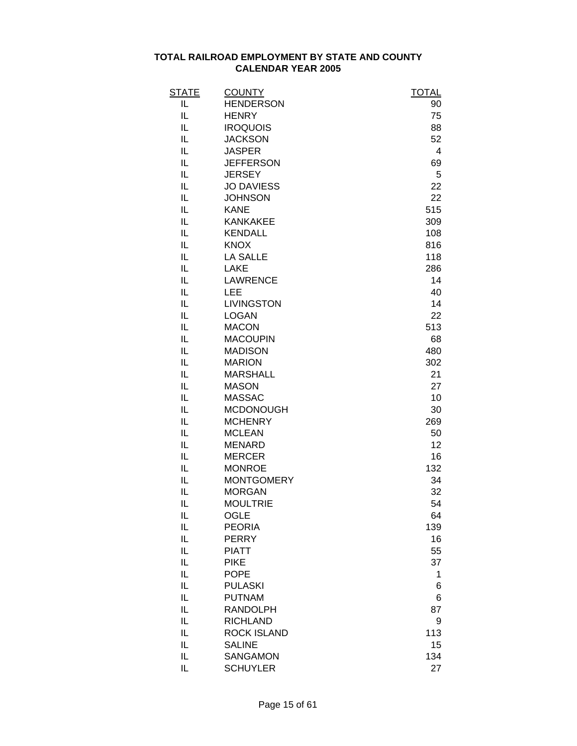## TOTAL RAILROAD EMPLOYMENT BY STATE AND COUNTY
## CALENDAR YEAR 2005

| STATE | COUNTY | TOTAL |
|---|---|---|
| IL | HENDERSON | 90 |
| IL | HENRY | 75 |
| IL | IROQUOIS | 88 |
| IL | JACKSON | 52 |
| IL | JASPER | 4 |
| IL | JEFFERSON | 69 |
| IL | JERSEY | 5 |
| IL | JO DAVIESS | 22 |
| IL | JOHNSON | 22 |
| IL | KANE | 515 |
| IL | KANKAKEE | 309 |
| IL | KENDALL | 108 |
| IL | KNOX | 816 |
| IL | LA SALLE | 118 |
| IL | LAKE | 286 |
| IL | LAWRENCE | 14 |
| IL | LEE | 40 |
| IL | LIVINGSTON | 14 |
| IL | LOGAN | 22 |
| IL | MACON | 513 |
| IL | MACOUPIN | 68 |
| IL | MADISON | 480 |
| IL | MARION | 302 |
| IL | MARSHALL | 21 |
| IL | MASON | 27 |
| IL | MASSAC | 10 |
| IL | MCDONOUGH | 30 |
| IL | MCHENRY | 269 |
| IL | MCLEAN | 50 |
| IL | MENARD | 12 |
| IL | MERCER | 16 |
| IL | MONROE | 132 |
| IL | MONTGOMERY | 34 |
| IL | MORGAN | 32 |
| IL | MOULTRIE | 54 |
| IL | OGLE | 64 |
| IL | PEORIA | 139 |
| IL | PERRY | 16 |
| IL | PIATT | 55 |
| IL | PIKE | 37 |
| IL | POPE | 1 |
| IL | PULASKI | 6 |
| IL | PUTNAM | 6 |
| IL | RANDOLPH | 87 |
| IL | RICHLAND | 9 |
| IL | ROCK ISLAND | 113 |
| IL | SALINE | 15 |
| IL | SANGAMON | 134 |
| IL | SCHUYLER | 27 |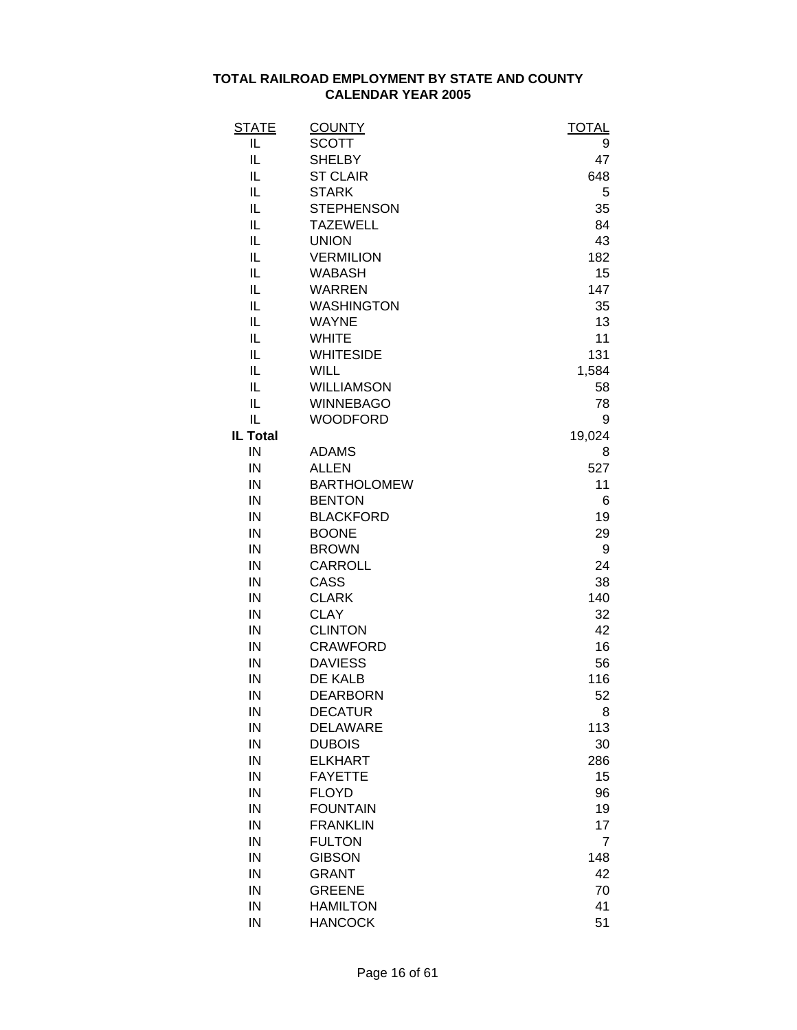**TOTAL RAILROAD EMPLOYMENT BY STATE AND COUNTY**
**CALENDAR YEAR 2005**

| STATE | COUNTY | TOTAL |
|---|---|---|
| IL | SCOTT | 9 |
| IL | SHELBY | 47 |
| IL | ST CLAIR | 648 |
| IL | STARK | 5 |
| IL | STEPHENSON | 35 |
| IL | TAZEWELL | 84 |
| IL | UNION | 43 |
| IL | VERMILION | 182 |
| IL | WABASH | 15 |
| IL | WARREN | 147 |
| IL | WASHINGTON | 35 |
| IL | WAYNE | 13 |
| IL | WHITE | 11 |
| IL | WHITESIDE | 131 |
| IL | WILL | 1,584 |
| IL | WILLIAMSON | 58 |
| IL | WINNEBAGO | 78 |
| IL | WOODFORD | 9 |
| **IL Total** | | 19,024 |
| IN | ADAMS | 8 |
| IN | ALLEN | 527 |
| IN | BARTHOLOMEW | 11 |
| IN | BENTON | 6 |
| IN | BLACKFORD | 19 |
| IN | BOONE | 29 |
| IN | BROWN | 9 |
| IN | CARROLL | 24 |
| IN | CASS | 38 |
| IN | CLARK | 140 |
| IN | CLAY | 32 |
| IN | CLINTON | 42 |
| IN | CRAWFORD | 16 |
| IN | DAVIESS | 56 |
| IN | DE KALB | 116 |
| IN | DEARBORN | 52 |
| IN | DECATUR | 8 |
| IN | DELAWARE | 113 |
| IN | DUBOIS | 30 |
| IN | ELKHART | 286 |
| IN | FAYETTE | 15 |
| IN | FLOYD | 96 |
| IN | FOUNTAIN | 19 |
| IN | FRANKLIN | 17 |
| IN | FULTON | 7 |
| IN | GIBSON | 148 |
| IN | GRANT | 42 |
| IN | GREENE | 70 |
| IN | HAMILTON | 41 |
| IN | HANCOCK | 51 |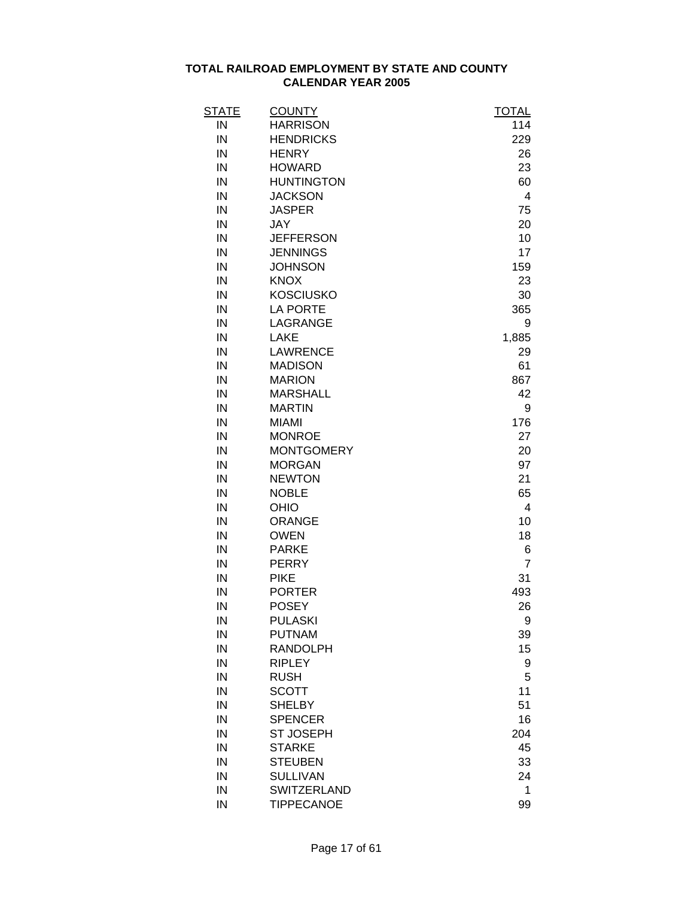**TOTAL RAILROAD EMPLOYMENT BY STATE AND COUNTY**
**CALENDAR YEAR 2005**

| STATE | COUNTY | TOTAL |
|---|---|---|
| IN | HARRISON | 114 |
| IN | HENDRICKS | 229 |
| IN | HENRY | 26 |
| IN | HOWARD | 23 |
| IN | HUNTINGTON | 60 |
| IN | JACKSON | 4 |
| IN | JASPER | 75 |
| IN | JAY | 20 |
| IN | JEFFERSON | 10 |
| IN | JENNINGS | 17 |
| IN | JOHNSON | 159 |
| IN | KNOX | 23 |
| IN | KOSCIUSKO | 30 |
| IN | LA PORTE | 365 |
| IN | LAGRANGE | 9 |
| IN | LAKE | 1,885 |
| IN | LAWRENCE | 29 |
| IN | MADISON | 61 |
| IN | MARION | 867 |
| IN | MARSHALL | 42 |
| IN | MARTIN | 9 |
| IN | MIAMI | 176 |
| IN | MONROE | 27 |
| IN | MONTGOMERY | 20 |
| IN | MORGAN | 97 |
| IN | NEWTON | 21 |
| IN | NOBLE | 65 |
| IN | OHIO | 4 |
| IN | ORANGE | 10 |
| IN | OWEN | 18 |
| IN | PARKE | 6 |
| IN | PERRY | 7 |
| IN | PIKE | 31 |
| IN | PORTER | 493 |
| IN | POSEY | 26 |
| IN | PULASKI | 9 |
| IN | PUTNAM | 39 |
| IN | RANDOLPH | 15 |
| IN | RIPLEY | 9 |
| IN | RUSH | 5 |
| IN | SCOTT | 11 |
| IN | SHELBY | 51 |
| IN | SPENCER | 16 |
| IN | ST JOSEPH | 204 |
| IN | STARKE | 45 |
| IN | STEUBEN | 33 |
| IN | SULLIVAN | 24 |
| IN | SWITZERLAND | 1 |
| IN | TIPPECANOE | 99 |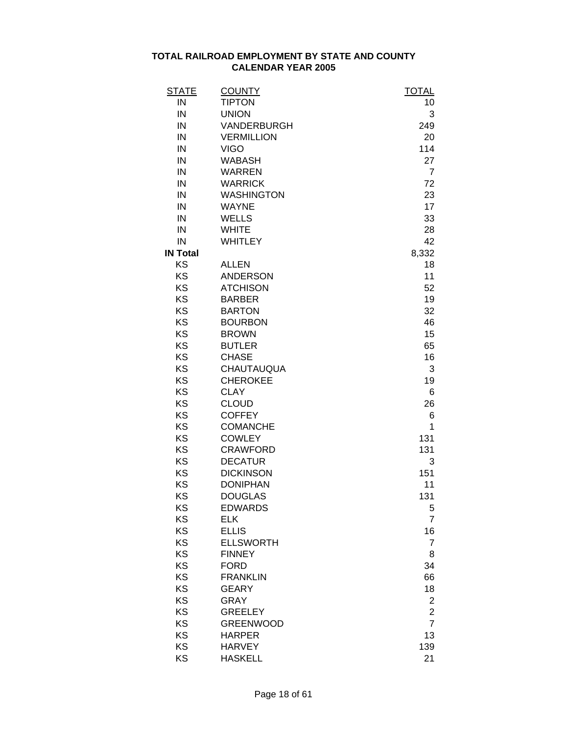## TOTAL RAILROAD EMPLOYMENT BY STATE AND COUNTY
## CALENDAR YEAR 2005

| STATE | COUNTY | TOTAL |
|---|---|---|
| IN | TIPTON | 10 |
| IN | UNION | 3 |
| IN | VANDERBURGH | 249 |
| IN | VERMILLION | 20 |
| IN | VIGO | 114 |
| IN | WABASH | 27 |
| IN | WARREN | 7 |
| IN | WARRICK | 72 |
| IN | WASHINGTON | 23 |
| IN | WAYNE | 17 |
| IN | WELLS | 33 |
| IN | WHITE | 28 |
| IN | WHITLEY | 42 |
| **IN Total** | | 8,332 |
| KS | ALLEN | 18 |
| KS | ANDERSON | 11 |
| KS | ATCHISON | 52 |
| KS | BARBER | 19 |
| KS | BARTON | 32 |
| KS | BOURBON | 46 |
| KS | BROWN | 15 |
| KS | BUTLER | 65 |
| KS | CHASE | 16 |
| KS | CHAUTAUQUA | 3 |
| KS | CHEROKEE | 19 |
| KS | CLAY | 6 |
| KS | CLOUD | 26 |
| KS | COFFEY | 6 |
| KS | COMANCHE | 1 |
| KS | COWLEY | 131 |
| KS | CRAWFORD | 131 |
| KS | DECATUR | 3 |
| KS | DICKINSON | 151 |
| KS | DONIPHAN | 11 |
| KS | DOUGLAS | 131 |
| KS | EDWARDS | 5 |
| KS | ELK | 7 |
| KS | ELLIS | 16 |
| KS | ELLSWORTH | 7 |
| KS | FINNEY | 8 |
| KS | FORD | 34 |
| KS | FRANKLIN | 66 |
| KS | GEARY | 18 |
| KS | GRAY | 2 |
| KS | GREELEY | 2 |
| KS | GREENWOOD | 7 |
| KS | HARPER | 13 |
| KS | HARVEY | 139 |
| KS | HASKELL | 21 |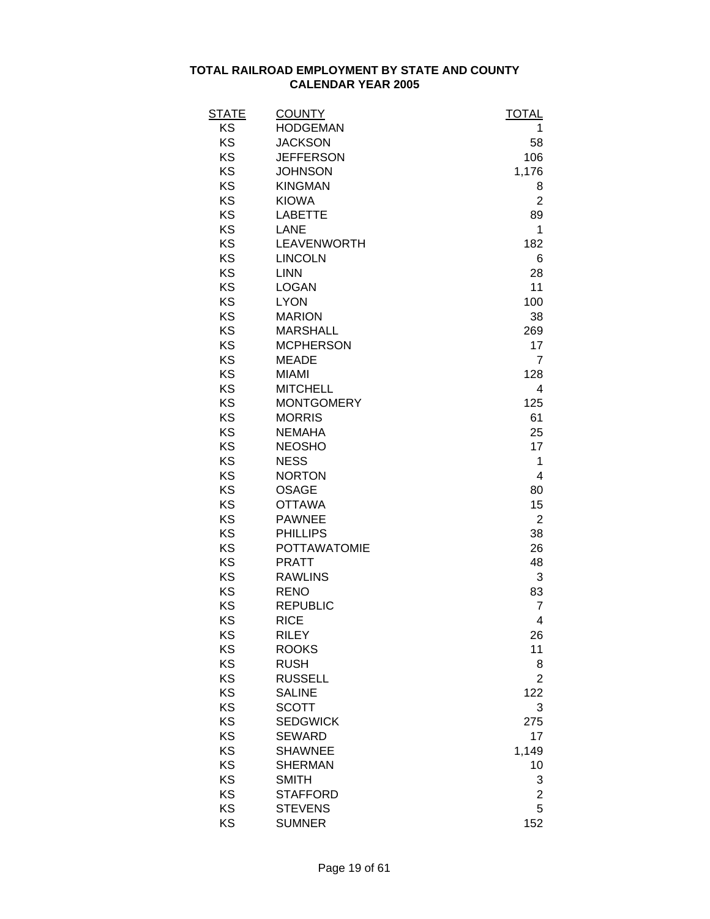**TOTAL RAILROAD EMPLOYMENT BY STATE AND COUNTY**
**CALENDAR YEAR 2005**

| STATE | COUNTY | TOTAL |
|---|---|---|
| KS | HODGEMAN | 1 |
| KS | JACKSON | 58 |
| KS | JEFFERSON | 106 |
| KS | JOHNSON | 1,176 |
| KS | KINGMAN | 8 |
| KS | KIOWA | 2 |
| KS | LABETTE | 89 |
| KS | LANE | 1 |
| KS | LEAVENWORTH | 182 |
| KS | LINCOLN | 6 |
| KS | LINN | 28 |
| KS | LOGAN | 11 |
| KS | LYON | 100 |
| KS | MARION | 38 |
| KS | MARSHALL | 269 |
| KS | MCPHERSON | 17 |
| KS | MEADE | 7 |
| KS | MIAMI | 128 |
| KS | MITCHELL | 4 |
| KS | MONTGOMERY | 125 |
| KS | MORRIS | 61 |
| KS | NEMAHA | 25 |
| KS | NEOSHO | 17 |
| KS | NESS | 1 |
| KS | NORTON | 4 |
| KS | OSAGE | 80 |
| KS | OTTAWA | 15 |
| KS | PAWNEE | 2 |
| KS | PHILLIPS | 38 |
| KS | POTTAWATOMIE | 26 |
| KS | PRATT | 48 |
| KS | RAWLINS | 3 |
| KS | RENO | 83 |
| KS | REPUBLIC | 7 |
| KS | RICE | 4 |
| KS | RILEY | 26 |
| KS | ROOKS | 11 |
| KS | RUSH | 8 |
| KS | RUSSELL | 2 |
| KS | SALINE | 122 |
| KS | SCOTT | 3 |
| KS | SEDGWICK | 275 |
| KS | SEWARD | 17 |
| KS | SHAWNEE | 1,149 |
| KS | SHERMAN | 10 |
| KS | SMITH | 3 |
| KS | STAFFORD | 2 |
| KS | STEVENS | 5 |
| KS | SUMNER | 152 |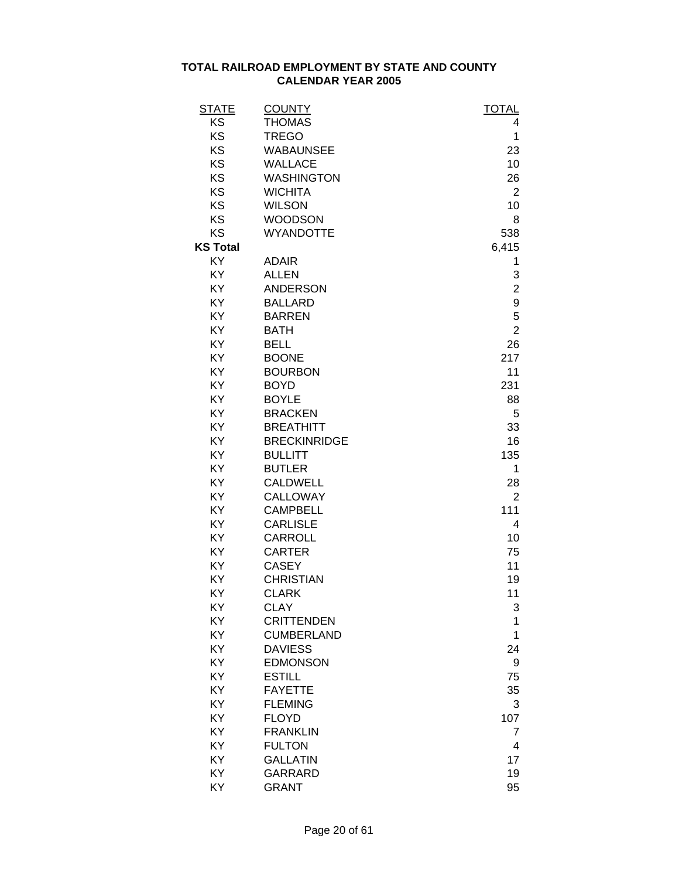**TOTAL RAILROAD EMPLOYMENT BY STATE AND COUNTY**
**CALENDAR YEAR 2005**

| STATE | COUNTY | TOTAL |
|---|---|---|
| KS | THOMAS | 4 |
| KS | TREGO | 1 |
| KS | WABAUNSEE | 23 |
| KS | WALLACE | 10 |
| KS | WASHINGTON | 26 |
| KS | WICHITA | 2 |
| KS | WILSON | 10 |
| KS | WOODSON | 8 |
| KS | WYANDOTTE | 538 |
| **KS Total** | | 6,415 |
| KY | ADAIR | 1 |
| KY | ALLEN | 3 |
| KY | ANDERSON | 2 |
| KY | BALLARD | 9 |
| KY | BARREN | 5 |
| KY | BATH | 2 |
| KY | BELL | 26 |
| KY | BOONE | 217 |
| KY | BOURBON | 11 |
| KY | BOYD | 231 |
| KY | BOYLE | 88 |
| KY | BRACKEN | 5 |
| KY | BREATHITT | 33 |
| KY | BRECKINRIDGE | 16 |
| KY | BULLITT | 135 |
| KY | BUTLER | 1 |
| KY | CALDWELL | 28 |
| KY | CALLOWAY | 2 |
| KY | CAMPBELL | 111 |
| KY | CARLISLE | 4 |
| KY | CARROLL | 10 |
| KY | CARTER | 75 |
| KY | CASEY | 11 |
| KY | CHRISTIAN | 19 |
| KY | CLARK | 11 |
| KY | CLAY | 3 |
| KY | CRITTENDEN | 1 |
| KY | CUMBERLAND | 1 |
| KY | DAVIESS | 24 |
| KY | EDMONSON | 9 |
| KY | ESTILL | 75 |
| KY | FAYETTE | 35 |
| KY | FLEMING | 3 |
| KY | FLOYD | 107 |
| KY | FRANKLIN | 7 |
| KY | FULTON | 4 |
| KY | GALLATIN | 17 |
| KY | GARRARD | 19 |
| KY | GRANT | 95 |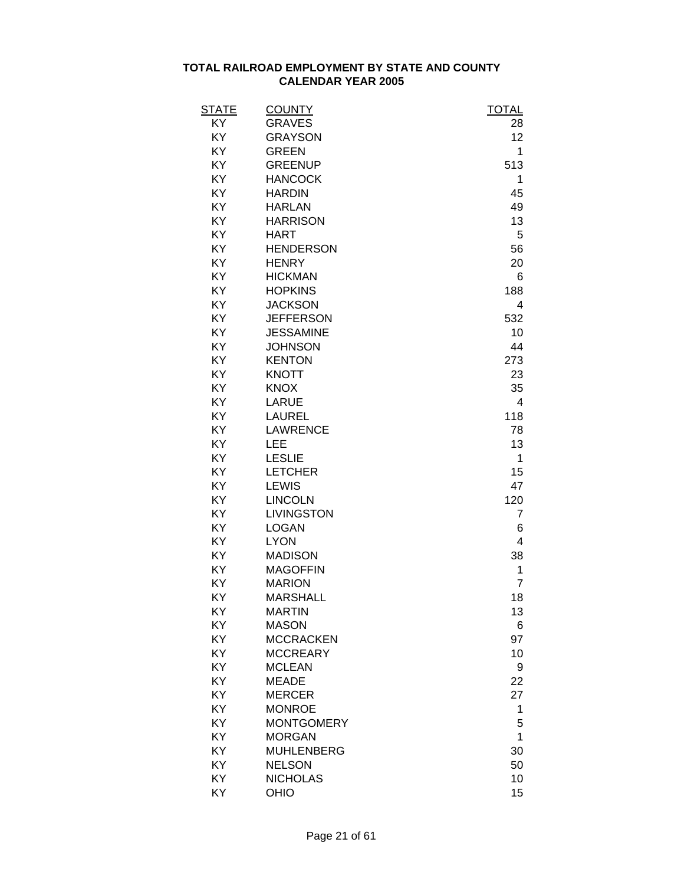**TOTAL RAILROAD EMPLOYMENT BY STATE AND COUNTY**
**CALENDAR YEAR 2005**

| STATE | COUNTY | TOTAL |
|---|---|---|
| KY | GRAVES | 28 |
| KY | GRAYSON | 12 |
| KY | GREEN | 1 |
| KY | GREENUP | 513 |
| KY | HANCOCK | 1 |
| KY | HARDIN | 45 |
| KY | HARLAN | 49 |
| KY | HARRISON | 13 |
| KY | HART | 5 |
| KY | HENDERSON | 56 |
| KY | HENRY | 20 |
| KY | HICKMAN | 6 |
| KY | HOPKINS | 188 |
| KY | JACKSON | 4 |
| KY | JEFFERSON | 532 |
| KY | JESSAMINE | 10 |
| KY | JOHNSON | 44 |
| KY | KENTON | 273 |
| KY | KNOTT | 23 |
| KY | KNOX | 35 |
| KY | LARUE | 4 |
| KY | LAUREL | 118 |
| KY | LAWRENCE | 78 |
| KY | LEE | 13 |
| KY | LESLIE | 1 |
| KY | LETCHER | 15 |
| KY | LEWIS | 47 |
| KY | LINCOLN | 120 |
| KY | LIVINGSTON | 7 |
| KY | LOGAN | 6 |
| KY | LYON | 4 |
| KY | MADISON | 38 |
| KY | MAGOFFIN | 1 |
| KY | MARION | 7 |
| KY | MARSHALL | 18 |
| KY | MARTIN | 13 |
| KY | MASON | 6 |
| KY | MCCRACKEN | 97 |
| KY | MCCREARY | 10 |
| KY | MCLEAN | 9 |
| KY | MEADE | 22 |
| KY | MERCER | 27 |
| KY | MONROE | 1 |
| KY | MONTGOMERY | 5 |
| KY | MORGAN | 1 |
| KY | MUHLENBERG | 30 |
| KY | NELSON | 50 |
| KY | NICHOLAS | 10 |
| KY | OHIO | 15 |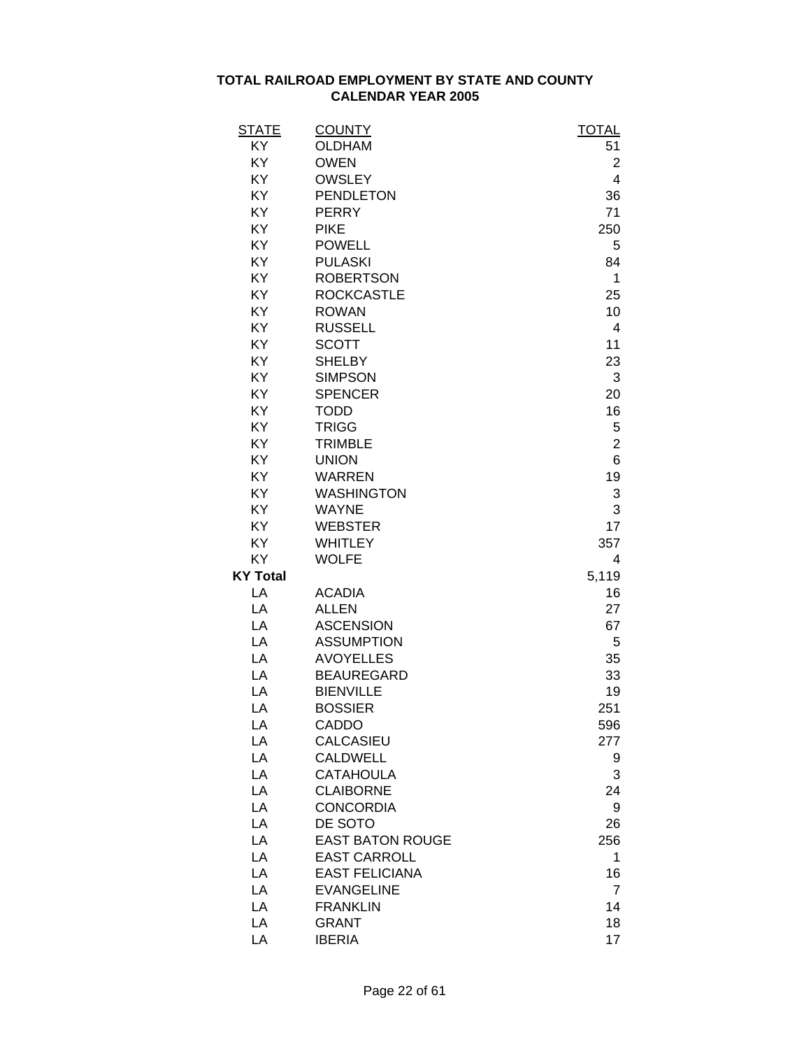**TOTAL RAILROAD EMPLOYMENT BY STATE AND COUNTY**
**CALENDAR YEAR 2005**

| STATE | COUNTY | TOTAL |
|---|---|---|
| KY | OLDHAM | 51 |
| KY | OWEN | 2 |
| KY | OWSLEY | 4 |
| KY | PENDLETON | 36 |
| KY | PERRY | 71 |
| KY | PIKE | 250 |
| KY | POWELL | 5 |
| KY | PULASKI | 84 |
| KY | ROBERTSON | 1 |
| KY | ROCKCASTLE | 25 |
| KY | ROWAN | 10 |
| KY | RUSSELL | 4 |
| KY | SCOTT | 11 |
| KY | SHELBY | 23 |
| KY | SIMPSON | 3 |
| KY | SPENCER | 20 |
| KY | TODD | 16 |
| KY | TRIGG | 5 |
| KY | TRIMBLE | 2 |
| KY | UNION | 6 |
| KY | WARREN | 19 |
| KY | WASHINGTON | 3 |
| KY | WAYNE | 3 |
| KY | WEBSTER | 17 |
| KY | WHITLEY | 357 |
| KY | WOLFE | 4 |
| **KY Total** | | 5,119 |
| LA | ACADIA | 16 |
| LA | ALLEN | 27 |
| LA | ASCENSION | 67 |
| LA | ASSUMPTION | 5 |
| LA | AVOYELLES | 35 |
| LA | BEAUREGARD | 33 |
| LA | BIENVILLE | 19 |
| LA | BOSSIER | 251 |
| LA | CADDO | 596 |
| LA | CALCASIEU | 277 |
| LA | CALDWELL | 9 |
| LA | CATAHOULA | 3 |
| LA | CLAIBORNE | 24 |
| LA | CONCORDIA | 9 |
| LA | DE SOTO | 26 |
| LA | EAST BATON ROUGE | 256 |
| LA | EAST CARROLL | 1 |
| LA | EAST FELICIANA | 16 |
| LA | EVANGELINE | 7 |
| LA | FRANKLIN | 14 |
| LA | GRANT | 18 |
| LA | IBERIA | 17 |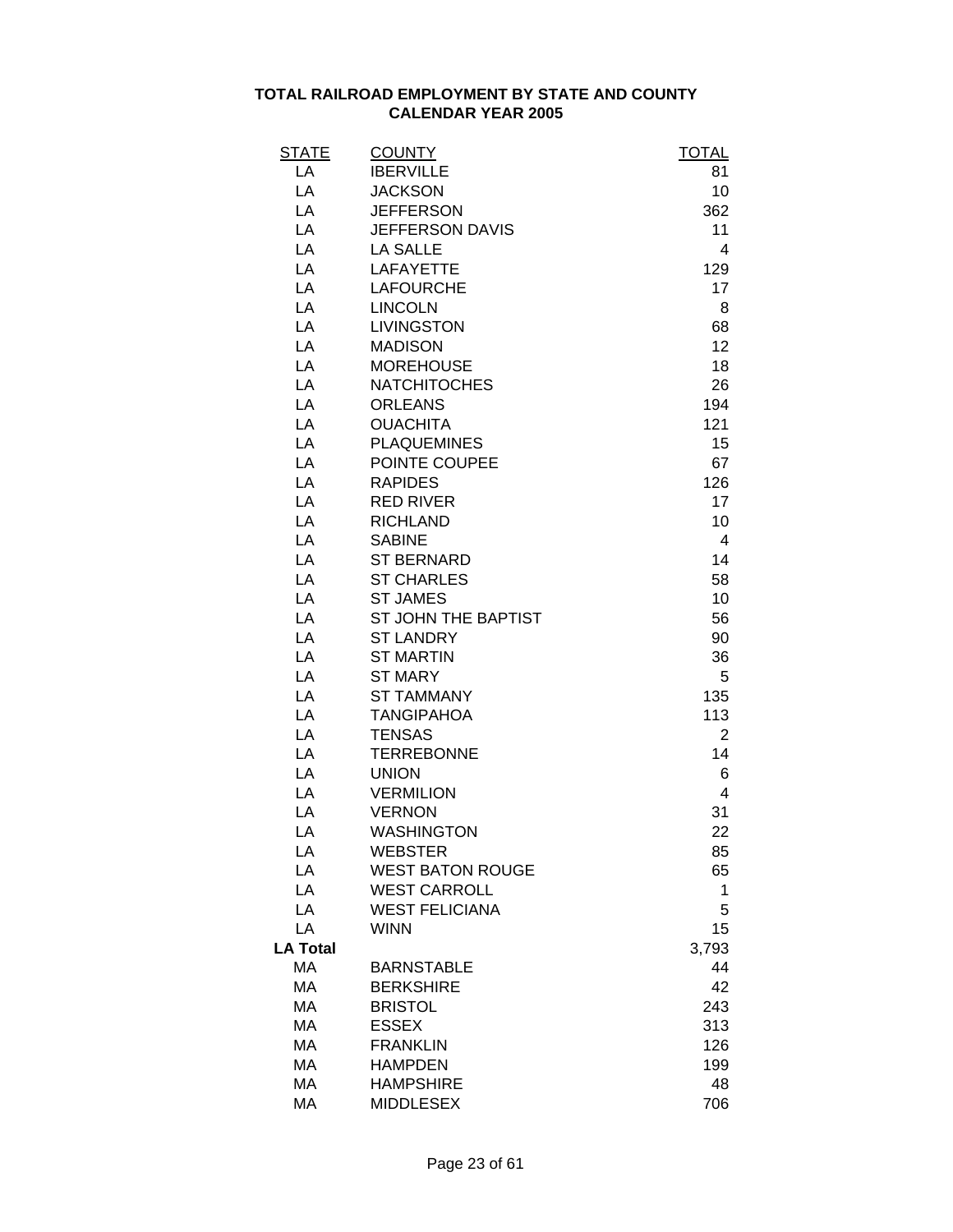# TOTAL RAILROAD EMPLOYMENT BY STATE AND COUNTY
## CALENDAR YEAR 2005

| STATE | COUNTY | TOTAL |
|---|---|---|
| LA | IBERVILLE | 81 |
| LA | JACKSON | 10 |
| LA | JEFFERSON | 362 |
| LA | JEFFERSON DAVIS | 11 |
| LA | LA SALLE | 4 |
| LA | LAFAYETTE | 129 |
| LA | LAFOURCHE | 17 |
| LA | LINCOLN | 8 |
| LA | LIVINGSTON | 68 |
| LA | MADISON | 12 |
| LA | MOREHOUSE | 18 |
| LA | NATCHITOCHES | 26 |
| LA | ORLEANS | 194 |
| LA | OUACHITA | 121 |
| LA | PLAQUEMINES | 15 |
| LA | POINTE COUPEE | 67 |
| LA | RAPIDES | 126 |
| LA | RED RIVER | 17 |
| LA | RICHLAND | 10 |
| LA | SABINE | 4 |
| LA | ST BERNARD | 14 |
| LA | ST CHARLES | 58 |
| LA | ST JAMES | 10 |
| LA | ST JOHN THE BAPTIST | 56 |
| LA | ST LANDRY | 90 |
| LA | ST MARTIN | 36 |
| LA | ST MARY | 5 |
| LA | ST TAMMANY | 135 |
| LA | TANGIPAHOA | 113 |
| LA | TENSAS | 2 |
| LA | TERREBONNE | 14 |
| LA | UNION | 6 |
| LA | VERMILION | 4 |
| LA | VERNON | 31 |
| LA | WASHINGTON | 22 |
| LA | WEBSTER | 85 |
| LA | WEST BATON ROUGE | 65 |
| LA | WEST CARROLL | 1 |
| LA | WEST FELICIANA | 5 |
| LA | WINN | 15 |
| **LA Total** | | 3,793 |
| MA | BARNSTABLE | 44 |
| MA | BERKSHIRE | 42 |
| MA | BRISTOL | 243 |
| MA | ESSEX | 313 |
| MA | FRANKLIN | 126 |
| MA | HAMPDEN | 199 |
| MA | HAMPSHIRE | 48 |
| MA | MIDDLESEX | 706 |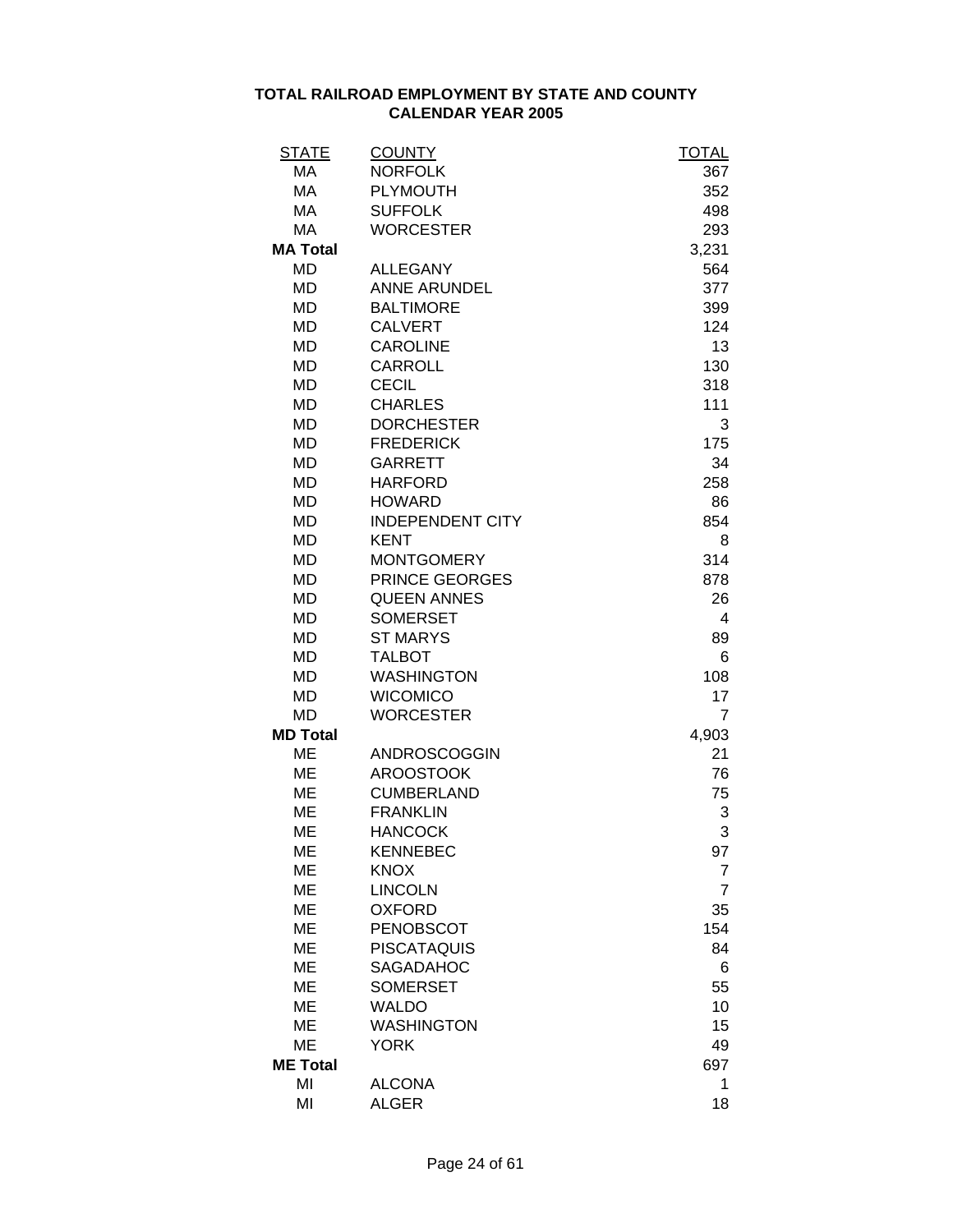**TOTAL RAILROAD EMPLOYMENT BY STATE AND COUNTY**
**CALENDAR YEAR 2005**

| STATE | COUNTY | TOTAL |
|---|---|---|
| MA | NORFOLK | 367 |
| MA | PLYMOUTH | 352 |
| MA | SUFFOLK | 498 |
| MA | WORCESTER | 293 |
| **MA Total** | | 3,231 |
| MD | ALLEGANY | 564 |
| MD | ANNE ARUNDEL | 377 |
| MD | BALTIMORE | 399 |
| MD | CALVERT | 124 |
| MD | CAROLINE | 13 |
| MD | CARROLL | 130 |
| MD | CECIL | 318 |
| MD | CHARLES | 111 |
| MD | DORCHESTER | 3 |
| MD | FREDERICK | 175 |
| MD | GARRETT | 34 |
| MD | HARFORD | 258 |
| MD | HOWARD | 86 |
| MD | INDEPENDENT CITY | 854 |
| MD | KENT | 8 |
| MD | MONTGOMERY | 314 |
| MD | PRINCE GEORGES | 878 |
| MD | QUEEN ANNES | 26 |
| MD | SOMERSET | 4 |
| MD | ST MARYS | 89 |
| MD | TALBOT | 6 |
| MD | WASHINGTON | 108 |
| MD | WICOMICO | 17 |
| MD | WORCESTER | 7 |
| **MD Total** | | 4,903 |
| ME | ANDROSCOGGIN | 21 |
| ME | AROOSTOOK | 76 |
| ME | CUMBERLAND | 75 |
| ME | FRANKLIN | 3 |
| ME | HANCOCK | 3 |
| ME | KENNEBEC | 97 |
| ME | KNOX | 7 |
| ME | LINCOLN | 7 |
| ME | OXFORD | 35 |
| ME | PENOBSCOT | 154 |
| ME | PISCATAQUIS | 84 |
| ME | SAGADAHOC | 6 |
| ME | SOMERSET | 55 |
| ME | WALDO | 10 |
| ME | WASHINGTON | 15 |
| ME | YORK | 49 |
| **ME Total** | | 697 |
| MI | ALCONA | 1 |
| MI | ALGER | 18 |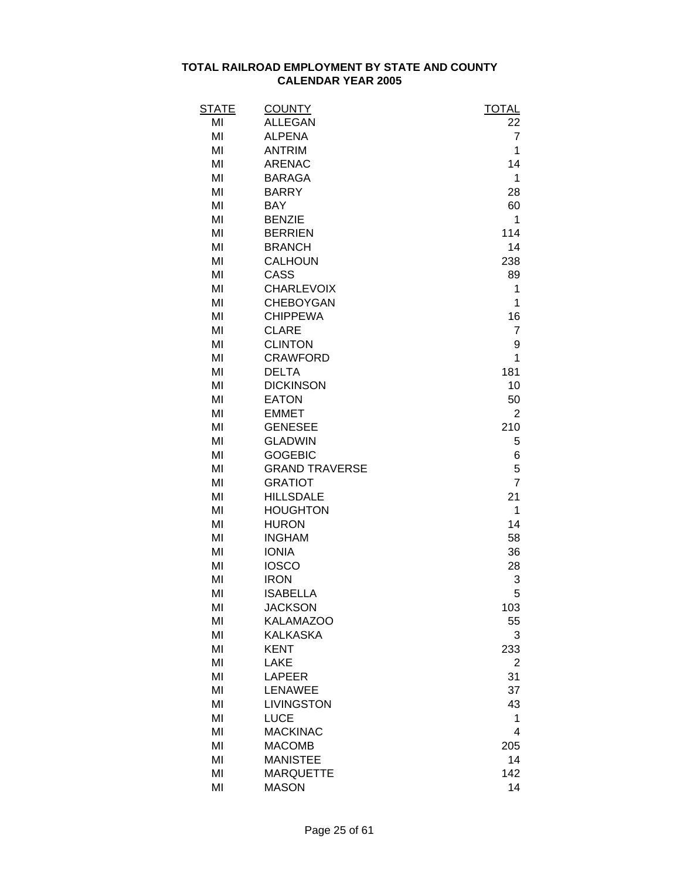**TOTAL RAILROAD EMPLOYMENT BY STATE AND COUNTY**
**CALENDAR YEAR 2005**

| STATE | COUNTY | TOTAL |
|---|---|---|
| MI | ALLEGAN | 22 |
| MI | ALPENA | 7 |
| MI | ANTRIM | 1 |
| MI | ARENAC | 14 |
| MI | BARAGA | 1 |
| MI | BARRY | 28 |
| MI | BAY | 60 |
| MI | BENZIE | 1 |
| MI | BERRIEN | 114 |
| MI | BRANCH | 14 |
| MI | CALHOUN | 238 |
| MI | CASS | 89 |
| MI | CHARLEVOIX | 1 |
| MI | CHEBOYGAN | 1 |
| MI | CHIPPEWA | 16 |
| MI | CLARE | 7 |
| MI | CLINTON | 9 |
| MI | CRAWFORD | 1 |
| MI | DELTA | 181 |
| MI | DICKINSON | 10 |
| MI | EATON | 50 |
| MI | EMMET | 2 |
| MI | GENESEE | 210 |
| MI | GLADWIN | 5 |
| MI | GOGEBIC | 6 |
| MI | GRAND TRAVERSE | 5 |
| MI | GRATIOT | 7 |
| MI | HILLSDALE | 21 |
| MI | HOUGHTON | 1 |
| MI | HURON | 14 |
| MI | INGHAM | 58 |
| MI | IONIA | 36 |
| MI | IOSCO | 28 |
| MI | IRON | 3 |
| MI | ISABELLA | 5 |
| MI | JACKSON | 103 |
| MI | KALAMAZOO | 55 |
| MI | KALKASKA | 3 |
| MI | KENT | 233 |
| MI | LAKE | 2 |
| MI | LAPEER | 31 |
| MI | LENAWEE | 37 |
| MI | LIVINGSTON | 43 |
| MI | LUCE | 1 |
| MI | MACKINAC | 4 |
| MI | MACOMB | 205 |
| MI | MANISTEE | 14 |
| MI | MARQUETTE | 142 |
| MI | MASON | 14 |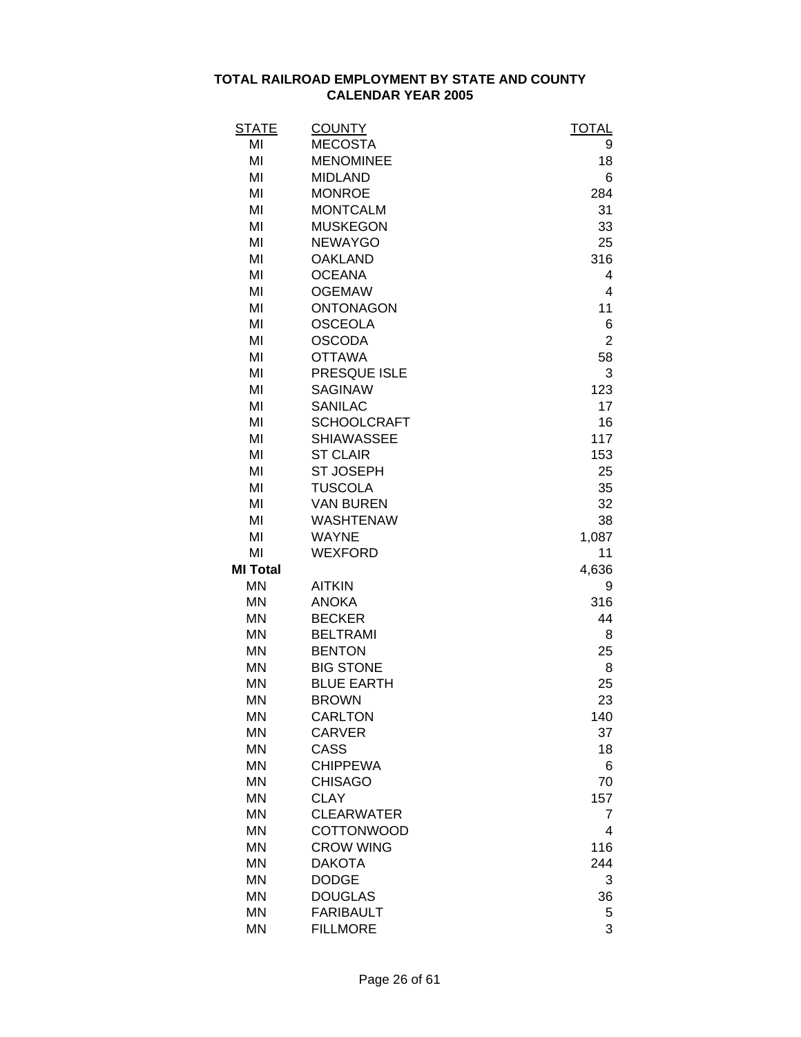# TOTAL RAILROAD EMPLOYMENT BY STATE AND COUNTY
## CALENDAR YEAR 2005

| STATE | COUNTY | TOTAL |
|---|---|---|
| MI | MECOSTA | 9 |
| MI | MENOMINEE | 18 |
| MI | MIDLAND | 6 |
| MI | MONROE | 284 |
| MI | MONTCALM | 31 |
| MI | MUSKEGON | 33 |
| MI | NEWAYGO | 25 |
| MI | OAKLAND | 316 |
| MI | OCEANA | 4 |
| MI | OGEMAW | 4 |
| MI | ONTONAGON | 11 |
| MI | OSCEOLA | 6 |
| MI | OSCODA | 2 |
| MI | OTTAWA | 58 |
| MI | PRESQUE ISLE | 3 |
| MI | SAGINAW | 123 |
| MI | SANILAC | 17 |
| MI | SCHOOLCRAFT | 16 |
| MI | SHIAWASSEE | 117 |
| MI | ST CLAIR | 153 |
| MI | ST JOSEPH | 25 |
| MI | TUSCOLA | 35 |
| MI | VAN BUREN | 32 |
| MI | WASHTENAW | 38 |
| MI | WAYNE | 1,087 |
| MI | WEXFORD | 11 |
| **MI Total** | | 4,636 |
| MN | AITKIN | 9 |
| MN | ANOKA | 316 |
| MN | BECKER | 44 |
| MN | BELTRAMI | 8 |
| MN | BENTON | 25 |
| MN | BIG STONE | 8 |
| MN | BLUE EARTH | 25 |
| MN | BROWN | 23 |
| MN | CARLTON | 140 |
| MN | CARVER | 37 |
| MN | CASS | 18 |
| MN | CHIPPEWA | 6 |
| MN | CHISAGO | 70 |
| MN | CLAY | 157 |
| MN | CLEARWATER | 7 |
| MN | COTTONWOOD | 4 |
| MN | CROW WING | 116 |
| MN | DAKOTA | 244 |
| MN | DODGE | 3 |
| MN | DOUGLAS | 36 |
| MN | FARIBAULT | 5 |
| MN | FILLMORE | 3 |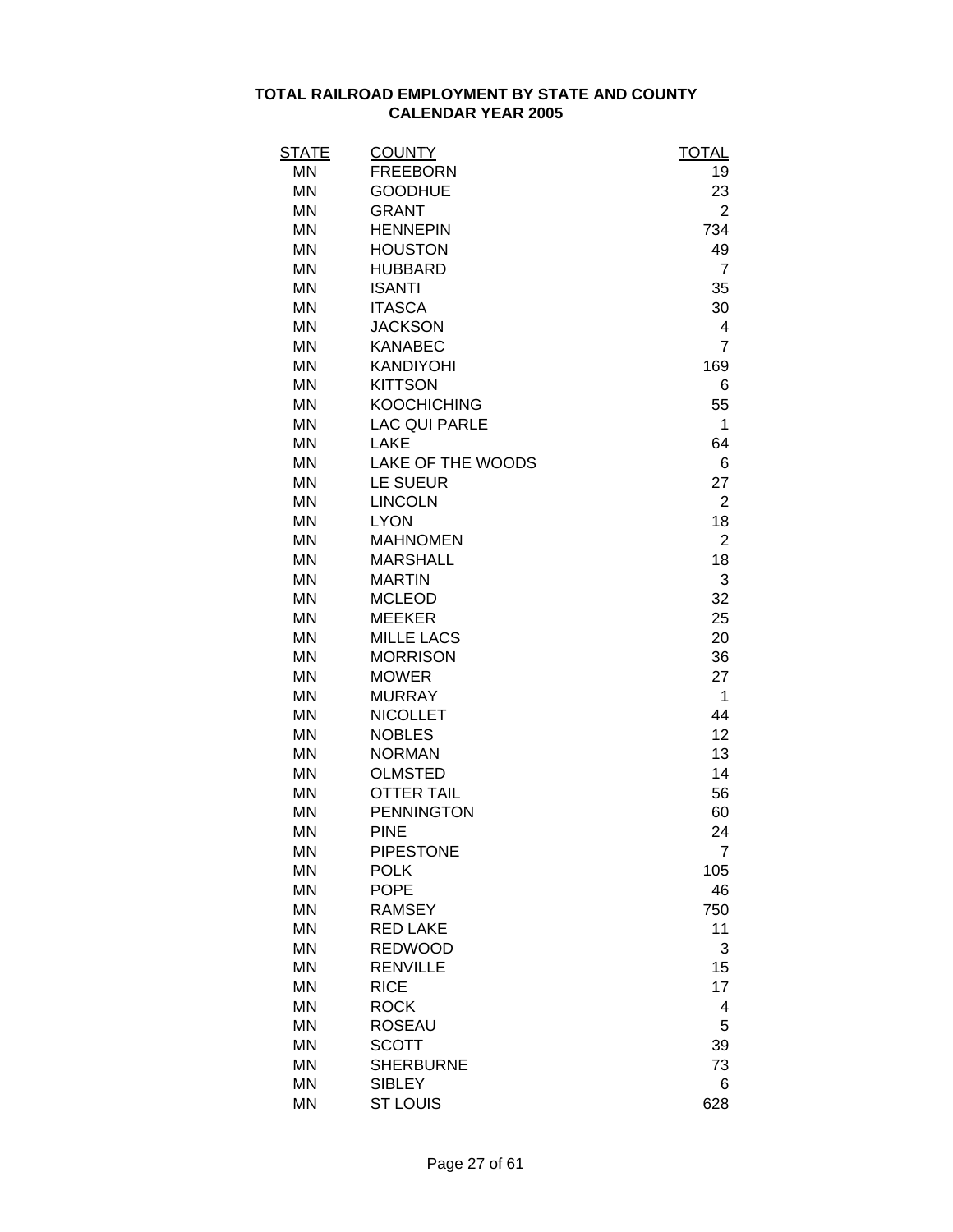**TOTAL RAILROAD EMPLOYMENT BY STATE AND COUNTY**
**CALENDAR YEAR 2005**

| STATE | COUNTY | TOTAL |
|---|---|---|
| MN | FREEBORN | 19 |
| MN | GOODHUE | 23 |
| MN | GRANT | 2 |
| MN | HENNEPIN | 734 |
| MN | HOUSTON | 49 |
| MN | HUBBARD | 7 |
| MN | ISANTI | 35 |
| MN | ITASCA | 30 |
| MN | JACKSON | 4 |
| MN | KANABEC | 7 |
| MN | KANDIYOHI | 169 |
| MN | KITTSON | 6 |
| MN | KOOCHICHING | 55 |
| MN | LAC QUI PARLE | 1 |
| MN | LAKE | 64 |
| MN | LAKE OF THE WOODS | 6 |
| MN | LE SUEUR | 27 |
| MN | LINCOLN | 2 |
| MN | LYON | 18 |
| MN | MAHNOMEN | 2 |
| MN | MARSHALL | 18 |
| MN | MARTIN | 3 |
| MN | MCLEOD | 32 |
| MN | MEEKER | 25 |
| MN | MILLE LACS | 20 |
| MN | MORRISON | 36 |
| MN | MOWER | 27 |
| MN | MURRAY | 1 |
| MN | NICOLLET | 44 |
| MN | NOBLES | 12 |
| MN | NORMAN | 13 |
| MN | OLMSTED | 14 |
| MN | OTTER TAIL | 56 |
| MN | PENNINGTON | 60 |
| MN | PINE | 24 |
| MN | PIPESTONE | 7 |
| MN | POLK | 105 |
| MN | POPE | 46 |
| MN | RAMSEY | 750 |
| MN | RED LAKE | 11 |
| MN | REDWOOD | 3 |
| MN | RENVILLE | 15 |
| MN | RICE | 17 |
| MN | ROCK | 4 |
| MN | ROSEAU | 5 |
| MN | SCOTT | 39 |
| MN | SHERBURNE | 73 |
| MN | SIBLEY | 6 |
| MN | ST LOUIS | 628 |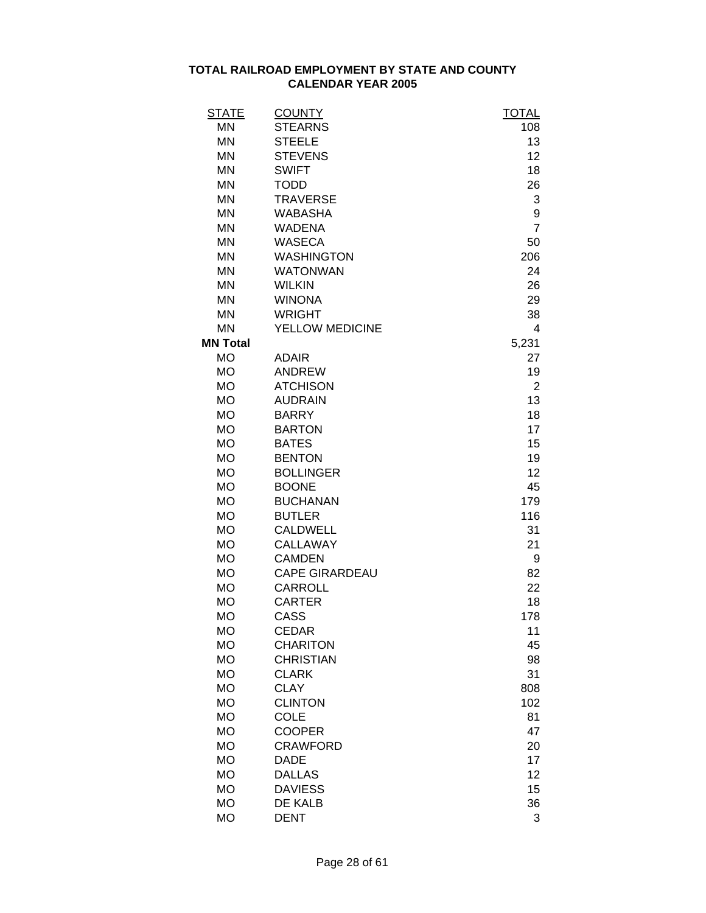**TOTAL RAILROAD EMPLOYMENT BY STATE AND COUNTY**
**CALENDAR YEAR 2005**

| STATE | COUNTY | TOTAL |
|---|---|---|
| MN | STEARNS | 108 |
| MN | STEELE | 13 |
| MN | STEVENS | 12 |
| MN | SWIFT | 18 |
| MN | TODD | 26 |
| MN | TRAVERSE | 3 |
| MN | WABASHA | 9 |
| MN | WADENA | 7 |
| MN | WASECA | 50 |
| MN | WASHINGTON | 206 |
| MN | WATONWAN | 24 |
| MN | WILKIN | 26 |
| MN | WINONA | 29 |
| MN | WRIGHT | 38 |
| MN | YELLOW MEDICINE | 4 |
| **MN Total** | | 5,231 |
| MO | ADAIR | 27 |
| MO | ANDREW | 19 |
| MO | ATCHISON | 2 |
| MO | AUDRAIN | 13 |
| MO | BARRY | 18 |
| MO | BARTON | 17 |
| MO | BATES | 15 |
| MO | BENTON | 19 |
| MO | BOLLINGER | 12 |
| MO | BOONE | 45 |
| MO | BUCHANAN | 179 |
| MO | BUTLER | 116 |
| MO | CALDWELL | 31 |
| MO | CALLAWAY | 21 |
| MO | CAMDEN | 9 |
| MO | CAPE GIRARDEAU | 82 |
| MO | CARROLL | 22 |
| MO | CARTER | 18 |
| MO | CASS | 178 |
| MO | CEDAR | 11 |
| MO | CHARITON | 45 |
| MO | CHRISTIAN | 98 |
| MO | CLARK | 31 |
| MO | CLAY | 808 |
| MO | CLINTON | 102 |
| MO | COLE | 81 |
| MO | COOPER | 47 |
| MO | CRAWFORD | 20 |
| MO | DADE | 17 |
| MO | DALLAS | 12 |
| MO | DAVIESS | 15 |
| MO | DE KALB | 36 |
| MO | DENT | 3 |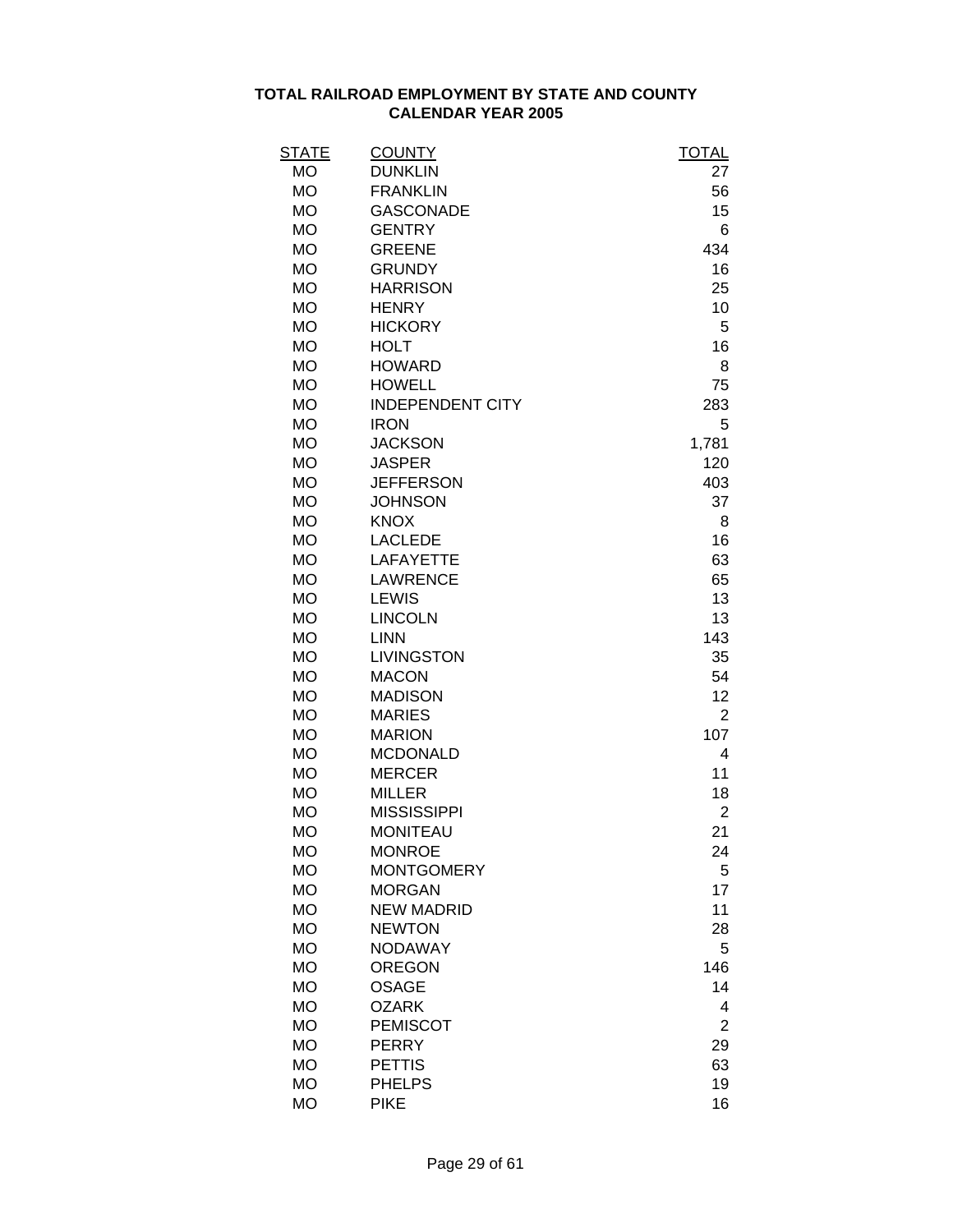# TOTAL RAILROAD EMPLOYMENT BY STATE AND COUNTY
## CALENDAR YEAR 2005

| STATE | COUNTY | TOTAL |
|---|---|---|
| MO | DUNKLIN | 27 |
| MO | FRANKLIN | 56 |
| MO | GASCONADE | 15 |
| MO | GENTRY | 6 |
| MO | GREENE | 434 |
| MO | GRUNDY | 16 |
| MO | HARRISON | 25 |
| MO | HENRY | 10 |
| MO | HICKORY | 5 |
| MO | HOLT | 16 |
| MO | HOWARD | 8 |
| MO | HOWELL | 75 |
| MO | INDEPENDENT CITY | 283 |
| MO | IRON | 5 |
| MO | JACKSON | 1,781 |
| MO | JASPER | 120 |
| MO | JEFFERSON | 403 |
| MO | JOHNSON | 37 |
| MO | KNOX | 8 |
| MO | LACLEDE | 16 |
| MO | LAFAYETTE | 63 |
| MO | LAWRENCE | 65 |
| MO | LEWIS | 13 |
| MO | LINCOLN | 13 |
| MO | LINN | 143 |
| MO | LIVINGSTON | 35 |
| MO | MACON | 54 |
| MO | MADISON | 12 |
| MO | MARIES | 2 |
| MO | MARION | 107 |
| MO | MCDONALD | 4 |
| MO | MERCER | 11 |
| MO | MILLER | 18 |
| MO | MISSISSIPPI | 2 |
| MO | MONITEAU | 21 |
| MO | MONROE | 24 |
| MO | MONTGOMERY | 5 |
| MO | MORGAN | 17 |
| MO | NEW MADRID | 11 |
| MO | NEWTON | 28 |
| MO | NODAWAY | 5 |
| MO | OREGON | 146 |
| MO | OSAGE | 14 |
| MO | OZARK | 4 |
| MO | PEMISCOT | 2 |
| MO | PERRY | 29 |
| MO | PETTIS | 63 |
| MO | PHELPS | 19 |
| MO | PIKE | 16 |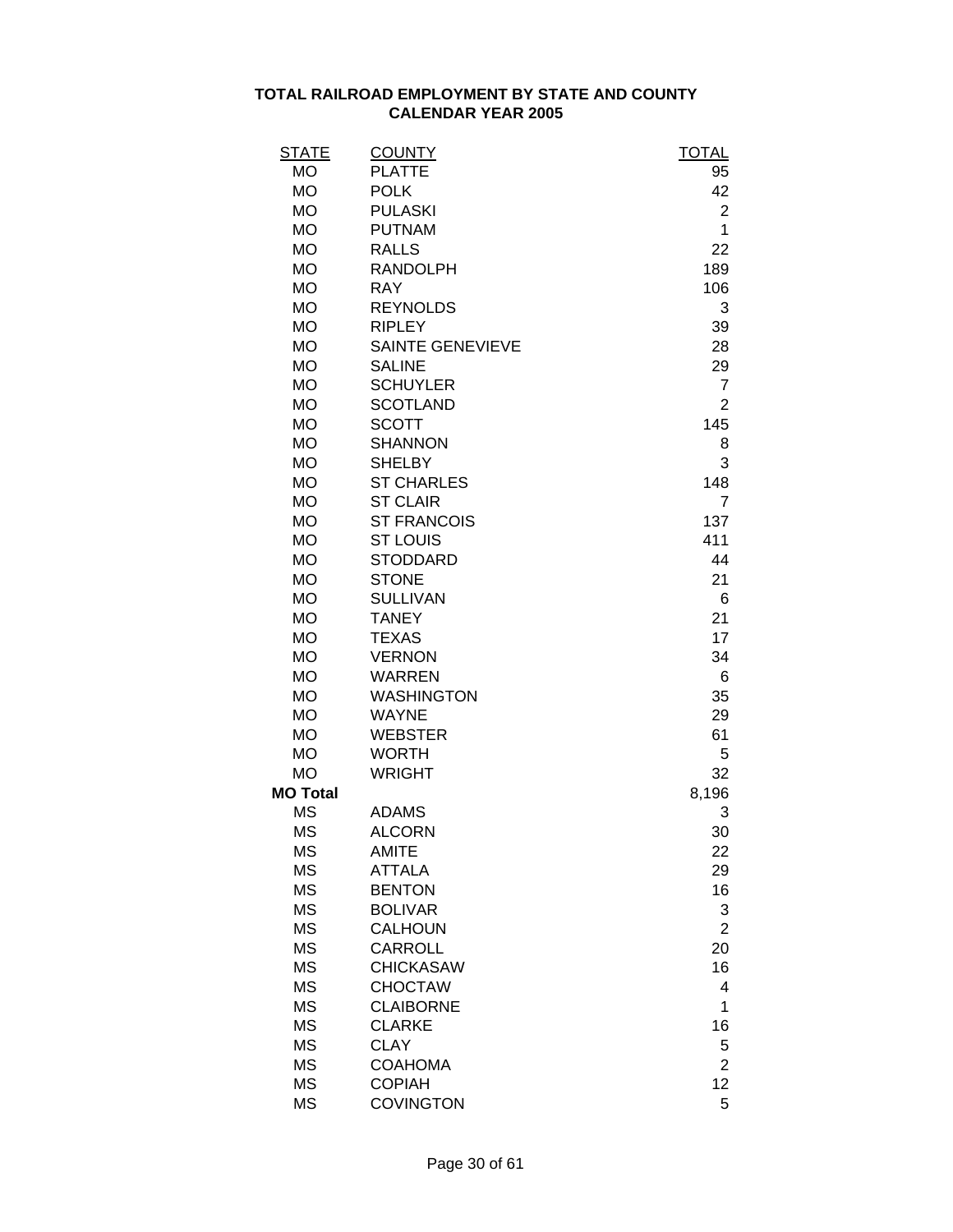# TOTAL RAILROAD EMPLOYMENT BY STATE AND COUNTY
## CALENDAR YEAR 2005

| STATE | COUNTY | TOTAL |
|---|---|---|
| MO | PLATTE | 95 |
| MO | POLK | 42 |
| MO | PULASKI | 2 |
| MO | PUTNAM | 1 |
| MO | RALLS | 22 |
| MO | RANDOLPH | 189 |
| MO | RAY | 106 |
| MO | REYNOLDS | 3 |
| MO | RIPLEY | 39 |
| MO | SAINTE GENEVIEVE | 28 |
| MO | SALINE | 29 |
| MO | SCHUYLER | 7 |
| MO | SCOTLAND | 2 |
| MO | SCOTT | 145 |
| MO | SHANNON | 8 |
| MO | SHELBY | 3 |
| MO | ST CHARLES | 148 |
| MO | ST CLAIR | 7 |
| MO | ST FRANCOIS | 137 |
| MO | ST LOUIS | 411 |
| MO | STODDARD | 44 |
| MO | STONE | 21 |
| MO | SULLIVAN | 6 |
| MO | TANEY | 21 |
| MO | TEXAS | 17 |
| MO | VERNON | 34 |
| MO | WARREN | 6 |
| MO | WASHINGTON | 35 |
| MO | WAYNE | 29 |
| MO | WEBSTER | 61 |
| MO | WORTH | 5 |
| MO | WRIGHT | 32 |
| **MO Total** | | 8,196 |
| MS | ADAMS | 3 |
| MS | ALCORN | 30 |
| MS | AMITE | 22 |
| MS | ATTALA | 29 |
| MS | BENTON | 16 |
| MS | BOLIVAR | 3 |
| MS | CALHOUN | 2 |
| MS | CARROLL | 20 |
| MS | CHICKASAW | 16 |
| MS | CHOCTAW | 4 |
| MS | CLAIBORNE | 1 |
| MS | CLARKE | 16 |
| MS | CLAY | 5 |
| MS | COAHOMA | 2 |
| MS | COPIAH | 12 |
| MS | COVINGTON | 5 |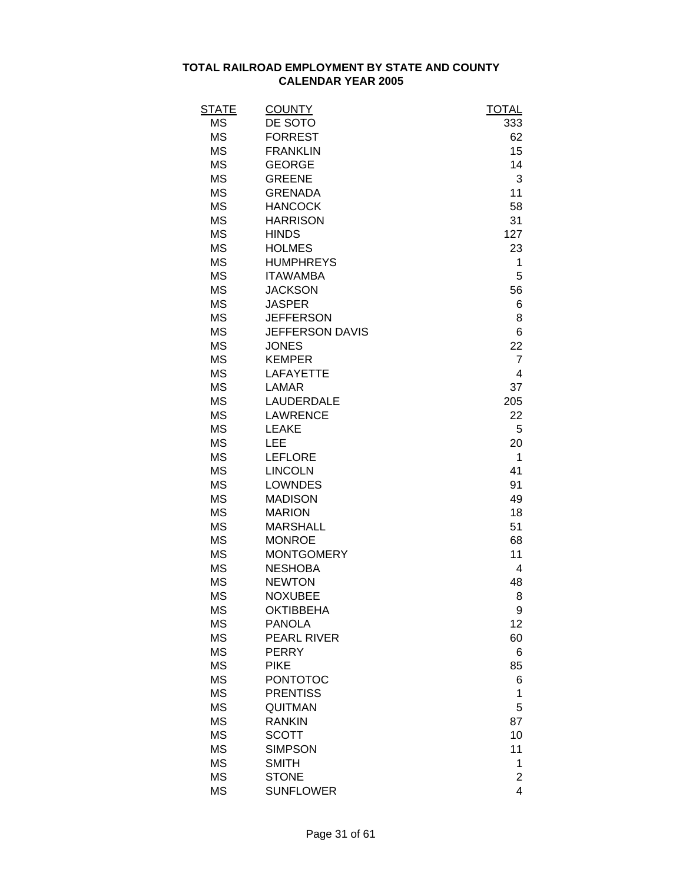**TOTAL RAILROAD EMPLOYMENT BY STATE AND COUNTY**
**CALENDAR YEAR 2005**

| STATE | COUNTY | TOTAL |
|---|---|---|
| MS | DE SOTO | 333 |
| MS | FORREST | 62 |
| MS | FRANKLIN | 15 |
| MS | GEORGE | 14 |
| MS | GREENE | 3 |
| MS | GRENADA | 11 |
| MS | HANCOCK | 58 |
| MS | HARRISON | 31 |
| MS | HINDS | 127 |
| MS | HOLMES | 23 |
| MS | HUMPHREYS | 1 |
| MS | ITAWAMBA | 5 |
| MS | JACKSON | 56 |
| MS | JASPER | 6 |
| MS | JEFFERSON | 8 |
| MS | JEFFERSON DAVIS | 6 |
| MS | JONES | 22 |
| MS | KEMPER | 7 |
| MS | LAFAYETTE | 4 |
| MS | LAMAR | 37 |
| MS | LAUDERDALE | 205 |
| MS | LAWRENCE | 22 |
| MS | LEAKE | 5 |
| MS | LEE | 20 |
| MS | LEFLORE | 1 |
| MS | LINCOLN | 41 |
| MS | LOWNDES | 91 |
| MS | MADISON | 49 |
| MS | MARION | 18 |
| MS | MARSHALL | 51 |
| MS | MONROE | 68 |
| MS | MONTGOMERY | 11 |
| MS | NESHOBA | 4 |
| MS | NEWTON | 48 |
| MS | NOXUBEE | 8 |
| MS | OKTIBBEHA | 9 |
| MS | PANOLA | 12 |
| MS | PEARL RIVER | 60 |
| MS | PERRY | 6 |
| MS | PIKE | 85 |
| MS | PONTOTOC | 6 |
| MS | PRENTISS | 1 |
| MS | QUITMAN | 5 |
| MS | RANKIN | 87 |
| MS | SCOTT | 10 |
| MS | SIMPSON | 11 |
| MS | SMITH | 1 |
| MS | STONE | 2 |
| MS | SUNFLOWER | 4 |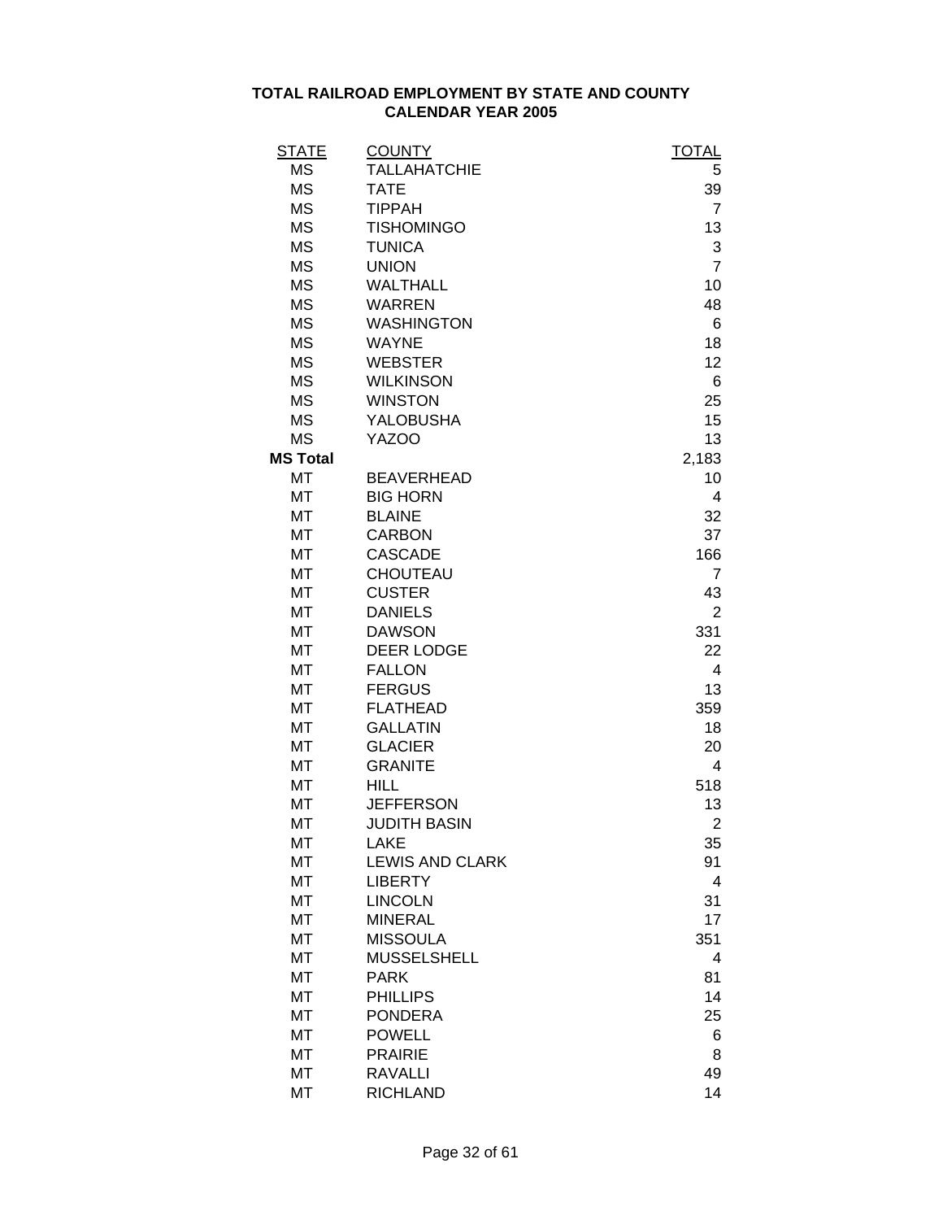**TOTAL RAILROAD EMPLOYMENT BY STATE AND COUNTY**
**CALENDAR YEAR 2005**

| STATE | COUNTY | TOTAL |
|---|---|---|
| MS | TALLAHATCHIE | 5 |
| MS | TATE | 39 |
| MS | TIPPAH | 7 |
| MS | TISHOMINGO | 13 |
| MS | TUNICA | 3 |
| MS | UNION | 7 |
| MS | WALTHALL | 10 |
| MS | WARREN | 48 |
| MS | WASHINGTON | 6 |
| MS | WAYNE | 18 |
| MS | WEBSTER | 12 |
| MS | WILKINSON | 6 |
| MS | WINSTON | 25 |
| MS | YALOBUSHA | 15 |
| MS | YAZOO | 13 |
| **MS Total** | | 2,183 |
| MT | BEAVERHEAD | 10 |
| MT | BIG HORN | 4 |
| MT | BLAINE | 32 |
| MT | CARBON | 37 |
| MT | CASCADE | 166 |
| MT | CHOUTEAU | 7 |
| MT | CUSTER | 43 |
| MT | DANIELS | 2 |
| MT | DAWSON | 331 |
| MT | DEER LODGE | 22 |
| MT | FALLON | 4 |
| MT | FERGUS | 13 |
| MT | FLATHEAD | 359 |
| MT | GALLATIN | 18 |
| MT | GLACIER | 20 |
| MT | GRANITE | 4 |
| MT | HILL | 518 |
| MT | JEFFERSON | 13 |
| MT | JUDITH BASIN | 2 |
| MT | LAKE | 35 |
| MT | LEWIS AND CLARK | 91 |
| MT | LIBERTY | 4 |
| MT | LINCOLN | 31 |
| MT | MINERAL | 17 |
| MT | MISSOULA | 351 |
| MT | MUSSELSHELL | 4 |
| MT | PARK | 81 |
| MT | PHILLIPS | 14 |
| MT | PONDERA | 25 |
| MT | POWELL | 6 |
| MT | PRAIRIE | 8 |
| MT | RAVALLI | 49 |
| MT | RICHLAND | 14 |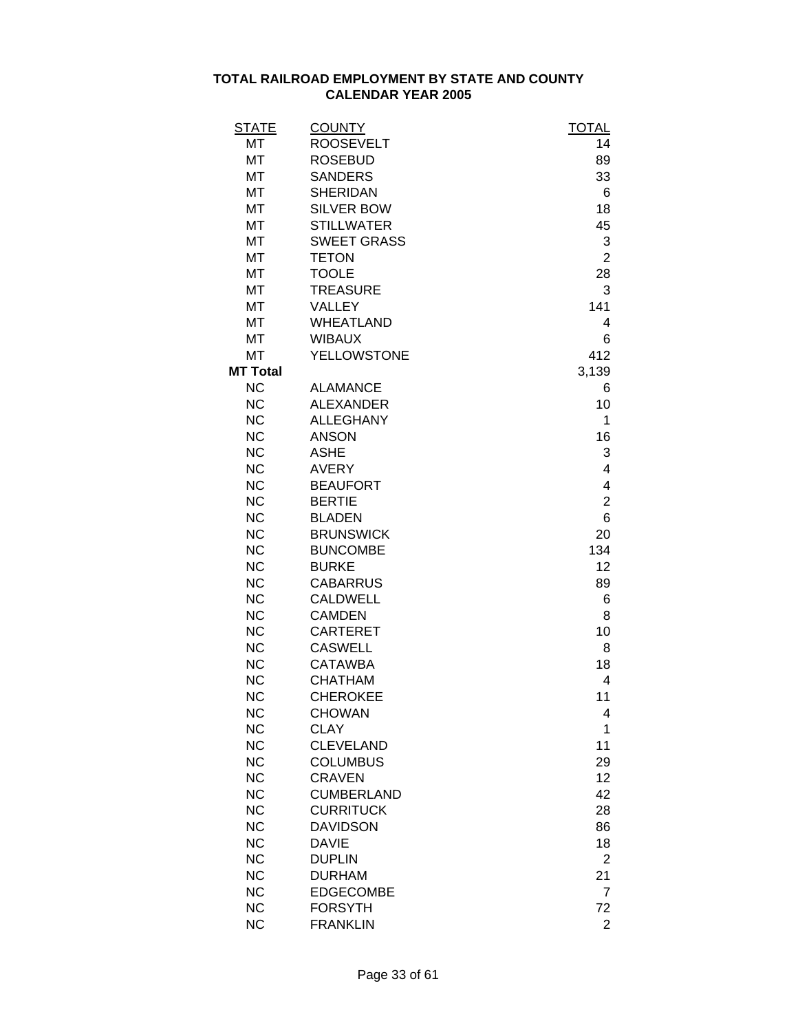**TOTAL RAILROAD EMPLOYMENT BY STATE AND COUNTY**
**CALENDAR YEAR 2005**

| STATE | COUNTY | TOTAL |
|---|---|---|
| MT | ROOSEVELT | 14 |
| MT | ROSEBUD | 89 |
| MT | SANDERS | 33 |
| MT | SHERIDAN | 6 |
| MT | SILVER BOW | 18 |
| MT | STILLWATER | 45 |
| MT | SWEET GRASS | 3 |
| MT | TETON | 2 |
| MT | TOOLE | 28 |
| MT | TREASURE | 3 |
| MT | VALLEY | 141 |
| MT | WHEATLAND | 4 |
| MT | WIBAUX | 6 |
| MT | YELLOWSTONE | 412 |
| **MT Total** | | 3,139 |
| NC | ALAMANCE | 6 |
| NC | ALEXANDER | 10 |
| NC | ALLEGHANY | 1 |
| NC | ANSON | 16 |
| NC | ASHE | 3 |
| NC | AVERY | 4 |
| NC | BEAUFORT | 4 |
| NC | BERTIE | 2 |
| NC | BLADEN | 6 |
| NC | BRUNSWICK | 20 |
| NC | BUNCOMBE | 134 |
| NC | BURKE | 12 |
| NC | CABARRUS | 89 |
| NC | CALDWELL | 6 |
| NC | CAMDEN | 8 |
| NC | CARTERET | 10 |
| NC | CASWELL | 8 |
| NC | CATAWBA | 18 |
| NC | CHATHAM | 4 |
| NC | CHEROKEE | 11 |
| NC | CHOWAN | 4 |
| NC | CLAY | 1 |
| NC | CLEVELAND | 11 |
| NC | COLUMBUS | 29 |
| NC | CRAVEN | 12 |
| NC | CUMBERLAND | 42 |
| NC | CURRITUCK | 28 |
| NC | DAVIDSON | 86 |
| NC | DAVIE | 18 |
| NC | DUPLIN | 2 |
| NC | DURHAM | 21 |
| NC | EDGECOMBE | 7 |
| NC | FORSYTH | 72 |
| NC | FRANKLIN | 2 |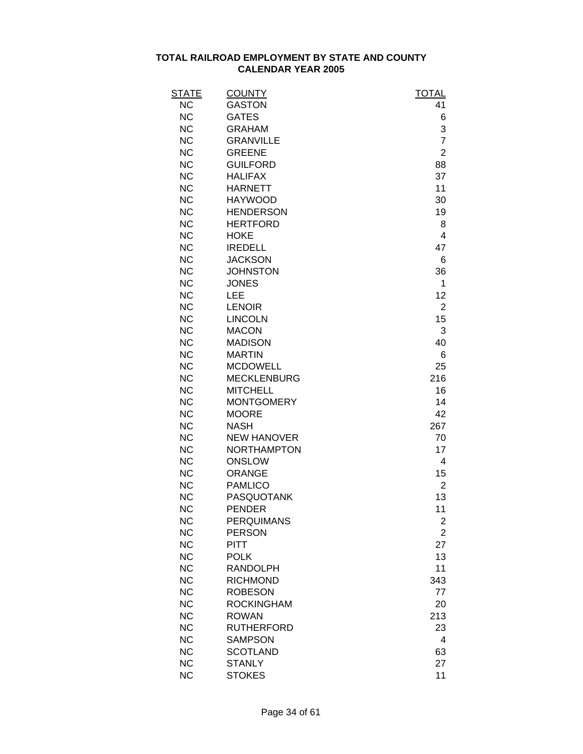# TOTAL RAILROAD EMPLOYMENT BY STATE AND COUNTY
## CALENDAR YEAR 2005

| STATE | COUNTY | TOTAL |
|---|---|---|
| NC | GASTON | 41 |
| NC | GATES | 6 |
| NC | GRAHAM | 3 |
| NC | GRANVILLE | 7 |
| NC | GREENE | 2 |
| NC | GUILFORD | 88 |
| NC | HALIFAX | 37 |
| NC | HARNETT | 11 |
| NC | HAYWOOD | 30 |
| NC | HENDERSON | 19 |
| NC | HERTFORD | 8 |
| NC | HOKE | 4 |
| NC | IREDELL | 47 |
| NC | JACKSON | 6 |
| NC | JOHNSTON | 36 |
| NC | JONES | 1 |
| NC | LEE | 12 |
| NC | LENOIR | 2 |
| NC | LINCOLN | 15 |
| NC | MACON | 3 |
| NC | MADISON | 40 |
| NC | MARTIN | 6 |
| NC | MCDOWELL | 25 |
| NC | MECKLENBURG | 216 |
| NC | MITCHELL | 16 |
| NC | MONTGOMERY | 14 |
| NC | MOORE | 42 |
| NC | NASH | 267 |
| NC | NEW HANOVER | 70 |
| NC | NORTHAMPTON | 17 |
| NC | ONSLOW | 4 |
| NC | ORANGE | 15 |
| NC | PAMLICO | 2 |
| NC | PASQUOTANK | 13 |
| NC | PENDER | 11 |
| NC | PERQUIMANS | 2 |
| NC | PERSON | 2 |
| NC | PITT | 27 |
| NC | POLK | 13 |
| NC | RANDOLPH | 11 |
| NC | RICHMOND | 343 |
| NC | ROBESON | 77 |
| NC | ROCKINGHAM | 20 |
| NC | ROWAN | 213 |
| NC | RUTHERFORD | 23 |
| NC | SAMPSON | 4 |
| NC | SCOTLAND | 63 |
| NC | STANLY | 27 |
| NC | STOKES | 11 |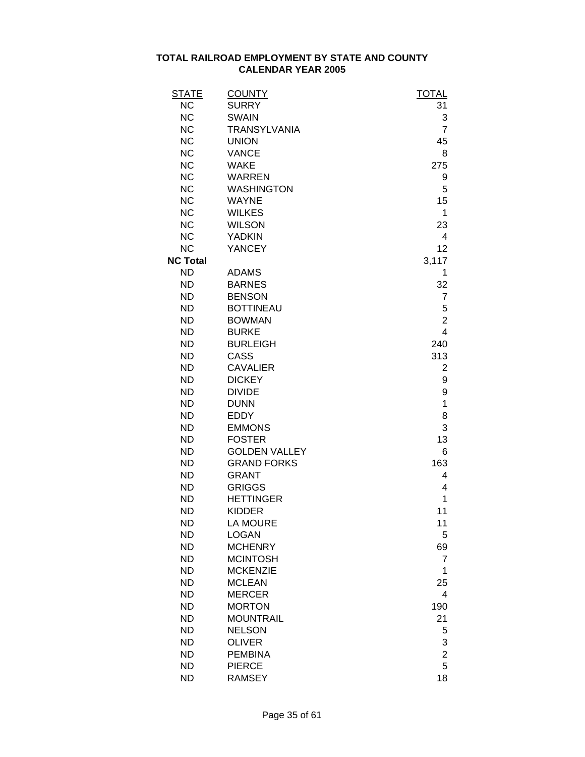# TOTAL RAILROAD EMPLOYMENT BY STATE AND COUNTY
## CALENDAR YEAR 2005

| STATE | COUNTY | TOTAL |
|---|---|---|
| NC | SURRY | 31 |
| NC | SWAIN | 3 |
| NC | TRANSYLVANIA | 7 |
| NC | UNION | 45 |
| NC | VANCE | 8 |
| NC | WAKE | 275 |
| NC | WARREN | 9 |
| NC | WASHINGTON | 5 |
| NC | WAYNE | 15 |
| NC | WILKES | 1 |
| NC | WILSON | 23 |
| NC | YADKIN | 4 |
| NC | YANCEY | 12 |
| **NC Total** | | 3,117 |
| ND | ADAMS | 1 |
| ND | BARNES | 32 |
| ND | BENSON | 7 |
| ND | BOTTINEAU | 5 |
| ND | BOWMAN | 2 |
| ND | BURKE | 4 |
| ND | BURLEIGH | 240 |
| ND | CASS | 313 |
| ND | CAVALIER | 2 |
| ND | DICKEY | 9 |
| ND | DIVIDE | 9 |
| ND | DUNN | 1 |
| ND | EDDY | 8 |
| ND | EMMONS | 3 |
| ND | FOSTER | 13 |
| ND | GOLDEN VALLEY | 6 |
| ND | GRAND FORKS | 163 |
| ND | GRANT | 4 |
| ND | GRIGGS | 4 |
| ND | HETTINGER | 1 |
| ND | KIDDER | 11 |
| ND | LA MOURE | 11 |
| ND | LOGAN | 5 |
| ND | MCHENRY | 69 |
| ND | MCINTOSH | 7 |
| ND | MCKENZIE | 1 |
| ND | MCLEAN | 25 |
| ND | MERCER | 4 |
| ND | MORTON | 190 |
| ND | MOUNTRAIL | 21 |
| ND | NELSON | 5 |
| ND | OLIVER | 3 |
| ND | PEMBINA | 2 |
| ND | PIERCE | 5 |
| ND | RAMSEY | 18 |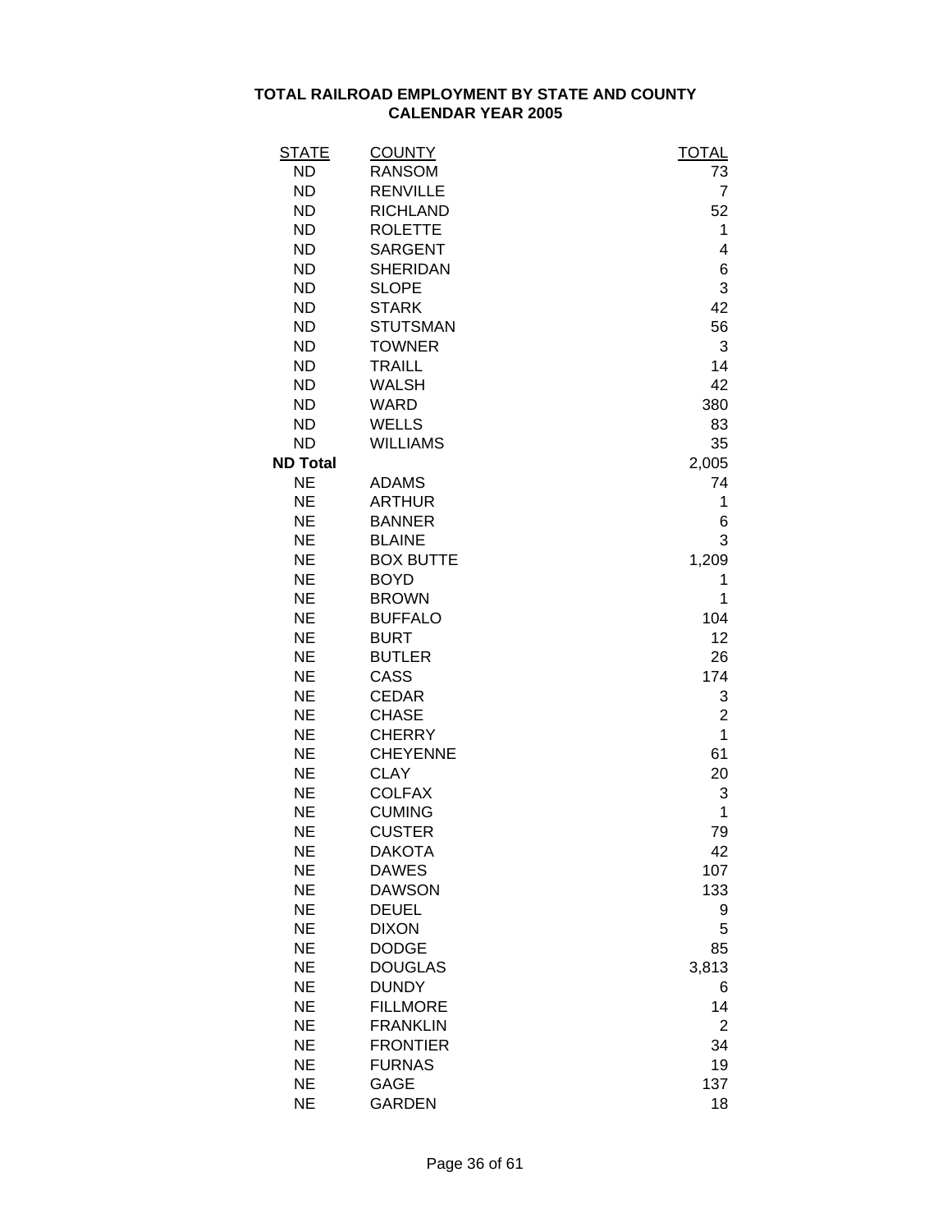# TOTAL RAILROAD EMPLOYMENT BY STATE AND COUNTY
## CALENDAR YEAR 2005

| STATE | COUNTY | TOTAL |
|---|---|---|
| ND | RANSOM | 73 |
| ND | RENVILLE | 7 |
| ND | RICHLAND | 52 |
| ND | ROLETTE | 1 |
| ND | SARGENT | 4 |
| ND | SHERIDAN | 6 |
| ND | SLOPE | 3 |
| ND | STARK | 42 |
| ND | STUTSMAN | 56 |
| ND | TOWNER | 3 |
| ND | TRAILL | 14 |
| ND | WALSH | 42 |
| ND | WARD | 380 |
| ND | WELLS | 83 |
| ND | WILLIAMS | 35 |
| **ND Total** | | 2,005 |
| NE | ADAMS | 74 |
| NE | ARTHUR | 1 |
| NE | BANNER | 6 |
| NE | BLAINE | 3 |
| NE | BOX BUTTE | 1,209 |
| NE | BOYD | 1 |
| NE | BROWN | 1 |
| NE | BUFFALO | 104 |
| NE | BURT | 12 |
| NE | BUTLER | 26 |
| NE | CASS | 174 |
| NE | CEDAR | 3 |
| NE | CHASE | 2 |
| NE | CHERRY | 1 |
| NE | CHEYENNE | 61 |
| NE | CLAY | 20 |
| NE | COLFAX | 3 |
| NE | CUMING | 1 |
| NE | CUSTER | 79 |
| NE | DAKOTA | 42 |
| NE | DAWES | 107 |
| NE | DAWSON | 133 |
| NE | DEUEL | 9 |
| NE | DIXON | 5 |
| NE | DODGE | 85 |
| NE | DOUGLAS | 3,813 |
| NE | DUNDY | 6 |
| NE | FILLMORE | 14 |
| NE | FRANKLIN | 2 |
| NE | FRONTIER | 34 |
| NE | FURNAS | 19 |
| NE | GAGE | 137 |
| NE | GARDEN | 18 |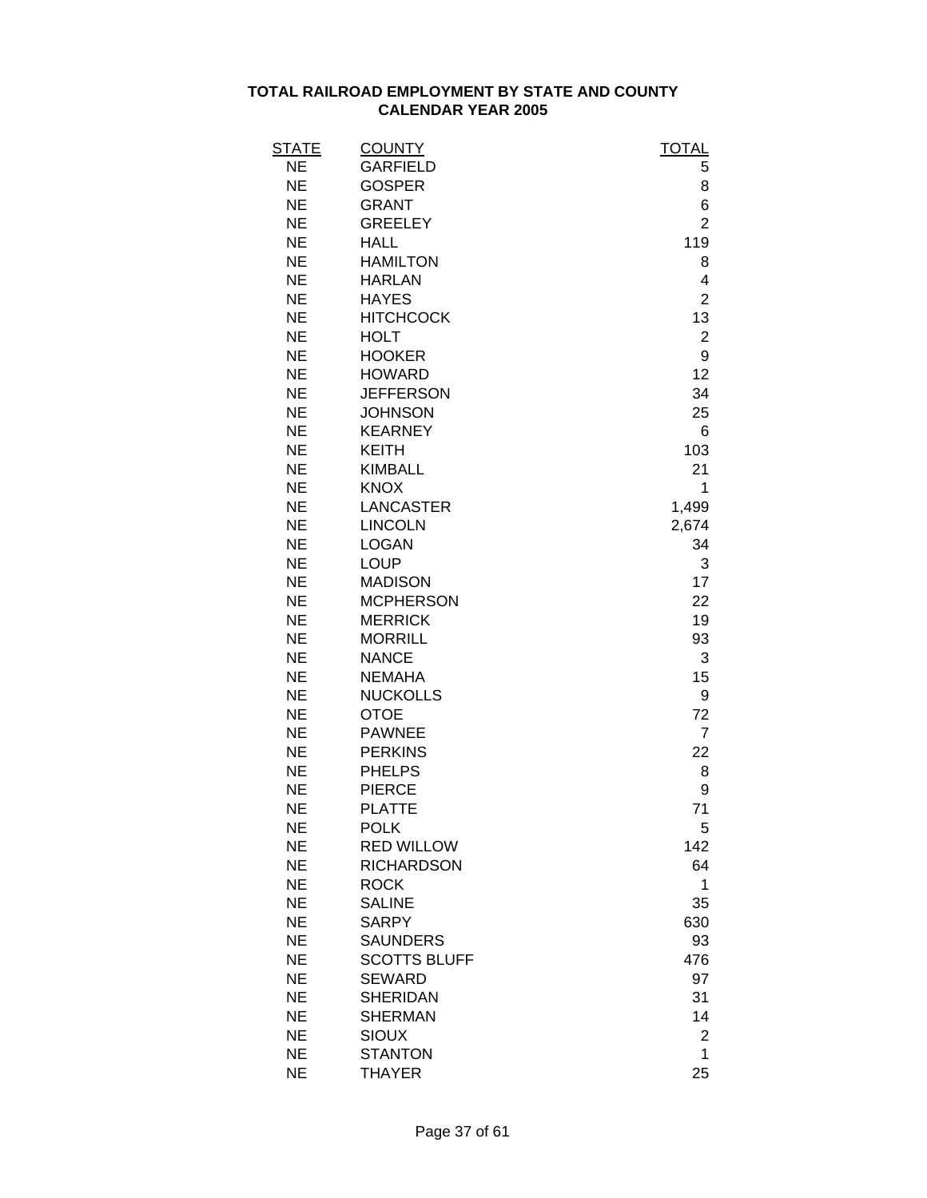**TOTAL RAILROAD EMPLOYMENT BY STATE AND COUNTY**
**CALENDAR YEAR 2005**

| STATE | COUNTY | TOTAL |
|---|---|---|
| NE | GARFIELD | 5 |
| NE | GOSPER | 8 |
| NE | GRANT | 6 |
| NE | GREELEY | 2 |
| NE | HALL | 119 |
| NE | HAMILTON | 8 |
| NE | HARLAN | 4 |
| NE | HAYES | 2 |
| NE | HITCHCOCK | 13 |
| NE | HOLT | 2 |
| NE | HOOKER | 9 |
| NE | HOWARD | 12 |
| NE | JEFFERSON | 34 |
| NE | JOHNSON | 25 |
| NE | KEARNEY | 6 |
| NE | KEITH | 103 |
| NE | KIMBALL | 21 |
| NE | KNOX | 1 |
| NE | LANCASTER | 1,499 |
| NE | LINCOLN | 2,674 |
| NE | LOGAN | 34 |
| NE | LOUP | 3 |
| NE | MADISON | 17 |
| NE | MCPHERSON | 22 |
| NE | MERRICK | 19 |
| NE | MORRILL | 93 |
| NE | NANCE | 3 |
| NE | NEMAHA | 15 |
| NE | NUCKOLLS | 9 |
| NE | OTOE | 72 |
| NE | PAWNEE | 7 |
| NE | PERKINS | 22 |
| NE | PHELPS | 8 |
| NE | PIERCE | 9 |
| NE | PLATTE | 71 |
| NE | POLK | 5 |
| NE | RED WILLOW | 142 |
| NE | RICHARDSON | 64 |
| NE | ROCK | 1 |
| NE | SALINE | 35 |
| NE | SARPY | 630 |
| NE | SAUNDERS | 93 |
| NE | SCOTTS BLUFF | 476 |
| NE | SEWARD | 97 |
| NE | SHERIDAN | 31 |
| NE | SHERMAN | 14 |
| NE | SIOUX | 2 |
| NE | STANTON | 1 |
| NE | THAYER | 25 |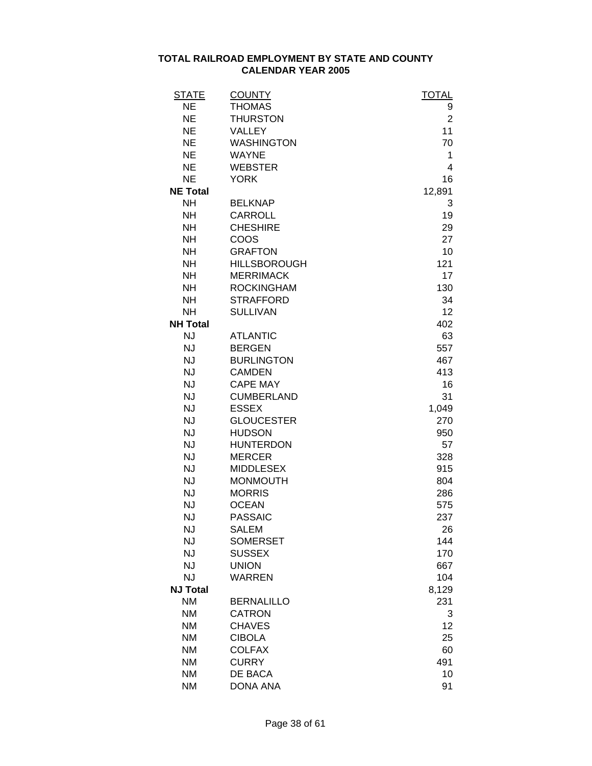**TOTAL RAILROAD EMPLOYMENT BY STATE AND COUNTY**
**CALENDAR YEAR 2005**

| STATE | COUNTY | TOTAL |
|---|---|---|
| NE | THOMAS | 9 |
| NE | THURSTON | 2 |
| NE | VALLEY | 11 |
| NE | WASHINGTON | 70 |
| NE | WAYNE | 1 |
| NE | WEBSTER | 4 |
| NE | YORK | 16 |
| **NE Total** | | 12,891 |
| NH | BELKNAP | 3 |
| NH | CARROLL | 19 |
| NH | CHESHIRE | 29 |
| NH | COOS | 27 |
| NH | GRAFTON | 10 |
| NH | HILLSBOROUGH | 121 |
| NH | MERRIMACK | 17 |
| NH | ROCKINGHAM | 130 |
| NH | STRAFFORD | 34 |
| NH | SULLIVAN | 12 |
| **NH Total** | | 402 |
| NJ | ATLANTIC | 63 |
| NJ | BERGEN | 557 |
| NJ | BURLINGTON | 467 |
| NJ | CAMDEN | 413 |
| NJ | CAPE MAY | 16 |
| NJ | CUMBERLAND | 31 |
| NJ | ESSEX | 1,049 |
| NJ | GLOUCESTER | 270 |
| NJ | HUDSON | 950 |
| NJ | HUNTERDON | 57 |
| NJ | MERCER | 328 |
| NJ | MIDDLESEX | 915 |
| NJ | MONMOUTH | 804 |
| NJ | MORRIS | 286 |
| NJ | OCEAN | 575 |
| NJ | PASSAIC | 237 |
| NJ | SALEM | 26 |
| NJ | SOMERSET | 144 |
| NJ | SUSSEX | 170 |
| NJ | UNION | 667 |
| NJ | WARREN | 104 |
| **NJ Total** | | 8,129 |
| NM | BERNALILLO | 231 |
| NM | CATRON | 3 |
| NM | CHAVES | 12 |
| NM | CIBOLA | 25 |
| NM | COLFAX | 60 |
| NM | CURRY | 491 |
| NM | DE BACA | 10 |
| NM | DONA ANA | 91 |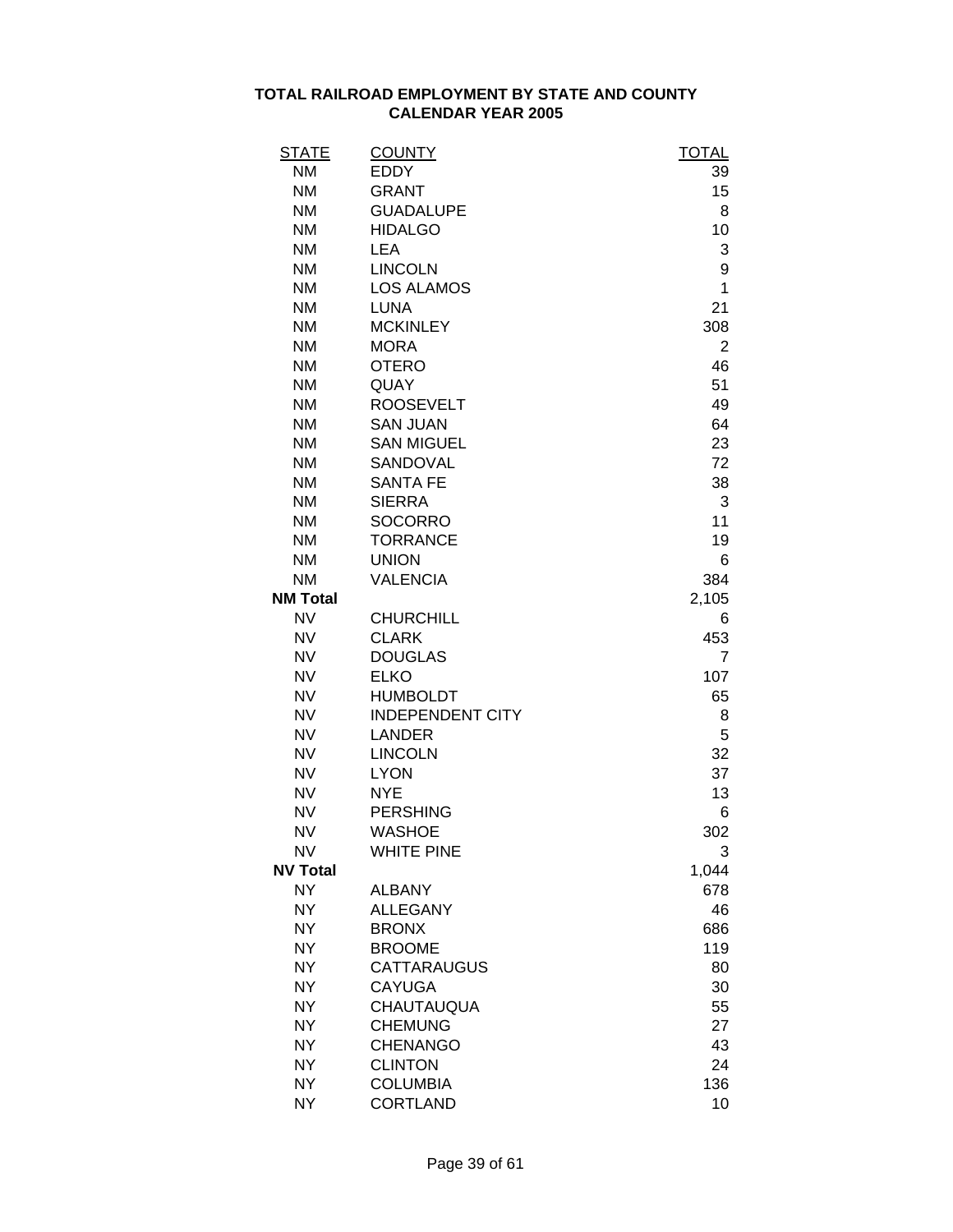# TOTAL RAILROAD EMPLOYMENT BY STATE AND COUNTY
## CALENDAR YEAR 2005

| STATE | COUNTY | TOTAL |
|---|---|---|
| NM | EDDY | 39 |
| NM | GRANT | 15 |
| NM | GUADALUPE | 8 |
| NM | HIDALGO | 10 |
| NM | LEA | 3 |
| NM | LINCOLN | 9 |
| NM | LOS ALAMOS | 1 |
| NM | LUNA | 21 |
| NM | MCKINLEY | 308 |
| NM | MORA | 2 |
| NM | OTERO | 46 |
| NM | QUAY | 51 |
| NM | ROOSEVELT | 49 |
| NM | SAN JUAN | 64 |
| NM | SAN MIGUEL | 23 |
| NM | SANDOVAL | 72 |
| NM | SANTA FE | 38 |
| NM | SIERRA | 3 |
| NM | SOCORRO | 11 |
| NM | TORRANCE | 19 |
| NM | UNION | 6 |
| NM | VALENCIA | 384 |
| **NM Total** | | 2,105 |
| NV | CHURCHILL | 6 |
| NV | CLARK | 453 |
| NV | DOUGLAS | 7 |
| NV | ELKO | 107 |
| NV | HUMBOLDT | 65 |
| NV | INDEPENDENT CITY | 8 |
| NV | LANDER | 5 |
| NV | LINCOLN | 32 |
| NV | LYON | 37 |
| NV | NYE | 13 |
| NV | PERSHING | 6 |
| NV | WASHOE | 302 |
| NV | WHITE PINE | 3 |
| **NV Total** | | 1,044 |
| NY | ALBANY | 678 |
| NY | ALLEGANY | 46 |
| NY | BRONX | 686 |
| NY | BROOME | 119 |
| NY | CATTARAUGUS | 80 |
| NY | CAYUGA | 30 |
| NY | CHAUTAUQUA | 55 |
| NY | CHEMUNG | 27 |
| NY | CHENANGO | 43 |
| NY | CLINTON | 24 |
| NY | COLUMBIA | 136 |
| NY | CORTLAND | 10 |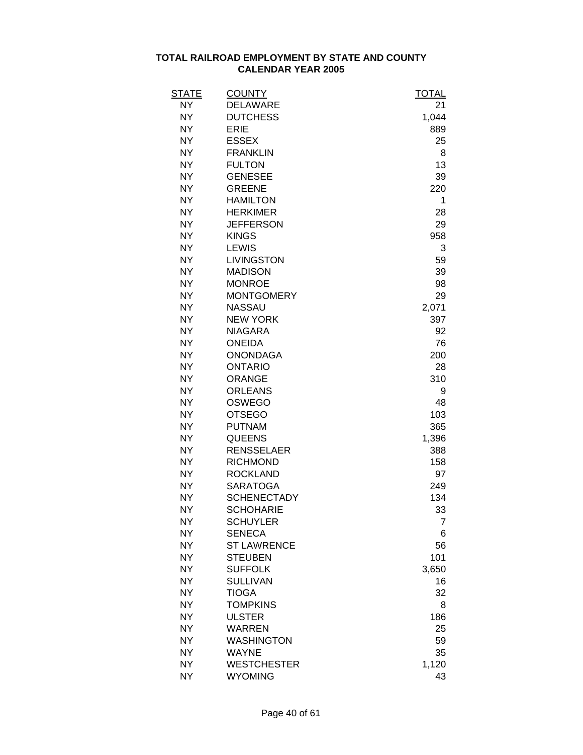# TOTAL RAILROAD EMPLOYMENT BY STATE AND COUNTY
## CALENDAR YEAR 2005

| STATE | COUNTY | TOTAL |
|---|---|---|
| NY | DELAWARE | 21 |
| NY | DUTCHESS | 1,044 |
| NY | ERIE | 889 |
| NY | ESSEX | 25 |
| NY | FRANKLIN | 8 |
| NY | FULTON | 13 |
| NY | GENESEE | 39 |
| NY | GREENE | 220 |
| NY | HAMILTON | 1 |
| NY | HERKIMER | 28 |
| NY | JEFFERSON | 29 |
| NY | KINGS | 958 |
| NY | LEWIS | 3 |
| NY | LIVINGSTON | 59 |
| NY | MADISON | 39 |
| NY | MONROE | 98 |
| NY | MONTGOMERY | 29 |
| NY | NASSAU | 2,071 |
| NY | NEW YORK | 397 |
| NY | NIAGARA | 92 |
| NY | ONEIDA | 76 |
| NY | ONONDAGA | 200 |
| NY | ONTARIO | 28 |
| NY | ORANGE | 310 |
| NY | ORLEANS | 9 |
| NY | OSWEGO | 48 |
| NY | OTSEGO | 103 |
| NY | PUTNAM | 365 |
| NY | QUEENS | 1,396 |
| NY | RENSSELAER | 388 |
| NY | RICHMOND | 158 |
| NY | ROCKLAND | 97 |
| NY | SARATOGA | 249 |
| NY | SCHENECTADY | 134 |
| NY | SCHOHARIE | 33 |
| NY | SCHUYLER | 7 |
| NY | SENECA | 6 |
| NY | ST LAWRENCE | 56 |
| NY | STEUBEN | 101 |
| NY | SUFFOLK | 3,650 |
| NY | SULLIVAN | 16 |
| NY | TIOGA | 32 |
| NY | TOMPKINS | 8 |
| NY | ULSTER | 186 |
| NY | WARREN | 25 |
| NY | WASHINGTON | 59 |
| NY | WAYNE | 35 |
| NY | WESTCHESTER | 1,120 |
| NY | WYOMING | 43 |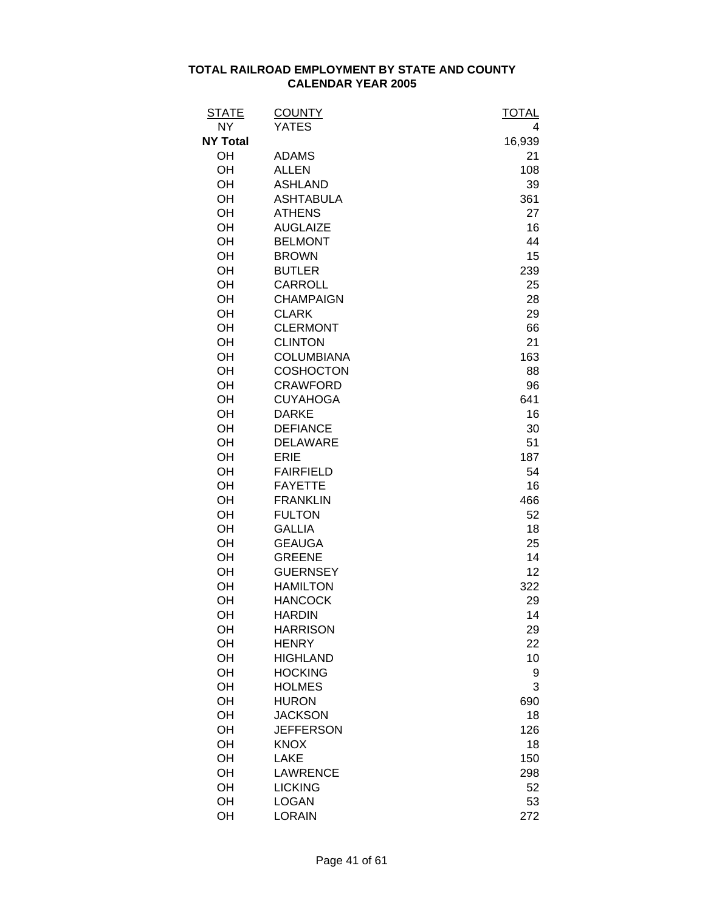**TOTAL RAILROAD EMPLOYMENT BY STATE AND COUNTY**
**CALENDAR YEAR 2005**

| STATE | COUNTY | TOTAL |
|---|---|---|
| NY | YATES | 4 |
| **NY Total** | | 16,939 |
| OH | ADAMS | 21 |
| OH | ALLEN | 108 |
| OH | ASHLAND | 39 |
| OH | ASHTABULA | 361 |
| OH | ATHENS | 27 |
| OH | AUGLAIZE | 16 |
| OH | BELMONT | 44 |
| OH | BROWN | 15 |
| OH | BUTLER | 239 |
| OH | CARROLL | 25 |
| OH | CHAMPAIGN | 28 |
| OH | CLARK | 29 |
| OH | CLERMONT | 66 |
| OH | CLINTON | 21 |
| OH | COLUMBIANA | 163 |
| OH | COSHOCTON | 88 |
| OH | CRAWFORD | 96 |
| OH | CUYAHOGA | 641 |
| OH | DARKE | 16 |
| OH | DEFIANCE | 30 |
| OH | DELAWARE | 51 |
| OH | ERIE | 187 |
| OH | FAIRFIELD | 54 |
| OH | FAYETTE | 16 |
| OH | FRANKLIN | 466 |
| OH | FULTON | 52 |
| OH | GALLIA | 18 |
| OH | GEAUGA | 25 |
| OH | GREENE | 14 |
| OH | GUERNSEY | 12 |
| OH | HAMILTON | 322 |
| OH | HANCOCK | 29 |
| OH | HARDIN | 14 |
| OH | HARRISON | 29 |
| OH | HENRY | 22 |
| OH | HIGHLAND | 10 |
| OH | HOCKING | 9 |
| OH | HOLMES | 3 |
| OH | HURON | 690 |
| OH | JACKSON | 18 |
| OH | JEFFERSON | 126 |
| OH | KNOX | 18 |
| OH | LAKE | 150 |
| OH | LAWRENCE | 298 |
| OH | LICKING | 52 |
| OH | LOGAN | 53 |
| OH | LORAIN | 272 |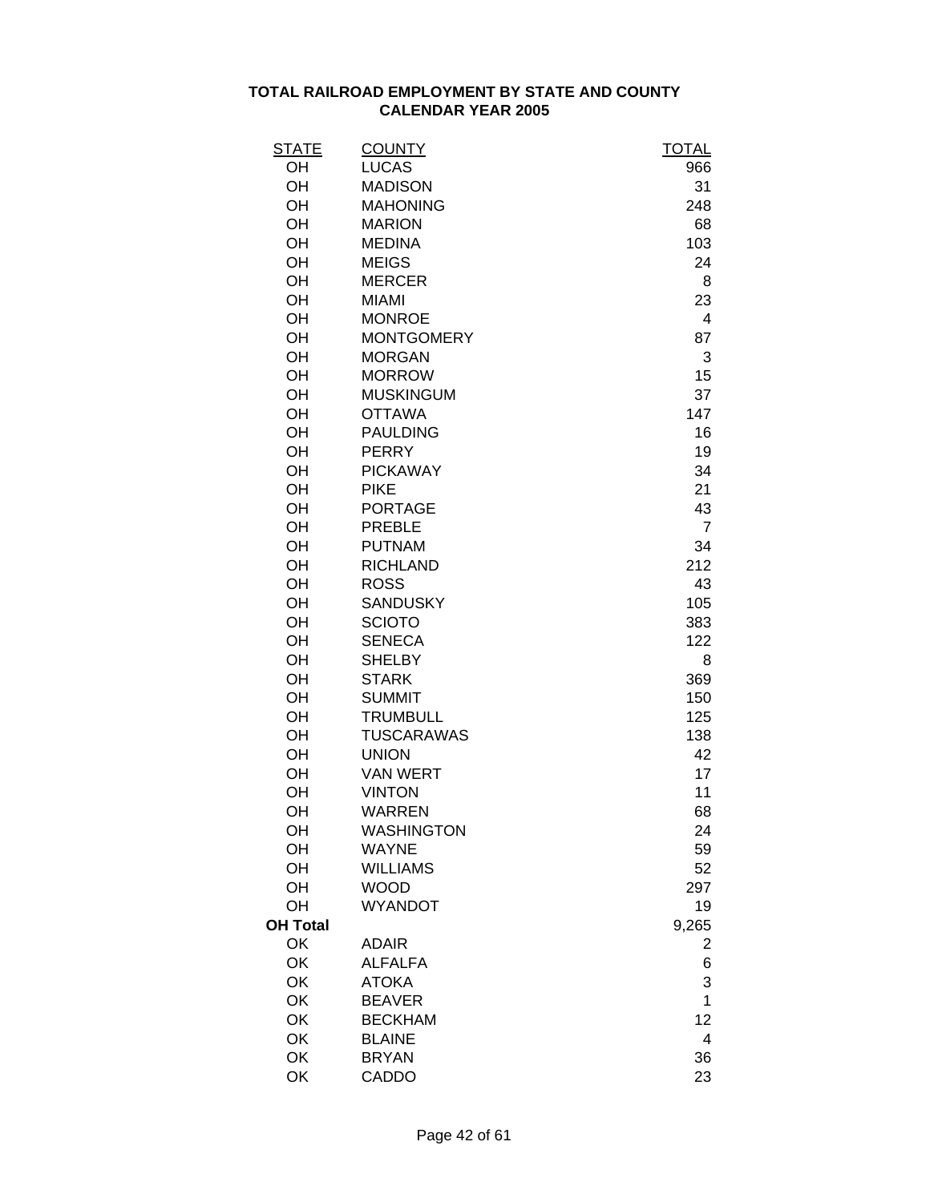**TOTAL RAILROAD EMPLOYMENT BY STATE AND COUNTY**
**CALENDAR YEAR 2005**

| STATE | COUNTY | TOTAL |
|---|---|---|
| OH | LUCAS | 966 |
| OH | MADISON | 31 |
| OH | MAHONING | 248 |
| OH | MARION | 68 |
| OH | MEDINA | 103 |
| OH | MEIGS | 24 |
| OH | MERCER | 8 |
| OH | MIAMI | 23 |
| OH | MONROE | 4 |
| OH | MONTGOMERY | 87 |
| OH | MORGAN | 3 |
| OH | MORROW | 15 |
| OH | MUSKINGUM | 37 |
| OH | OTTAWA | 147 |
| OH | PAULDING | 16 |
| OH | PERRY | 19 |
| OH | PICKAWAY | 34 |
| OH | PIKE | 21 |
| OH | PORTAGE | 43 |
| OH | PREBLE | 7 |
| OH | PUTNAM | 34 |
| OH | RICHLAND | 212 |
| OH | ROSS | 43 |
| OH | SANDUSKY | 105 |
| OH | SCIOTO | 383 |
| OH | SENECA | 122 |
| OH | SHELBY | 8 |
| OH | STARK | 369 |
| OH | SUMMIT | 150 |
| OH | TRUMBULL | 125 |
| OH | TUSCARAWAS | 138 |
| OH | UNION | 42 |
| OH | VAN WERT | 17 |
| OH | VINTON | 11 |
| OH | WARREN | 68 |
| OH | WASHINGTON | 24 |
| OH | WAYNE | 59 |
| OH | WILLIAMS | 52 |
| OH | WOOD | 297 |
| OH | WYANDOT | 19 |
| **OH Total** | | 9,265 |
| OK | ADAIR | 2 |
| OK | ALFALFA | 6 |
| OK | ATOKA | 3 |
| OK | BEAVER | 1 |
| OK | BECKHAM | 12 |
| OK | BLAINE | 4 |
| OK | BRYAN | 36 |
| OK | CADDO | 23 |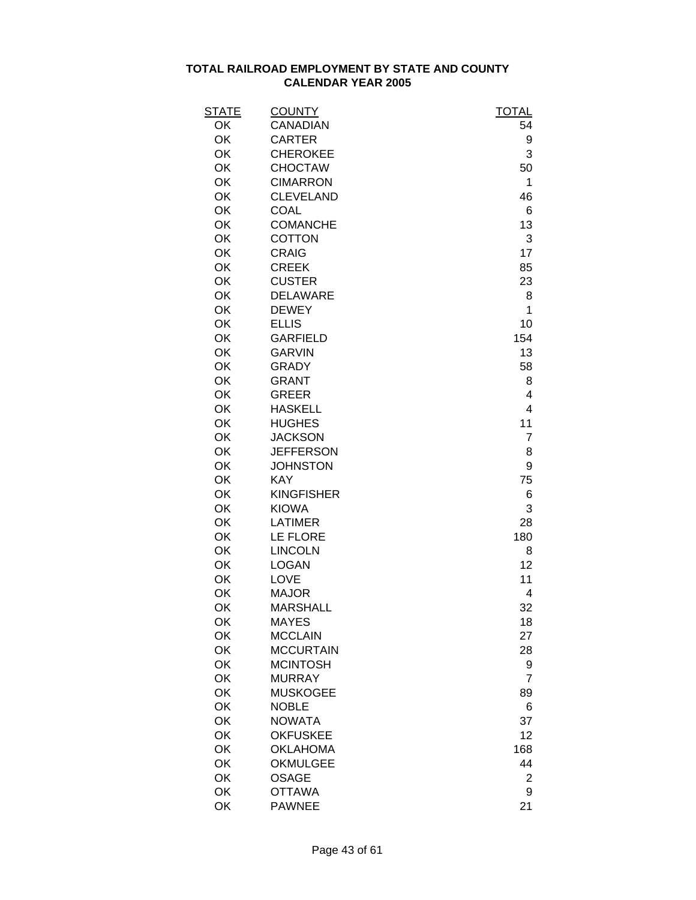**TOTAL RAILROAD EMPLOYMENT BY STATE AND COUNTY**
**CALENDAR YEAR 2005**

| STATE | COUNTY | TOTAL |
|---|---|---|
| OK | CANADIAN | 54 |
| OK | CARTER | 9 |
| OK | CHEROKEE | 3 |
| OK | CHOCTAW | 50 |
| OK | CIMARRON | 1 |
| OK | CLEVELAND | 46 |
| OK | COAL | 6 |
| OK | COMANCHE | 13 |
| OK | COTTON | 3 |
| OK | CRAIG | 17 |
| OK | CREEK | 85 |
| OK | CUSTER | 23 |
| OK | DELAWARE | 8 |
| OK | DEWEY | 1 |
| OK | ELLIS | 10 |
| OK | GARFIELD | 154 |
| OK | GARVIN | 13 |
| OK | GRADY | 58 |
| OK | GRANT | 8 |
| OK | GREER | 4 |
| OK | HASKELL | 4 |
| OK | HUGHES | 11 |
| OK | JACKSON | 7 |
| OK | JEFFERSON | 8 |
| OK | JOHNSTON | 9 |
| OK | KAY | 75 |
| OK | KINGFISHER | 6 |
| OK | KIOWA | 3 |
| OK | LATIMER | 28 |
| OK | LE FLORE | 180 |
| OK | LINCOLN | 8 |
| OK | LOGAN | 12 |
| OK | LOVE | 11 |
| OK | MAJOR | 4 |
| OK | MARSHALL | 32 |
| OK | MAYES | 18 |
| OK | MCCLAIN | 27 |
| OK | MCCURTAIN | 28 |
| OK | MCINTOSH | 9 |
| OK | MURRAY | 7 |
| OK | MUSKOGEE | 89 |
| OK | NOBLE | 6 |
| OK | NOWATA | 37 |
| OK | OKFUSKEE | 12 |
| OK | OKLAHOMA | 168 |
| OK | OKMULGEE | 44 |
| OK | OSAGE | 2 |
| OK | OTTAWA | 9 |
| OK | PAWNEE | 21 |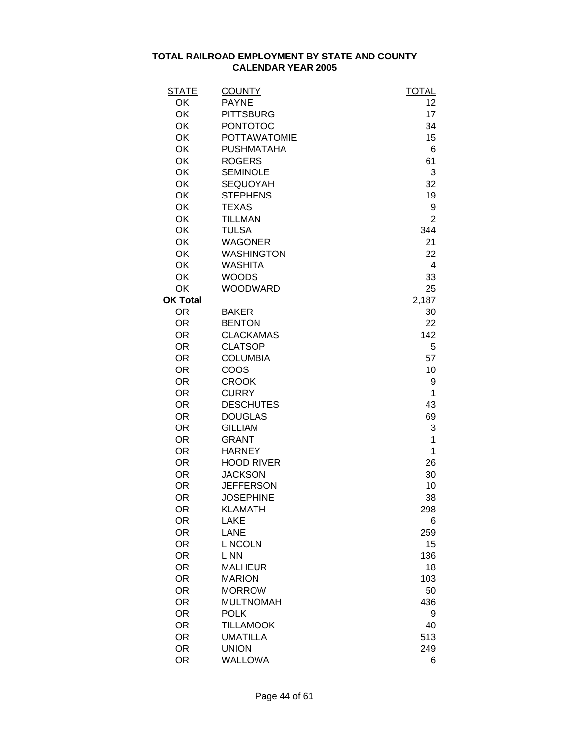# TOTAL RAILROAD EMPLOYMENT BY STATE AND COUNTY
## CALENDAR YEAR 2005

| STATE | COUNTY | TOTAL |
|---|---|---|
| OK | PAYNE | 12 |
| OK | PITTSBURG | 17 |
| OK | PONTOTOC | 34 |
| OK | POTTAWATOMIE | 15 |
| OK | PUSHMATAHA | 6 |
| OK | ROGERS | 61 |
| OK | SEMINOLE | 3 |
| OK | SEQUOYAH | 32 |
| OK | STEPHENS | 19 |
| OK | TEXAS | 9 |
| OK | TILLMAN | 2 |
| OK | TULSA | 344 |
| OK | WAGONER | 21 |
| OK | WASHINGTON | 22 |
| OK | WASHITA | 4 |
| OK | WOODS | 33 |
| OK | WOODWARD | 25 |
| **OK Total** | | 2,187 |
| OR | BAKER | 30 |
| OR | BENTON | 22 |
| OR | CLACKAMAS | 142 |
| OR | CLATSOP | 5 |
| OR | COLUMBIA | 57 |
| OR | COOS | 10 |
| OR | CROOK | 9 |
| OR | CURRY | 1 |
| OR | DESCHUTES | 43 |
| OR | DOUGLAS | 69 |
| OR | GILLIAM | 3 |
| OR | GRANT | 1 |
| OR | HARNEY | 1 |
| OR | HOOD RIVER | 26 |
| OR | JACKSON | 30 |
| OR | JEFFERSON | 10 |
| OR | JOSEPHINE | 38 |
| OR | KLAMATH | 298 |
| OR | LAKE | 6 |
| OR | LANE | 259 |
| OR | LINCOLN | 15 |
| OR | LINN | 136 |
| OR | MALHEUR | 18 |
| OR | MARION | 103 |
| OR | MORROW | 50 |
| OR | MULTNOMAH | 436 |
| OR | POLK | 9 |
| OR | TILLAMOOK | 40 |
| OR | UMATILLA | 513 |
| OR | UNION | 249 |
| OR | WALLOWA | 6 |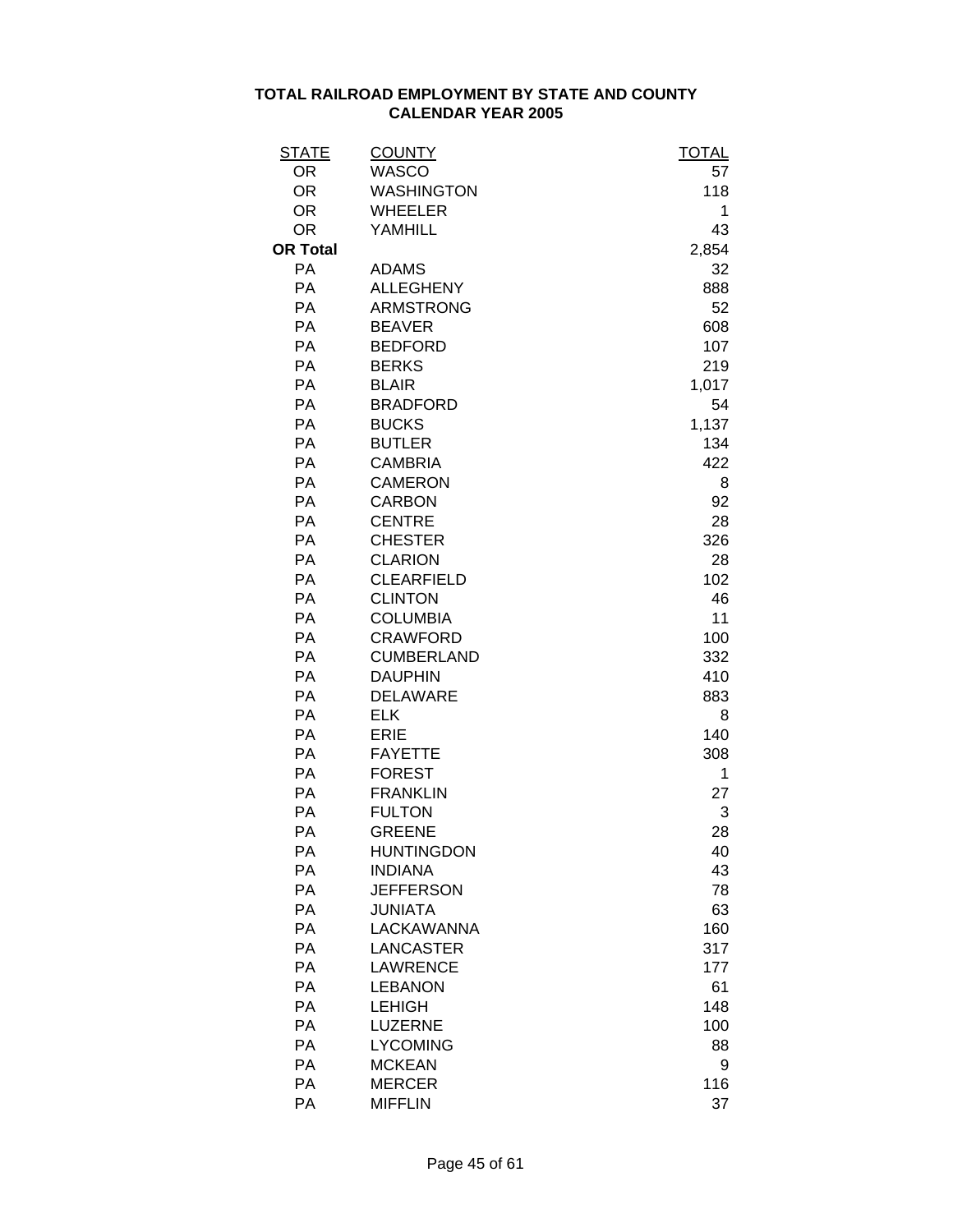# TOTAL RAILROAD EMPLOYMENT BY STATE AND COUNTY
## CALENDAR YEAR 2005

| STATE | COUNTY | TOTAL |
|---|---|---|
| OR | WASCO | 57 |
| OR | WASHINGTON | 118 |
| OR | WHEELER | 1 |
| OR | YAMHILL | 43 |
| **OR Total** | | 2,854 |
| PA | ADAMS | 32 |
| PA | ALLEGHENY | 888 |
| PA | ARMSTRONG | 52 |
| PA | BEAVER | 608 |
| PA | BEDFORD | 107 |
| PA | BERKS | 219 |
| PA | BLAIR | 1,017 |
| PA | BRADFORD | 54 |
| PA | BUCKS | 1,137 |
| PA | BUTLER | 134 |
| PA | CAMBRIA | 422 |
| PA | CAMERON | 8 |
| PA | CARBON | 92 |
| PA | CENTRE | 28 |
| PA | CHESTER | 326 |
| PA | CLARION | 28 |
| PA | CLEARFIELD | 102 |
| PA | CLINTON | 46 |
| PA | COLUMBIA | 11 |
| PA | CRAWFORD | 100 |
| PA | CUMBERLAND | 332 |
| PA | DAUPHIN | 410 |
| PA | DELAWARE | 883 |
| PA | ELK | 8 |
| PA | ERIE | 140 |
| PA | FAYETTE | 308 |
| PA | FOREST | 1 |
| PA | FRANKLIN | 27 |
| PA | FULTON | 3 |
| PA | GREENE | 28 |
| PA | HUNTINGDON | 40 |
| PA | INDIANA | 43 |
| PA | JEFFERSON | 78 |
| PA | JUNIATA | 63 |
| PA | LACKAWANNA | 160 |
| PA | LANCASTER | 317 |
| PA | LAWRENCE | 177 |
| PA | LEBANON | 61 |
| PA | LEHIGH | 148 |
| PA | LUZERNE | 100 |
| PA | LYCOMING | 88 |
| PA | MCKEAN | 9 |
| PA | MERCER | 116 |
| PA | MIFFLIN | 37 |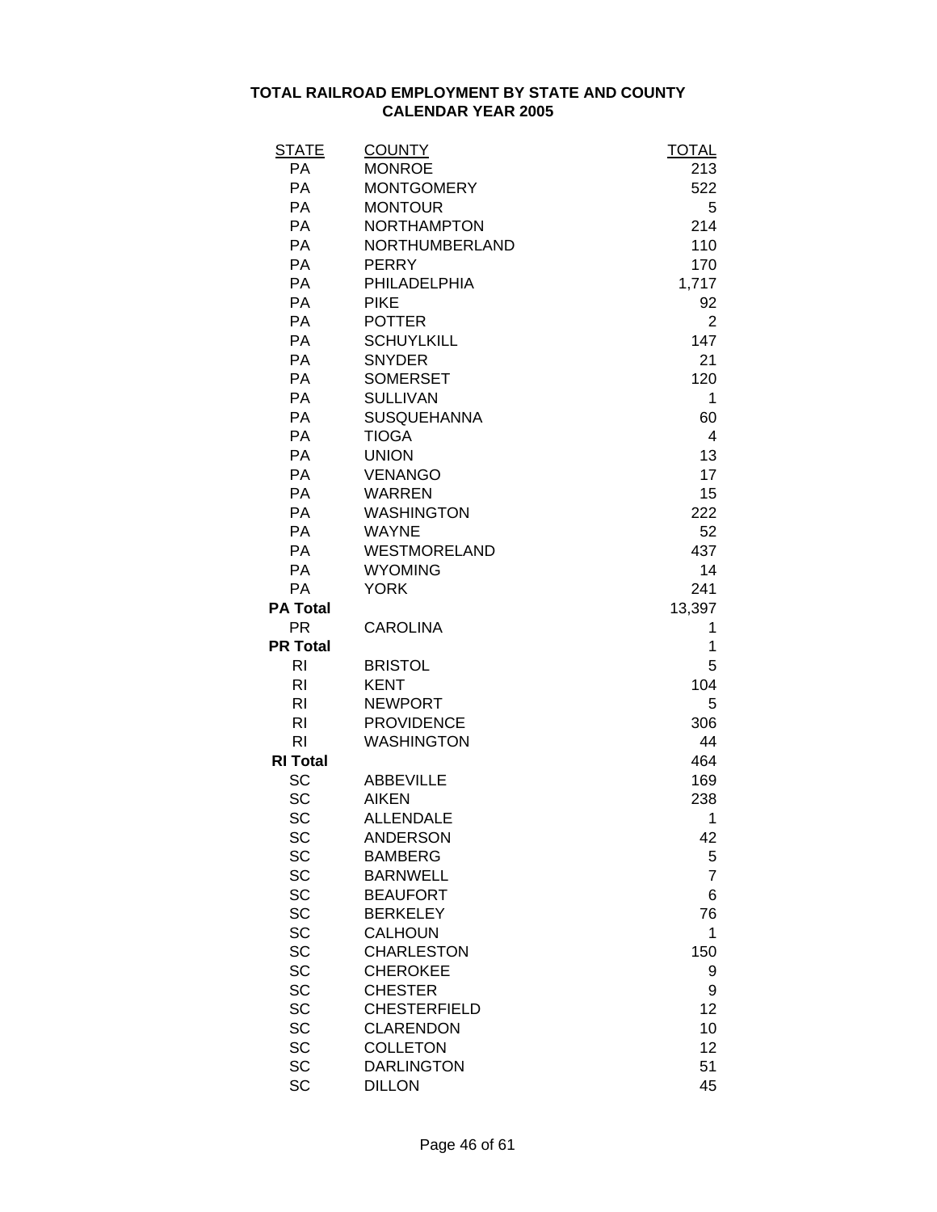**TOTAL RAILROAD EMPLOYMENT BY STATE AND COUNTY**
**CALENDAR YEAR 2005**

| STATE | COUNTY | TOTAL |
|---|---|---|
| PA | MONROE | 213 |
| PA | MONTGOMERY | 522 |
| PA | MONTOUR | 5 |
| PA | NORTHAMPTON | 214 |
| PA | NORTHUMBERLAND | 110 |
| PA | PERRY | 170 |
| PA | PHILADELPHIA | 1,717 |
| PA | PIKE | 92 |
| PA | POTTER | 2 |
| PA | SCHUYLKILL | 147 |
| PA | SNYDER | 21 |
| PA | SOMERSET | 120 |
| PA | SULLIVAN | 1 |
| PA | SUSQUEHANNA | 60 |
| PA | TIOGA | 4 |
| PA | UNION | 13 |
| PA | VENANGO | 17 |
| PA | WARREN | 15 |
| PA | WASHINGTON | 222 |
| PA | WAYNE | 52 |
| PA | WESTMORELAND | 437 |
| PA | WYOMING | 14 |
| PA | YORK | 241 |
| **PA Total** | | 13,397 |
| PR | CAROLINA | 1 |
| **PR Total** | | 1 |
| RI | BRISTOL | 5 |
| RI | KENT | 104 |
| RI | NEWPORT | 5 |
| RI | PROVIDENCE | 306 |
| RI | WASHINGTON | 44 |
| **RI Total** | | 464 |
| SC | ABBEVILLE | 169 |
| SC | AIKEN | 238 |
| SC | ALLENDALE | 1 |
| SC | ANDERSON | 42 |
| SC | BAMBERG | 5 |
| SC | BARNWELL | 7 |
| SC | BEAUFORT | 6 |
| SC | BERKELEY | 76 |
| SC | CALHOUN | 1 |
| SC | CHARLESTON | 150 |
| SC | CHEROKEE | 9 |
| SC | CHESTER | 9 |
| SC | CHESTERFIELD | 12 |
| SC | CLARENDON | 10 |
| SC | COLLETON | 12 |
| SC | DARLINGTON | 51 |
| SC | DILLON | 45 |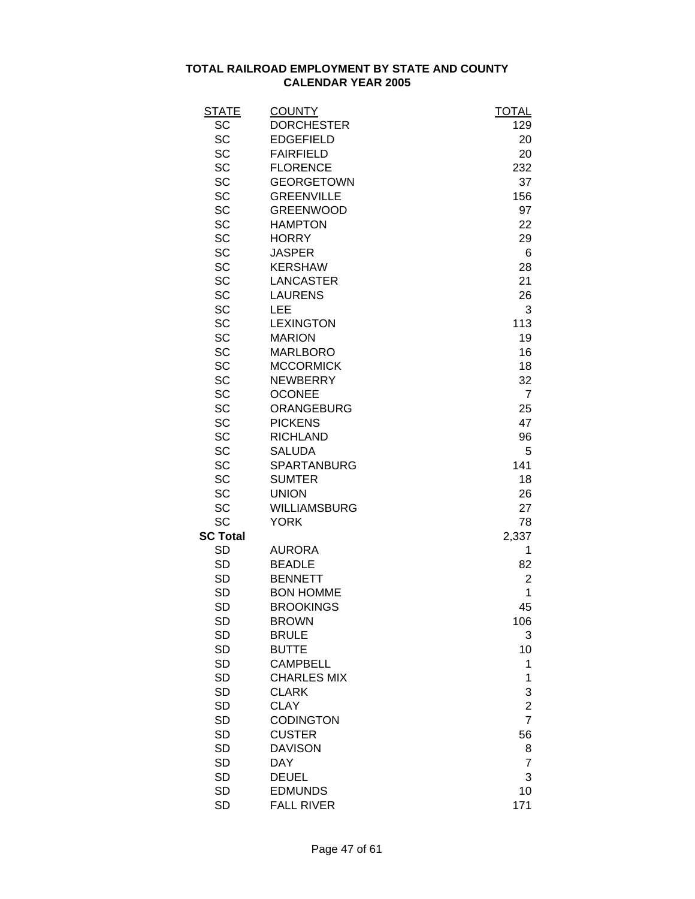**TOTAL RAILROAD EMPLOYMENT BY STATE AND COUNTY**
**CALENDAR YEAR 2005**

| STATE | COUNTY | TOTAL |
|---|---|---|
| SC | DORCHESTER | 129 |
| SC | EDGEFIELD | 20 |
| SC | FAIRFIELD | 20 |
| SC | FLORENCE | 232 |
| SC | GEORGETOWN | 37 |
| SC | GREENVILLE | 156 |
| SC | GREENWOOD | 97 |
| SC | HAMPTON | 22 |
| SC | HORRY | 29 |
| SC | JASPER | 6 |
| SC | KERSHAW | 28 |
| SC | LANCASTER | 21 |
| SC | LAURENS | 26 |
| SC | LEE | 3 |
| SC | LEXINGTON | 113 |
| SC | MARION | 19 |
| SC | MARLBORO | 16 |
| SC | MCCORMICK | 18 |
| SC | NEWBERRY | 32 |
| SC | OCONEE | 7 |
| SC | ORANGEBURG | 25 |
| SC | PICKENS | 47 |
| SC | RICHLAND | 96 |
| SC | SALUDA | 5 |
| SC | SPARTANBURG | 141 |
| SC | SUMTER | 18 |
| SC | UNION | 26 |
| SC | WILLIAMSBURG | 27 |
| SC | YORK | 78 |
| **SC Total** | | 2,337 |
| SD | AURORA | 1 |
| SD | BEADLE | 82 |
| SD | BENNETT | 2 |
| SD | BON HOMME | 1 |
| SD | BROOKINGS | 45 |
| SD | BROWN | 106 |
| SD | BRULE | 3 |
| SD | BUTTE | 10 |
| SD | CAMPBELL | 1 |
| SD | CHARLES MIX | 1 |
| SD | CLARK | 3 |
| SD | CLAY | 2 |
| SD | CODINGTON | 7 |
| SD | CUSTER | 56 |
| SD | DAVISON | 8 |
| SD | DAY | 7 |
| SD | DEUEL | 3 |
| SD | EDMUNDS | 10 |
| SD | FALL RIVER | 171 |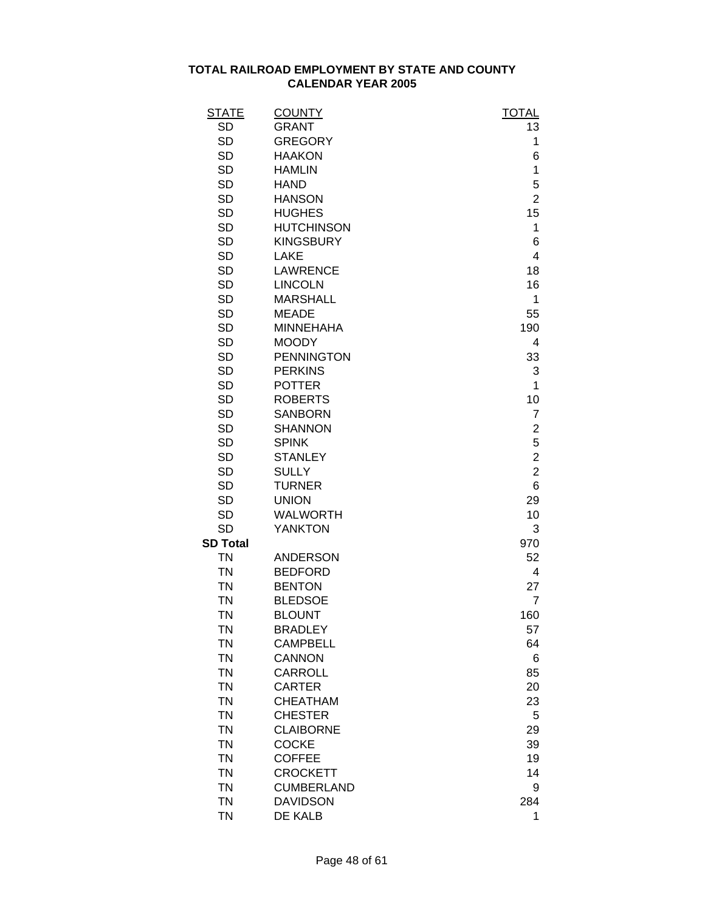# TOTAL RAILROAD EMPLOYMENT BY STATE AND COUNTY
## CALENDAR YEAR 2005

| STATE | COUNTY | TOTAL |
|---|---|---|
| SD | GRANT | 13 |
| SD | GREGORY | 1 |
| SD | HAAKON | 6 |
| SD | HAMLIN | 1 |
| SD | HAND | 5 |
| SD | HANSON | 2 |
| SD | HUGHES | 15 |
| SD | HUTCHINSON | 1 |
| SD | KINGSBURY | 6 |
| SD | LAKE | 4 |
| SD | LAWRENCE | 18 |
| SD | LINCOLN | 16 |
| SD | MARSHALL | 1 |
| SD | MEADE | 55 |
| SD | MINNEHAHA | 190 |
| SD | MOODY | 4 |
| SD | PENNINGTON | 33 |
| SD | PERKINS | 3 |
| SD | POTTER | 1 |
| SD | ROBERTS | 10 |
| SD | SANBORN | 7 |
| SD | SHANNON | 2 |
| SD | SPINK | 5 |
| SD | STANLEY | 2 |
| SD | SULLY | 2 |
| SD | TURNER | 6 |
| SD | UNION | 29 |
| SD | WALWORTH | 10 |
| SD | YANKTON | 3 |
| **SD Total** | | 970 |
| TN | ANDERSON | 52 |
| TN | BEDFORD | 4 |
| TN | BENTON | 27 |
| TN | BLEDSOE | 7 |
| TN | BLOUNT | 160 |
| TN | BRADLEY | 57 |
| TN | CAMPBELL | 64 |
| TN | CANNON | 6 |
| TN | CARROLL | 85 |
| TN | CARTER | 20 |
| TN | CHEATHAM | 23 |
| TN | CHESTER | 5 |
| TN | CLAIBORNE | 29 |
| TN | COCKE | 39 |
| TN | COFFEE | 19 |
| TN | CROCKETT | 14 |
| TN | CUMBERLAND | 9 |
| TN | DAVIDSON | 284 |
| TN | DE KALB | 1 |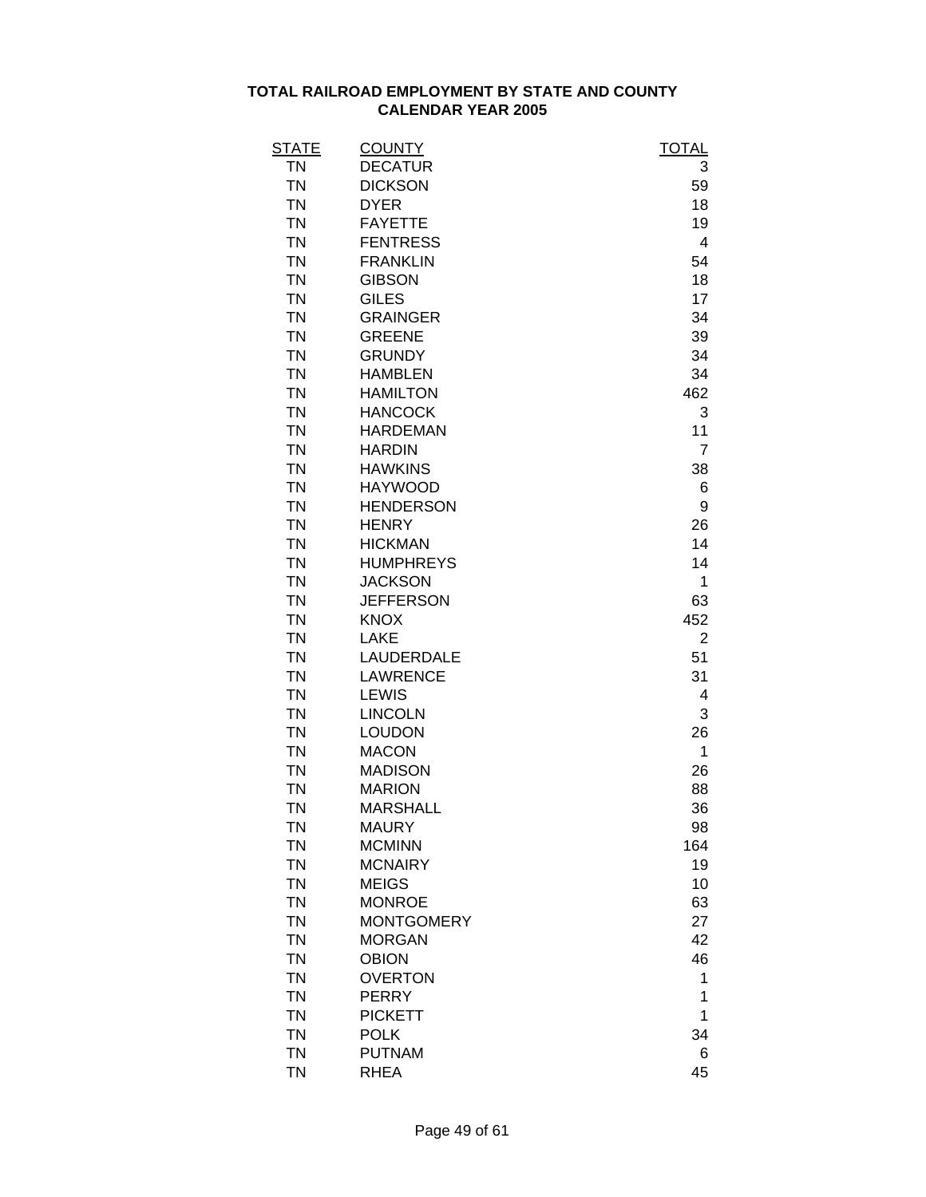**TOTAL RAILROAD EMPLOYMENT BY STATE AND COUNTY**
**CALENDAR YEAR 2005**

| STATE | COUNTY | TOTAL |
|---|---|---|
| TN | DECATUR | 3 |
| TN | DICKSON | 59 |
| TN | DYER | 18 |
| TN | FAYETTE | 19 |
| TN | FENTRESS | 4 |
| TN | FRANKLIN | 54 |
| TN | GIBSON | 18 |
| TN | GILES | 17 |
| TN | GRAINGER | 34 |
| TN | GREENE | 39 |
| TN | GRUNDY | 34 |
| TN | HAMBLEN | 34 |
| TN | HAMILTON | 462 |
| TN | HANCOCK | 3 |
| TN | HARDEMAN | 11 |
| TN | HARDIN | 7 |
| TN | HAWKINS | 38 |
| TN | HAYWOOD | 6 |
| TN | HENDERSON | 9 |
| TN | HENRY | 26 |
| TN | HICKMAN | 14 |
| TN | HUMPHREYS | 14 |
| TN | JACKSON | 1 |
| TN | JEFFERSON | 63 |
| TN | KNOX | 452 |
| TN | LAKE | 2 |
| TN | LAUDERDALE | 51 |
| TN | LAWRENCE | 31 |
| TN | LEWIS | 4 |
| TN | LINCOLN | 3 |
| TN | LOUDON | 26 |
| TN | MACON | 1 |
| TN | MADISON | 26 |
| TN | MARION | 88 |
| TN | MARSHALL | 36 |
| TN | MAURY | 98 |
| TN | MCMINN | 164 |
| TN | MCNAIRY | 19 |
| TN | MEIGS | 10 |
| TN | MONROE | 63 |
| TN | MONTGOMERY | 27 |
| TN | MORGAN | 42 |
| TN | OBION | 46 |
| TN | OVERTON | 1 |
| TN | PERRY | 1 |
| TN | PICKETT | 1 |
| TN | POLK | 34 |
| TN | PUTNAM | 6 |
| TN | RHEA | 45 |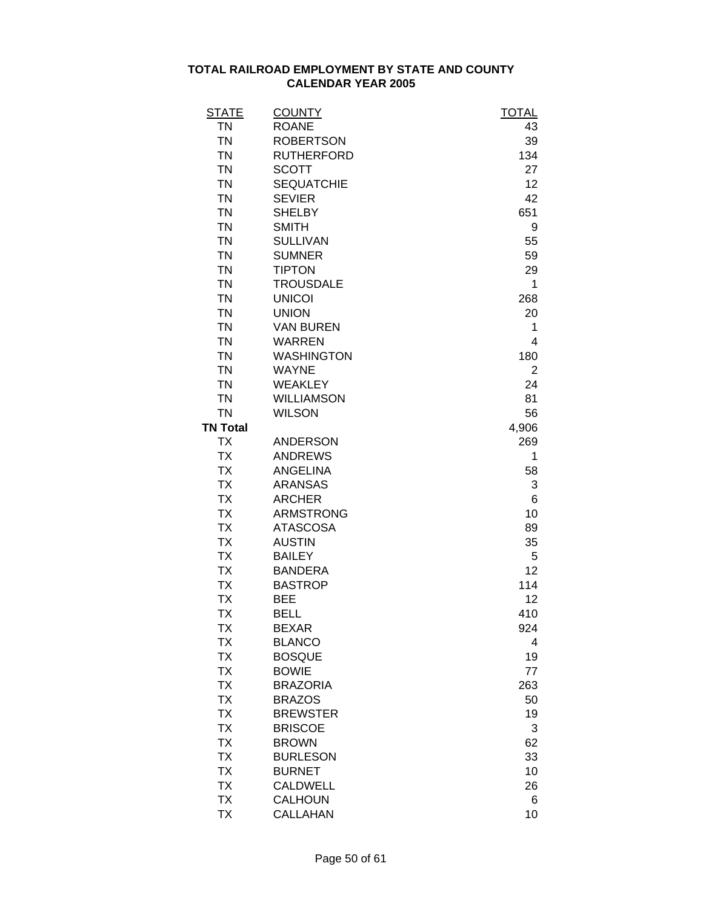# TOTAL RAILROAD EMPLOYMENT BY STATE AND COUNTY
## CALENDAR YEAR 2005

| STATE | COUNTY | TOTAL |
|---|---|---|
| TN | ROANE | 43 |
| TN | ROBERTSON | 39 |
| TN | RUTHERFORD | 134 |
| TN | SCOTT | 27 |
| TN | SEQUATCHIE | 12 |
| TN | SEVIER | 42 |
| TN | SHELBY | 651 |
| TN | SMITH | 9 |
| TN | SULLIVAN | 55 |
| TN | SUMNER | 59 |
| TN | TIPTON | 29 |
| TN | TROUSDALE | 1 |
| TN | UNICOI | 268 |
| TN | UNION | 20 |
| TN | VAN BUREN | 1 |
| TN | WARREN | 4 |
| TN | WASHINGTON | 180 |
| TN | WAYNE | 2 |
| TN | WEAKLEY | 24 |
| TN | WILLIAMSON | 81 |
| TN | WILSON | 56 |
| **TN Total** | | 4,906 |
| TX | ANDERSON | 269 |
| TX | ANDREWS | 1 |
| TX | ANGELINA | 58 |
| TX | ARANSAS | 3 |
| TX | ARCHER | 6 |
| TX | ARMSTRONG | 10 |
| TX | ATASCOSA | 89 |
| TX | AUSTIN | 35 |
| TX | BAILEY | 5 |
| TX | BANDERA | 12 |
| TX | BASTROP | 114 |
| TX | BEE | 12 |
| TX | BELL | 410 |
| TX | BEXAR | 924 |
| TX | BLANCO | 4 |
| TX | BOSQUE | 19 |
| TX | BOWIE | 77 |
| TX | BRAZORIA | 263 |
| TX | BRAZOS | 50 |
| TX | BREWSTER | 19 |
| TX | BRISCOE | 3 |
| TX | BROWN | 62 |
| TX | BURLESON | 33 |
| TX | BURNET | 10 |
| TX | CALDWELL | 26 |
| TX | CALHOUN | 6 |
| TX | CALLAHAN | 10 |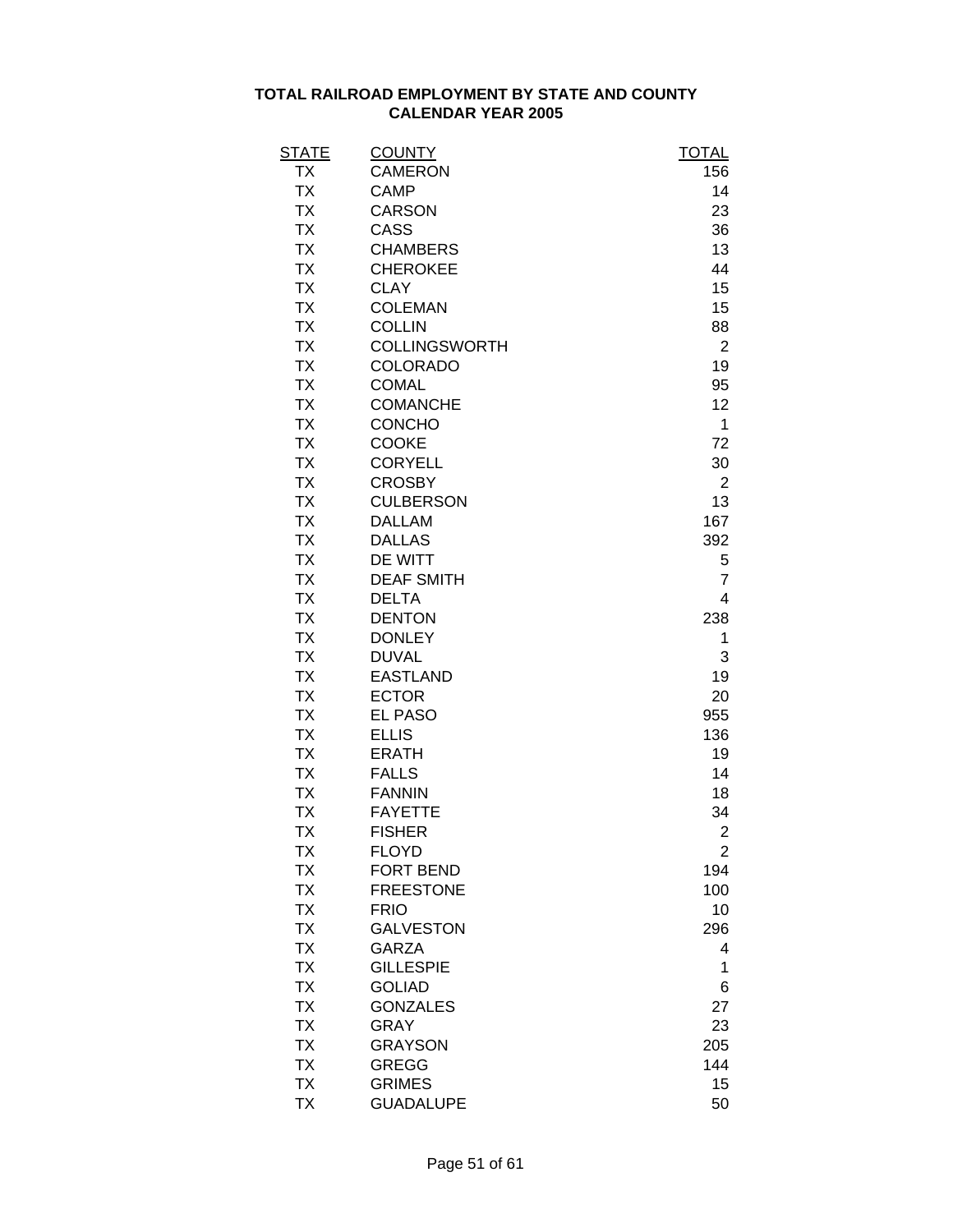# TOTAL RAILROAD EMPLOYMENT BY STATE AND COUNTY
## CALENDAR YEAR 2005

| STATE | COUNTY | TOTAL |
|---|---|---|
| TX | CAMERON | 156 |
| TX | CAMP | 14 |
| TX | CARSON | 23 |
| TX | CASS | 36 |
| TX | CHAMBERS | 13 |
| TX | CHEROKEE | 44 |
| TX | CLAY | 15 |
| TX | COLEMAN | 15 |
| TX | COLLIN | 88 |
| TX | COLLINGSWORTH | 2 |
| TX | COLORADO | 19 |
| TX | COMAL | 95 |
| TX | COMANCHE | 12 |
| TX | CONCHO | 1 |
| TX | COOKE | 72 |
| TX | CORYELL | 30 |
| TX | CROSBY | 2 |
| TX | CULBERSON | 13 |
| TX | DALLAM | 167 |
| TX | DALLAS | 392 |
| TX | DE WITT | 5 |
| TX | DEAF SMITH | 7 |
| TX | DELTA | 4 |
| TX | DENTON | 238 |
| TX | DONLEY | 1 |
| TX | DUVAL | 3 |
| TX | EASTLAND | 19 |
| TX | ECTOR | 20 |
| TX | EL PASO | 955 |
| TX | ELLIS | 136 |
| TX | ERATH | 19 |
| TX | FALLS | 14 |
| TX | FANNIN | 18 |
| TX | FAYETTE | 34 |
| TX | FISHER | 2 |
| TX | FLOYD | 2 |
| TX | FORT BEND | 194 |
| TX | FREESTONE | 100 |
| TX | FRIO | 10 |
| TX | GALVESTON | 296 |
| TX | GARZA | 4 |
| TX | GILLESPIE | 1 |
| TX | GOLIAD | 6 |
| TX | GONZALES | 27 |
| TX | GRAY | 23 |
| TX | GRAYSON | 205 |
| TX | GREGG | 144 |
| TX | GRIMES | 15 |
| TX | GUADALUPE | 50 |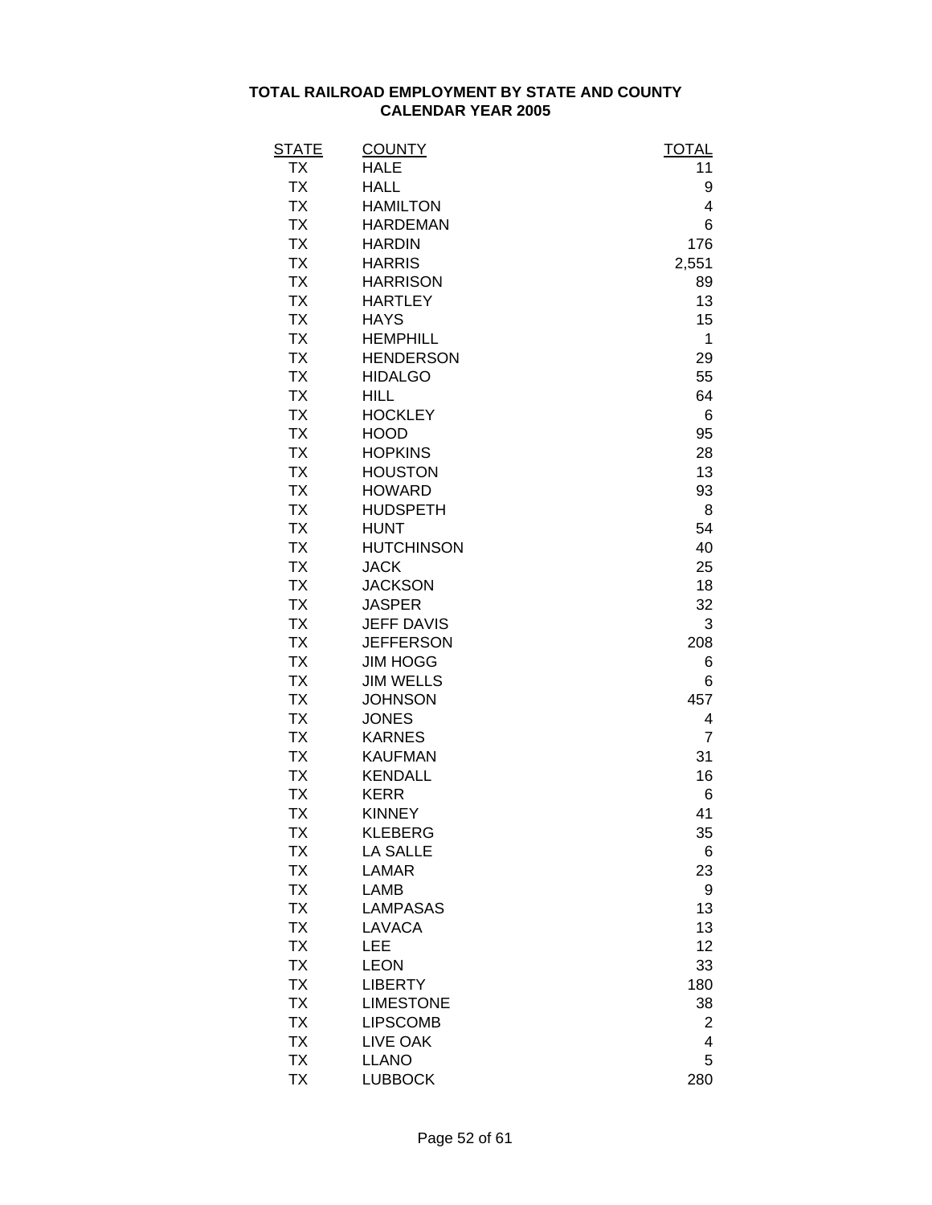# TOTAL RAILROAD EMPLOYMENT BY STATE AND COUNTY
## CALENDAR YEAR 2005

| STATE | COUNTY | TOTAL |
|---|---|---|
| TX | HALE | 11 |
| TX | HALL | 9 |
| TX | HAMILTON | 4 |
| TX | HARDEMAN | 6 |
| TX | HARDIN | 176 |
| TX | HARRIS | 2,551 |
| TX | HARRISON | 89 |
| TX | HARTLEY | 13 |
| TX | HAYS | 15 |
| TX | HEMPHILL | 1 |
| TX | HENDERSON | 29 |
| TX | HIDALGO | 55 |
| TX | HILL | 64 |
| TX | HOCKLEY | 6 |
| TX | HOOD | 95 |
| TX | HOPKINS | 28 |
| TX | HOUSTON | 13 |
| TX | HOWARD | 93 |
| TX | HUDSPETH | 8 |
| TX | HUNT | 54 |
| TX | HUTCHINSON | 40 |
| TX | JACK | 25 |
| TX | JACKSON | 18 |
| TX | JASPER | 32 |
| TX | JEFF DAVIS | 3 |
| TX | JEFFERSON | 208 |
| TX | JIM HOGG | 6 |
| TX | JIM WELLS | 6 |
| TX | JOHNSON | 457 |
| TX | JONES | 4 |
| TX | KARNES | 7 |
| TX | KAUFMAN | 31 |
| TX | KENDALL | 16 |
| TX | KERR | 6 |
| TX | KINNEY | 41 |
| TX | KLEBERG | 35 |
| TX | LA SALLE | 6 |
| TX | LAMAR | 23 |
| TX | LAMB | 9 |
| TX | LAMPASAS | 13 |
| TX | LAVACA | 13 |
| TX | LEE | 12 |
| TX | LEON | 33 |
| TX | LIBERTY | 180 |
| TX | LIMESTONE | 38 |
| TX | LIPSCOMB | 2 |
| TX | LIVE OAK | 4 |
| TX | LLANO | 5 |
| TX | LUBBOCK | 280 |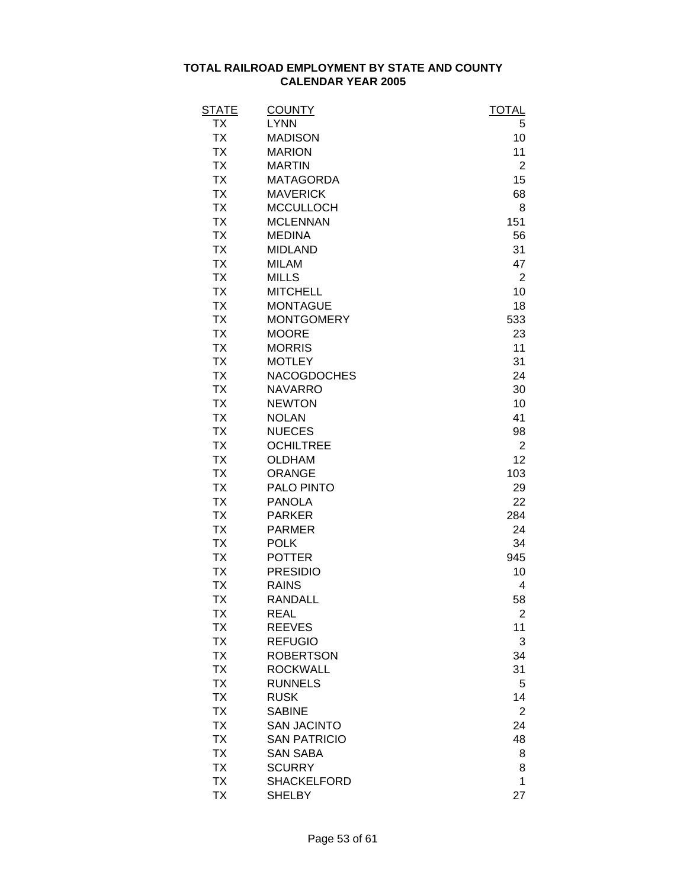**TOTAL RAILROAD EMPLOYMENT BY STATE AND COUNTY**
**CALENDAR YEAR 2005**

| STATE | COUNTY | TOTAL |
|---|---|---|
| TX | LYNN | 5 |
| TX | MADISON | 10 |
| TX | MARION | 11 |
| TX | MARTIN | 2 |
| TX | MATAGORDA | 15 |
| TX | MAVERICK | 68 |
| TX | MCCULLOCH | 8 |
| TX | MCLENNAN | 151 |
| TX | MEDINA | 56 |
| TX | MIDLAND | 31 |
| TX | MILAM | 47 |
| TX | MILLS | 2 |
| TX | MITCHELL | 10 |
| TX | MONTAGUE | 18 |
| TX | MONTGOMERY | 533 |
| TX | MOORE | 23 |
| TX | MORRIS | 11 |
| TX | MOTLEY | 31 |
| TX | NACOGDOCHES | 24 |
| TX | NAVARRO | 30 |
| TX | NEWTON | 10 |
| TX | NOLAN | 41 |
| TX | NUECES | 98 |
| TX | OCHILTREE | 2 |
| TX | OLDHAM | 12 |
| TX | ORANGE | 103 |
| TX | PALO PINTO | 29 |
| TX | PANOLA | 22 |
| TX | PARKER | 284 |
| TX | PARMER | 24 |
| TX | POLK | 34 |
| TX | POTTER | 945 |
| TX | PRESIDIO | 10 |
| TX | RAINS | 4 |
| TX | RANDALL | 58 |
| TX | REAL | 2 |
| TX | REEVES | 11 |
| TX | REFUGIO | 3 |
| TX | ROBERTSON | 34 |
| TX | ROCKWALL | 31 |
| TX | RUNNELS | 5 |
| TX | RUSK | 14 |
| TX | SABINE | 2 |
| TX | SAN JACINTO | 24 |
| TX | SAN PATRICIO | 48 |
| TX | SAN SABA | 8 |
| TX | SCURRY | 8 |
| TX | SHACKELFORD | 1 |
| TX | SHELBY | 27 |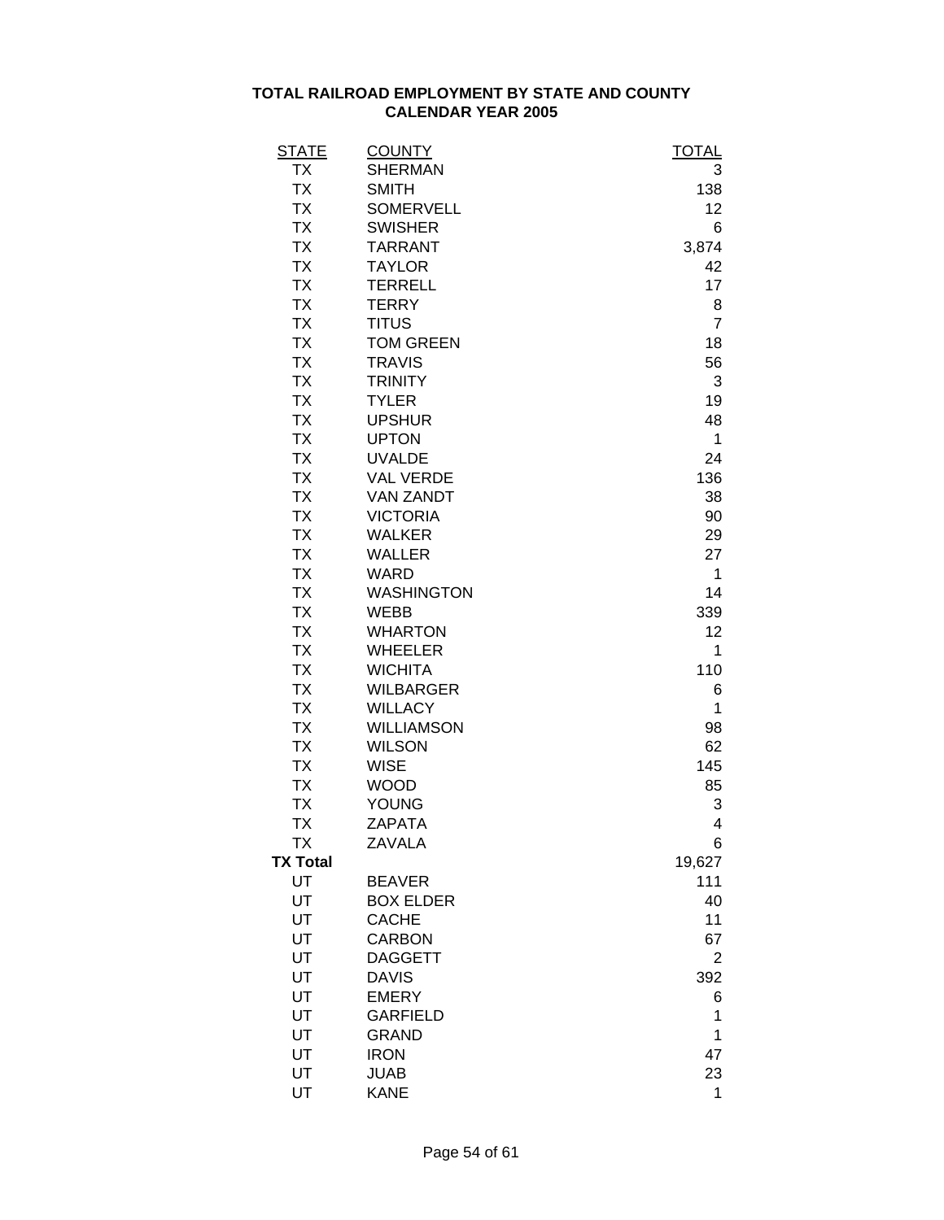**TOTAL RAILROAD EMPLOYMENT BY STATE AND COUNTY**
**CALENDAR YEAR 2005**

| STATE | COUNTY | TOTAL |
|---|---|---|
| TX | SHERMAN | 3 |
| TX | SMITH | 138 |
| TX | SOMERVELL | 12 |
| TX | SWISHER | 6 |
| TX | TARRANT | 3,874 |
| TX | TAYLOR | 42 |
| TX | TERRELL | 17 |
| TX | TERRY | 8 |
| TX | TITUS | 7 |
| TX | TOM GREEN | 18 |
| TX | TRAVIS | 56 |
| TX | TRINITY | 3 |
| TX | TYLER | 19 |
| TX | UPSHUR | 48 |
| TX | UPTON | 1 |
| TX | UVALDE | 24 |
| TX | VAL VERDE | 136 |
| TX | VAN ZANDT | 38 |
| TX | VICTORIA | 90 |
| TX | WALKER | 29 |
| TX | WALLER | 27 |
| TX | WARD | 1 |
| TX | WASHINGTON | 14 |
| TX | WEBB | 339 |
| TX | WHARTON | 12 |
| TX | WHEELER | 1 |
| TX | WICHITA | 110 |
| TX | WILBARGER | 6 |
| TX | WILLACY | 1 |
| TX | WILLIAMSON | 98 |
| TX | WILSON | 62 |
| TX | WISE | 145 |
| TX | WOOD | 85 |
| TX | YOUNG | 3 |
| TX | ZAPATA | 4 |
| TX | ZAVALA | 6 |
| **TX Total** | | 19,627 |
| UT | BEAVER | 111 |
| UT | BOX ELDER | 40 |
| UT | CACHE | 11 |
| UT | CARBON | 67 |
| UT | DAGGETT | 2 |
| UT | DAVIS | 392 |
| UT | EMERY | 6 |
| UT | GARFIELD | 1 |
| UT | GRAND | 1 |
| UT | IRON | 47 |
| UT | JUAB | 23 |
| UT | KANE | 1 |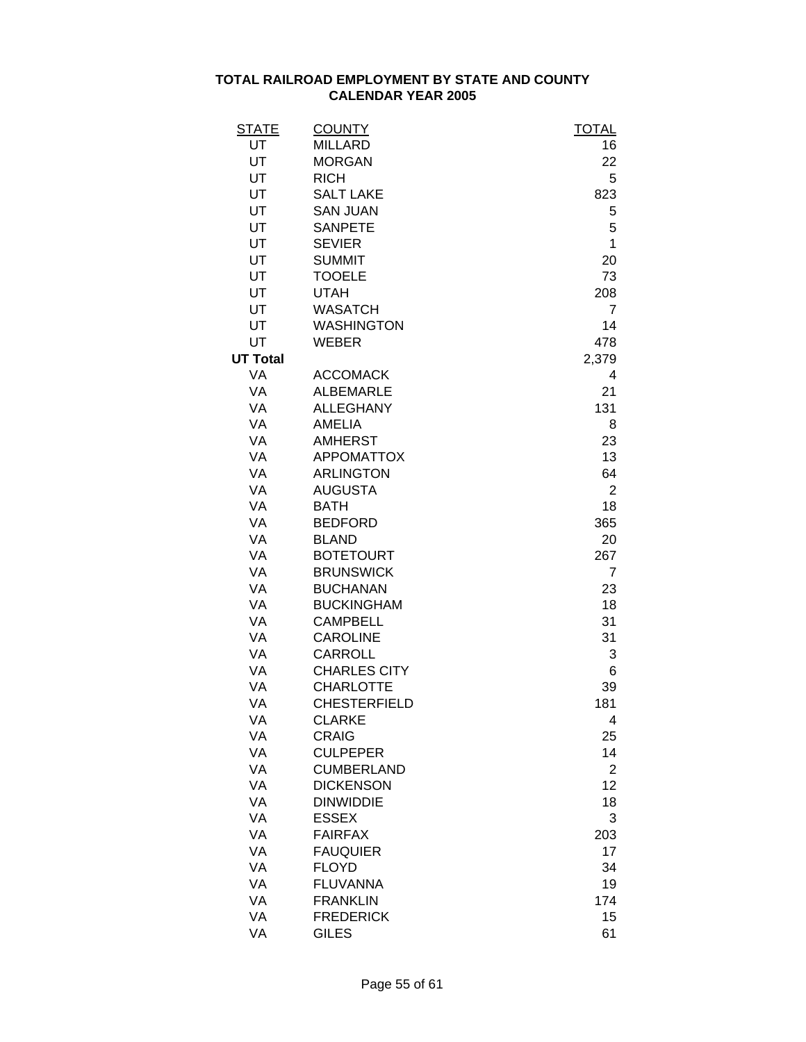# TOTAL RAILROAD EMPLOYMENT BY STATE AND COUNTY
## CALENDAR YEAR 2005

| STATE | COUNTY | TOTAL |
|---|---|---|
| UT | MILLARD | 16 |
| UT | MORGAN | 22 |
| UT | RICH | 5 |
| UT | SALT LAKE | 823 |
| UT | SAN JUAN | 5 |
| UT | SANPETE | 5 |
| UT | SEVIER | 1 |
| UT | SUMMIT | 20 |
| UT | TOOELE | 73 |
| UT | UTAH | 208 |
| UT | WASATCH | 7 |
| UT | WASHINGTON | 14 |
| UT | WEBER | 478 |
| **UT Total** | | 2,379 |
| VA | ACCOMACK | 4 |
| VA | ALBEMARLE | 21 |
| VA | ALLEGHANY | 131 |
| VA | AMELIA | 8 |
| VA | AMHERST | 23 |
| VA | APPOMATTOX | 13 |
| VA | ARLINGTON | 64 |
| VA | AUGUSTA | 2 |
| VA | BATH | 18 |
| VA | BEDFORD | 365 |
| VA | BLAND | 20 |
| VA | BOTETOURT | 267 |
| VA | BRUNSWICK | 7 |
| VA | BUCHANAN | 23 |
| VA | BUCKINGHAM | 18 |
| VA | CAMPBELL | 31 |
| VA | CAROLINE | 31 |
| VA | CARROLL | 3 |
| VA | CHARLES CITY | 6 |
| VA | CHARLOTTE | 39 |
| VA | CHESTERFIELD | 181 |
| VA | CLARKE | 4 |
| VA | CRAIG | 25 |
| VA | CULPEPER | 14 |
| VA | CUMBERLAND | 2 |
| VA | DICKENSON | 12 |
| VA | DINWIDDIE | 18 |
| VA | ESSEX | 3 |
| VA | FAIRFAX | 203 |
| VA | FAUQUIER | 17 |
| VA | FLOYD | 34 |
| VA | FLUVANNA | 19 |
| VA | FRANKLIN | 174 |
| VA | FREDERICK | 15 |
| VA | GILES | 61 |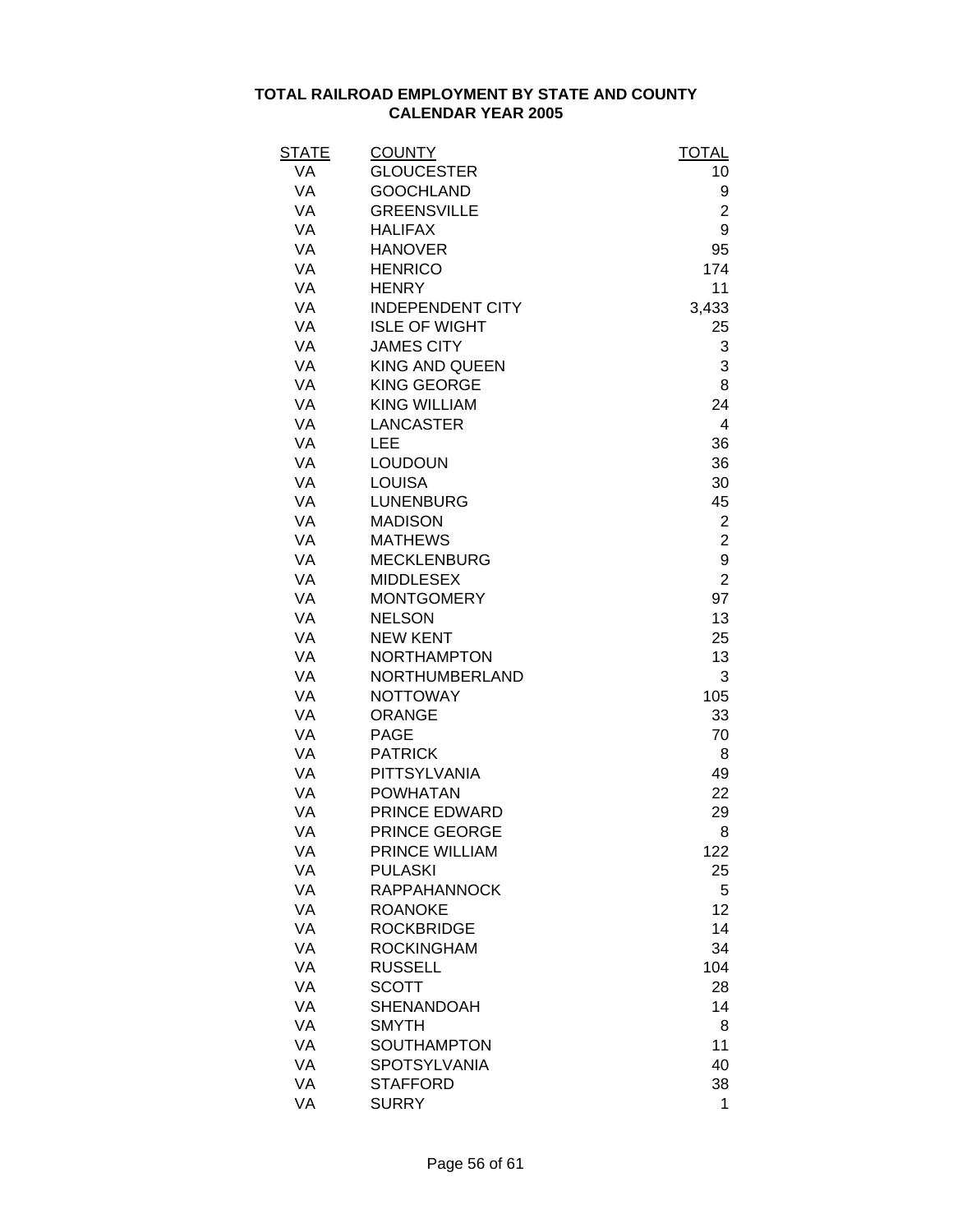**TOTAL RAILROAD EMPLOYMENT BY STATE AND COUNTY**
**CALENDAR YEAR 2005**

| STATE | COUNTY | TOTAL |
| --- | --- | --- |
| VA | GLOUCESTER | 10 |
| VA | GOOCHLAND | 9 |
| VA | GREENSVILLE | 2 |
| VA | HALIFAX | 9 |
| VA | HANOVER | 95 |
| VA | HENRICO | 174 |
| VA | HENRY | 11 |
| VA | INDEPENDENT CITY | 3,433 |
| VA | ISLE OF WIGHT | 25 |
| VA | JAMES CITY | 3 |
| VA | KING AND QUEEN | 3 |
| VA | KING GEORGE | 8 |
| VA | KING WILLIAM | 24 |
| VA | LANCASTER | 4 |
| VA | LEE | 36 |
| VA | LOUDOUN | 36 |
| VA | LOUISA | 30 |
| VA | LUNENBURG | 45 |
| VA | MADISON | 2 |
| VA | MATHEWS | 2 |
| VA | MECKLENBURG | 9 |
| VA | MIDDLESEX | 2 |
| VA | MONTGOMERY | 97 |
| VA | NELSON | 13 |
| VA | NEW KENT | 25 |
| VA | NORTHAMPTON | 13 |
| VA | NORTHUMBERLAND | 3 |
| VA | NOTTOWAY | 105 |
| VA | ORANGE | 33 |
| VA | PAGE | 70 |
| VA | PATRICK | 8 |
| VA | PITTSYLVANIA | 49 |
| VA | POWHATAN | 22 |
| VA | PRINCE EDWARD | 29 |
| VA | PRINCE GEORGE | 8 |
| VA | PRINCE WILLIAM | 122 |
| VA | PULASKI | 25 |
| VA | RAPPAHANNOCK | 5 |
| VA | ROANOKE | 12 |
| VA | ROCKBRIDGE | 14 |
| VA | ROCKINGHAM | 34 |
| VA | RUSSELL | 104 |
| VA | SCOTT | 28 |
| VA | SHENANDOAH | 14 |
| VA | SMYTH | 8 |
| VA | SOUTHAMPTON | 11 |
| VA | SPOTSYLVANIA | 40 |
| VA | STAFFORD | 38 |
| VA | SURRY | 1 |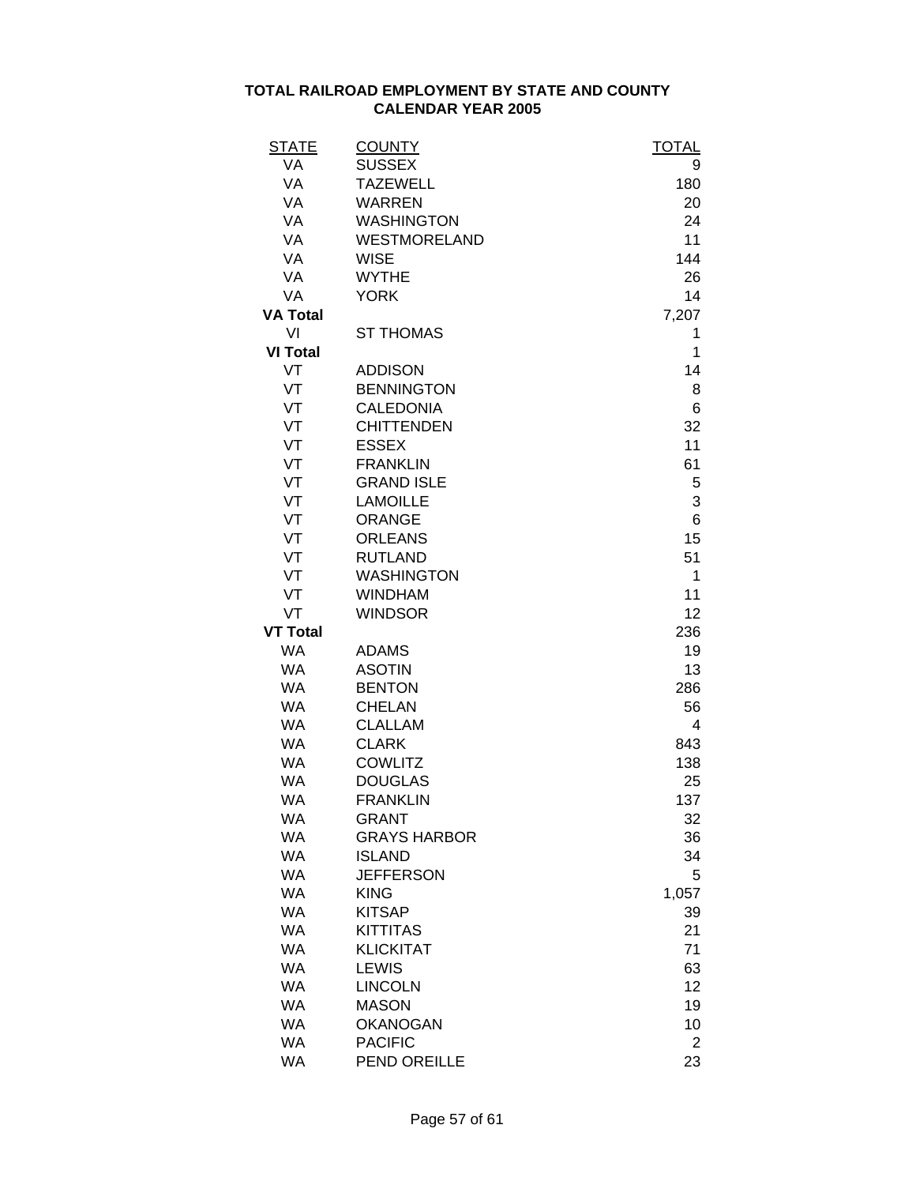# TOTAL RAILROAD EMPLOYMENT BY STATE AND COUNTY
## CALENDAR YEAR 2005

| STATE | COUNTY | TOTAL |
|---|---|---|
| VA | SUSSEX | 9 |
| VA | TAZEWELL | 180 |
| VA | WARREN | 20 |
| VA | WASHINGTON | 24 |
| VA | WESTMORELAND | 11 |
| VA | WISE | 144 |
| VA | WYTHE | 26 |
| VA | YORK | 14 |
| **VA Total** | | 7,207 |
| VI | ST THOMAS | 1 |
| **VI Total** | | 1 |
| VT | ADDISON | 14 |
| VT | BENNINGTON | 8 |
| VT | CALEDONIA | 6 |
| VT | CHITTENDEN | 32 |
| VT | ESSEX | 11 |
| VT | FRANKLIN | 61 |
| VT | GRAND ISLE | 5 |
| VT | LAMOILLE | 3 |
| VT | ORANGE | 6 |
| VT | ORLEANS | 15 |
| VT | RUTLAND | 51 |
| VT | WASHINGTON | 1 |
| VT | WINDHAM | 11 |
| VT | WINDSOR | 12 |
| **VT Total** | | 236 |
| WA | ADAMS | 19 |
| WA | ASOTIN | 13 |
| WA | BENTON | 286 |
| WA | CHELAN | 56 |
| WA | CLALLAM | 4 |
| WA | CLARK | 843 |
| WA | COWLITZ | 138 |
| WA | DOUGLAS | 25 |
| WA | FRANKLIN | 137 |
| WA | GRANT | 32 |
| WA | GRAYS HARBOR | 36 |
| WA | ISLAND | 34 |
| WA | JEFFERSON | 5 |
| WA | KING | 1,057 |
| WA | KITSAP | 39 |
| WA | KITTITAS | 21 |
| WA | KLICKITAT | 71 |
| WA | LEWIS | 63 |
| WA | LINCOLN | 12 |
| WA | MASON | 19 |
| WA | OKANOGAN | 10 |
| WA | PACIFIC | 2 |
| WA | PEND OREILLE | 23 |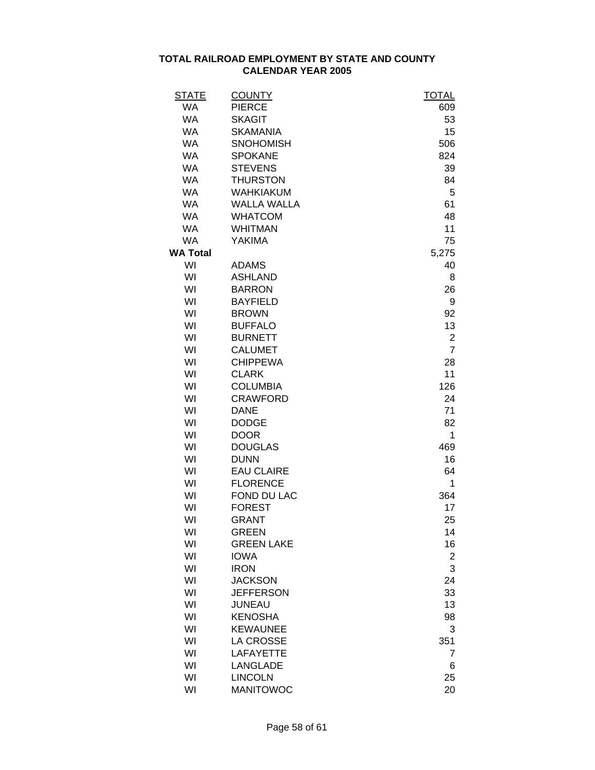**TOTAL RAILROAD EMPLOYMENT BY STATE AND COUNTY**
**CALENDAR YEAR 2005**

| STATE | COUNTY | TOTAL |
|---|---|---|
| WA | PIERCE | 609 |
| WA | SKAGIT | 53 |
| WA | SKAMANIA | 15 |
| WA | SNOHOMISH | 506 |
| WA | SPOKANE | 824 |
| WA | STEVENS | 39 |
| WA | THURSTON | 84 |
| WA | WAHKIAKUM | 5 |
| WA | WALLA WALLA | 61 |
| WA | WHATCOM | 48 |
| WA | WHITMAN | 11 |
| WA | YAKIMA | 75 |
| **WA Total** | | 5,275 |
| WI | ADAMS | 40 |
| WI | ASHLAND | 8 |
| WI | BARRON | 26 |
| WI | BAYFIELD | 9 |
| WI | BROWN | 92 |
| WI | BUFFALO | 13 |
| WI | BURNETT | 2 |
| WI | CALUMET | 7 |
| WI | CHIPPEWA | 28 |
| WI | CLARK | 11 |
| WI | COLUMBIA | 126 |
| WI | CRAWFORD | 24 |
| WI | DANE | 71 |
| WI | DODGE | 82 |
| WI | DOOR | 1 |
| WI | DOUGLAS | 469 |
| WI | DUNN | 16 |
| WI | EAU CLAIRE | 64 |
| WI | FLORENCE | 1 |
| WI | FOND DU LAC | 364 |
| WI | FOREST | 17 |
| WI | GRANT | 25 |
| WI | GREEN | 14 |
| WI | GREEN LAKE | 16 |
| WI | IOWA | 2 |
| WI | IRON | 3 |
| WI | JACKSON | 24 |
| WI | JEFFERSON | 33 |
| WI | JUNEAU | 13 |
| WI | KENOSHA | 98 |
| WI | KEWAUNEE | 3 |
| WI | LA CROSSE | 351 |
| WI | LAFAYETTE | 7 |
| WI | LANGLADE | 6 |
| WI | LINCOLN | 25 |
| WI | MANITOWOC | 20 |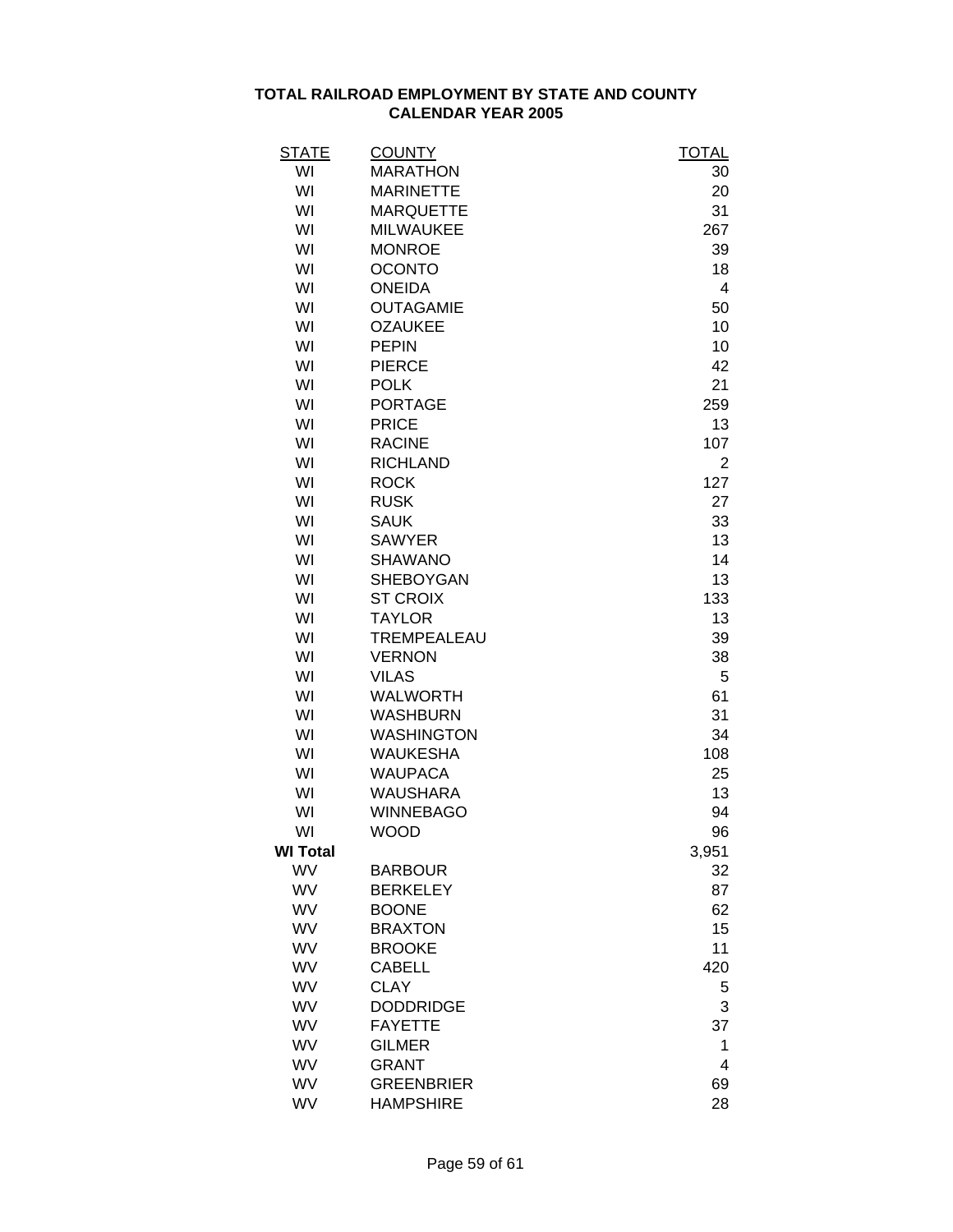# TOTAL RAILROAD EMPLOYMENT BY STATE AND COUNTY
## CALENDAR YEAR 2005

| STATE | COUNTY | TOTAL |
|---|---|---|
| WI | MARATHON | 30 |
| WI | MARINETTE | 20 |
| WI | MARQUETTE | 31 |
| WI | MILWAUKEE | 267 |
| WI | MONROE | 39 |
| WI | OCONTO | 18 |
| WI | ONEIDA | 4 |
| WI | OUTAGAMIE | 50 |
| WI | OZAUKEE | 10 |
| WI | PEPIN | 10 |
| WI | PIERCE | 42 |
| WI | POLK | 21 |
| WI | PORTAGE | 259 |
| WI | PRICE | 13 |
| WI | RACINE | 107 |
| WI | RICHLAND | 2 |
| WI | ROCK | 127 |
| WI | RUSK | 27 |
| WI | SAUK | 33 |
| WI | SAWYER | 13 |
| WI | SHAWANO | 14 |
| WI | SHEBOYGAN | 13 |
| WI | ST CROIX | 133 |
| WI | TAYLOR | 13 |
| WI | TREMPEALEAU | 39 |
| WI | VERNON | 38 |
| WI | VILAS | 5 |
| WI | WALWORTH | 61 |
| WI | WASHBURN | 31 |
| WI | WASHINGTON | 34 |
| WI | WAUKESHA | 108 |
| WI | WAUPACA | 25 |
| WI | WAUSHARA | 13 |
| WI | WINNEBAGO | 94 |
| WI | WOOD | 96 |
| **WI Total** | | 3,951 |
| WV | BARBOUR | 32 |
| WV | BERKELEY | 87 |
| WV | BOONE | 62 |
| WV | BRAXTON | 15 |
| WV | BROOKE | 11 |
| WV | CABELL | 420 |
| WV | CLAY | 5 |
| WV | DODDRIDGE | 3 |
| WV | FAYETTE | 37 |
| WV | GILMER | 1 |
| WV | GRANT | 4 |
| WV | GREENBRIER | 69 |
| WV | HAMPSHIRE | 28 |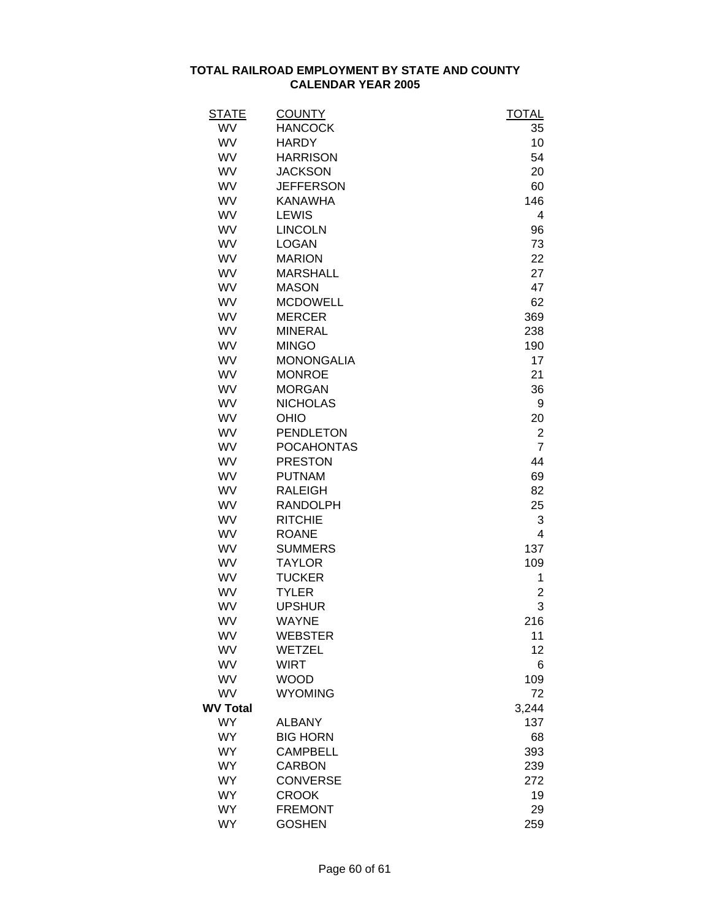# TOTAL RAILROAD EMPLOYMENT BY STATE AND COUNTY
## CALENDAR YEAR 2005

| STATE | COUNTY | TOTAL |
|---|---|---|
| WV | HANCOCK | 35 |
| WV | HARDY | 10 |
| WV | HARRISON | 54 |
| WV | JACKSON | 20 |
| WV | JEFFERSON | 60 |
| WV | KANAWHA | 146 |
| WV | LEWIS | 4 |
| WV | LINCOLN | 96 |
| WV | LOGAN | 73 |
| WV | MARION | 22 |
| WV | MARSHALL | 27 |
| WV | MASON | 47 |
| WV | MCDOWELL | 62 |
| WV | MERCER | 369 |
| WV | MINERAL | 238 |
| WV | MINGO | 190 |
| WV | MONONGALIA | 17 |
| WV | MONROE | 21 |
| WV | MORGAN | 36 |
| WV | NICHOLAS | 9 |
| WV | OHIO | 20 |
| WV | PENDLETON | 2 |
| WV | POCAHONTAS | 7 |
| WV | PRESTON | 44 |
| WV | PUTNAM | 69 |
| WV | RALEIGH | 82 |
| WV | RANDOLPH | 25 |
| WV | RITCHIE | 3 |
| WV | ROANE | 4 |
| WV | SUMMERS | 137 |
| WV | TAYLOR | 109 |
| WV | TUCKER | 1 |
| WV | TYLER | 2 |
| WV | UPSHUR | 3 |
| WV | WAYNE | 216 |
| WV | WEBSTER | 11 |
| WV | WETZEL | 12 |
| WV | WIRT | 6 |
| WV | WOOD | 109 |
| WV | WYOMING | 72 |
| **WV Total** | | 3,244 |
| WY | ALBANY | 137 |
| WY | BIG HORN | 68 |
| WY | CAMPBELL | 393 |
| WY | CARBON | 239 |
| WY | CONVERSE | 272 |
| WY | CROOK | 19 |
| WY | FREMONT | 29 |
| WY | GOSHEN | 259 |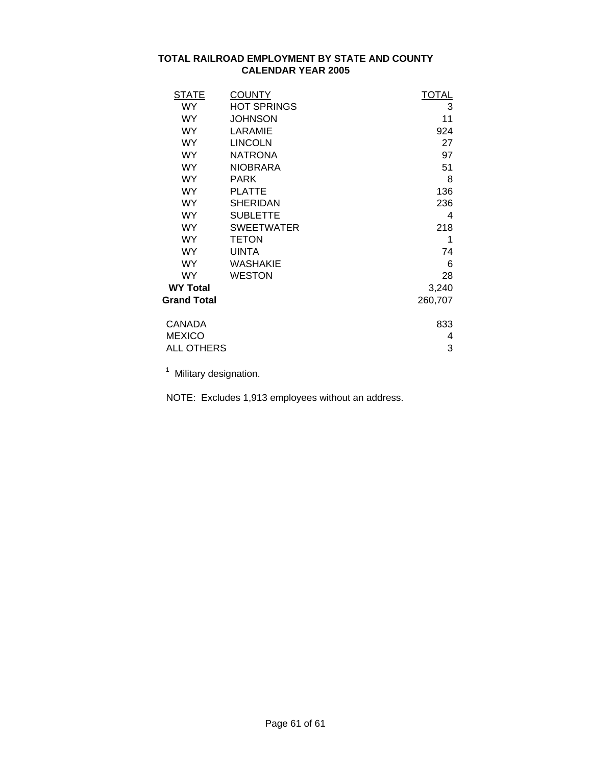**TOTAL RAILROAD EMPLOYMENT BY STATE AND COUNTY**
**CALENDAR YEAR 2005**

| STATE | COUNTY | TOTAL |
|---|---|---|
| WY | HOT SPRINGS | 3 |
| WY | JOHNSON | 11 |
| WY | LARAMIE | 924 |
| WY | LINCOLN | 27 |
| WY | NATRONA | 97 |
| WY | NIOBRARA | 51 |
| WY | PARK | 8 |
| WY | PLATTE | 136 |
| WY | SHERIDAN | 236 |
| WY | SUBLETTE | 4 |
| WY | SWEETWATER | 218 |
| WY | TETON | 1 |
| WY | UINTA | 74 |
| WY | WASHAKIE | 6 |
| WY | WESTON | 28 |
| **WY Total** | | 3,240 |
| **Grand Total** | | 260,707 |
| CANADA | | 833 |
| MEXICO | | 4 |
| ALL OTHERS | | 3 |

[1] Military designation.

NOTE: Excludes 1,913 employees without an address.